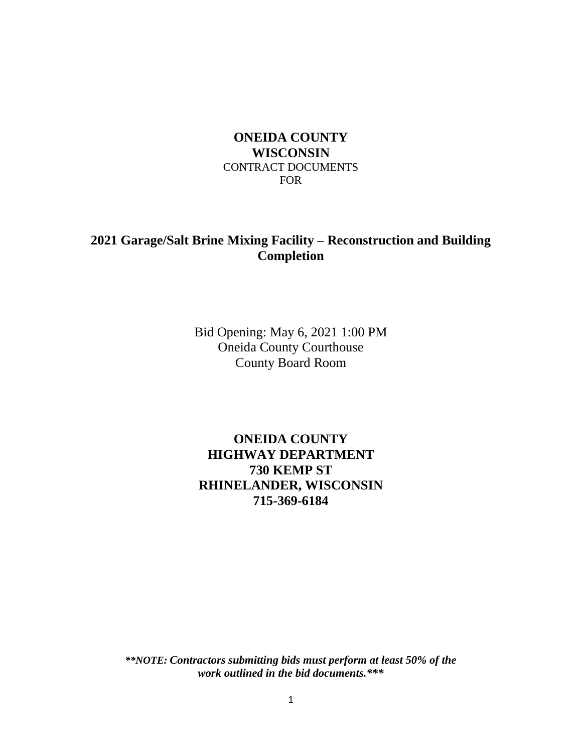**ONEIDA COUNTY**
**WISCONSIN**
CONTRACT DOCUMENTS
FOR

# 2021 Garage/Salt Brine Mixing Facility – Reconstruction and Building Completion

Bid Opening: May 6, 2021 1:00 PM
Oneida County Courthouse
County Board Room

**ONEIDA COUNTY**
**HIGHWAY DEPARTMENT**
**730 KEMP ST**
**RHINELANDER, WISCONSIN**
**715-369-6184**

***\*\*NOTE: Contractors submitting bids must perform at least 50% of the work outlined in the bid documents.\*\*\****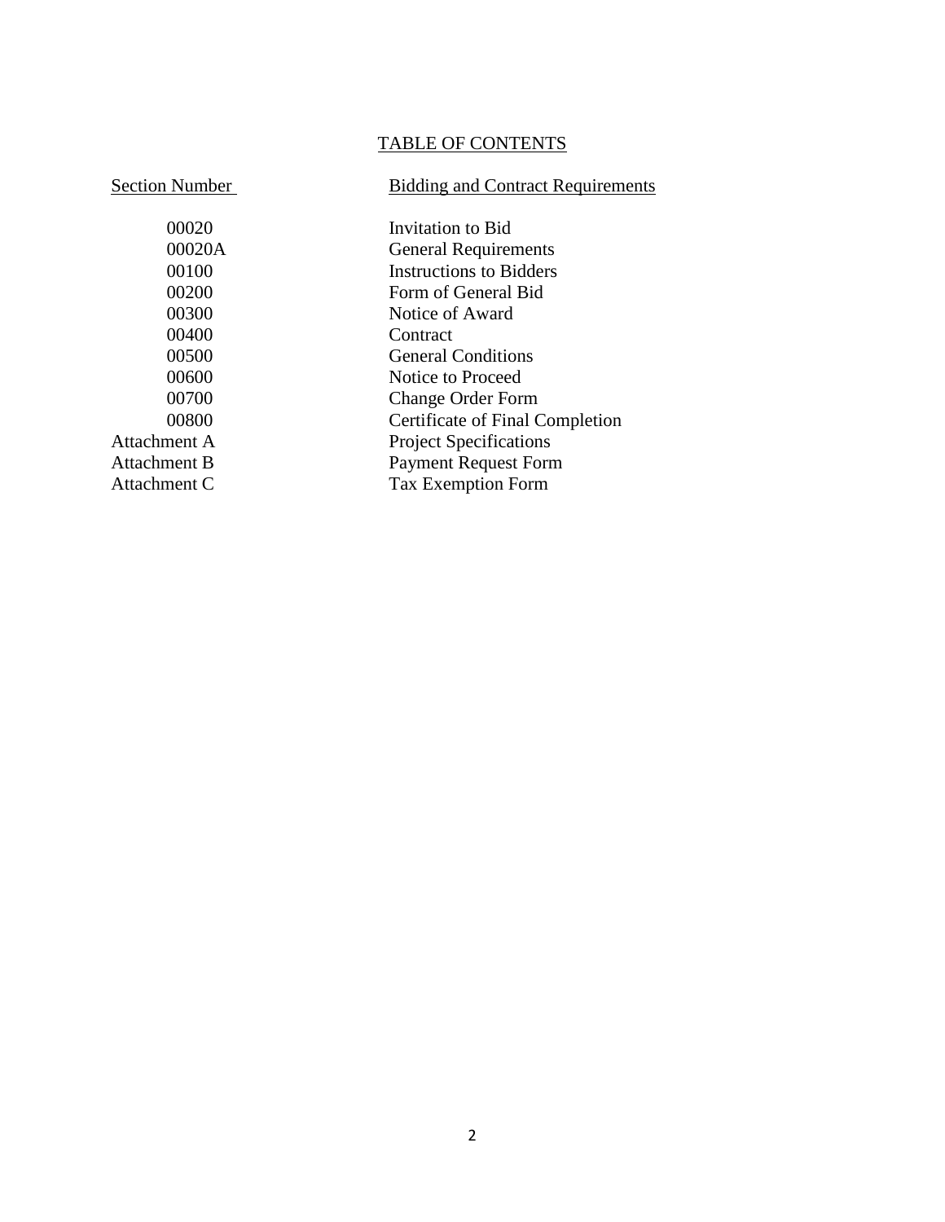# TABLE OF CONTENTS

| Section Number | Bidding and Contract Requirements |
|---|---|
| 00020 | Invitation to Bid |
| 00020A | General Requirements |
| 00100 | Instructions to Bidders |
| 00200 | Form of General Bid |
| 00300 | Notice of Award |
| 00400 | Contract |
| 00500 | General Conditions |
| 00600 | Notice to Proceed |
| 00700 | Change Order Form |
| 00800 | Certificate of Final Completion |
| Attachment A | Project Specifications |
| Attachment B | Payment Request Form |
| Attachment C | Tax Exemption Form |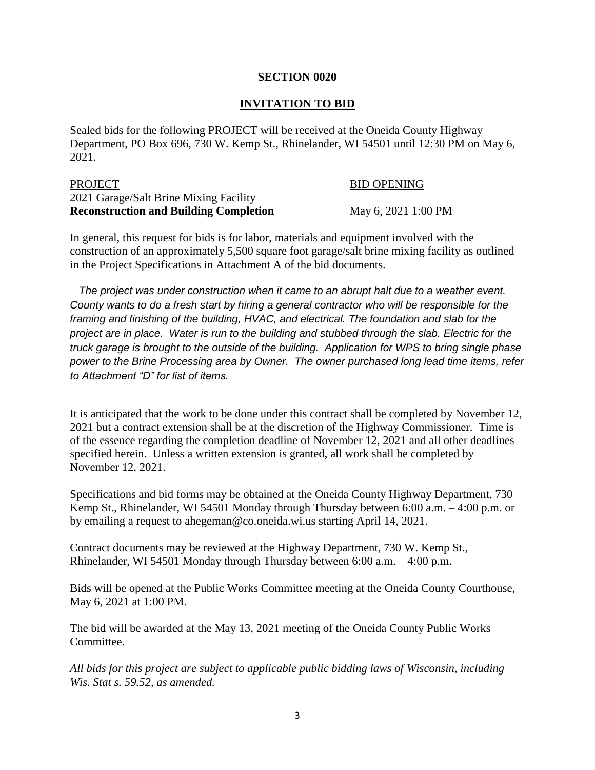**SECTION 0020**

**INVITATION TO BID**

Sealed bids for the following PROJECT will be received at the Oneida County Highway Department, PO Box 696, 730 W. Kemp St., Rhinelander, WI 54501 until 12:30 PM on May 6, 2021.

| PROJECT | BID OPENING |
|---|---|
| 2021 Garage/Salt Brine Mixing Facility **Reconstruction and Building Completion** | May 6, 2021 1:00 PM |

In general, this request for bids is for labor, materials and equipment involved with the construction of an approximately 5,500 square foot garage/salt brine mixing facility as outlined in the Project Specifications in Attachment A of the bid documents.

*The project was under construction when it came to an abrupt halt due to a weather event. County wants to do a fresh start by hiring a general contractor who will be responsible for the framing and finishing of the building, HVAC, and electrical. The foundation and slab for the project are in place. Water is run to the building and stubbed through the slab. Electric for the truck garage is brought to the outside of the building. Application for WPS to bring single phase power to the Brine Processing area by Owner. The owner purchased long lead time items, refer to Attachment "D" for list of items.*

It is anticipated that the work to be done under this contract shall be completed by November 12, 2021 but a contract extension shall be at the discretion of the Highway Commissioner. Time is of the essence regarding the completion deadline of November 12, 2021 and all other deadlines specified herein. Unless a written extension is granted, all work shall be completed by November 12, 2021.

Specifications and bid forms may be obtained at the Oneida County Highway Department, 730 Kemp St., Rhinelander, WI 54501 Monday through Thursday between 6:00 a.m. – 4:00 p.m. or by emailing a request to ahegeman@co.oneida.wi.us starting April 14, 2021.

Contract documents may be reviewed at the Highway Department, 730 W. Kemp St., Rhinelander, WI 54501 Monday through Thursday between 6:00 a.m. – 4:00 p.m.

Bids will be opened at the Public Works Committee meeting at the Oneida County Courthouse, May 6, 2021 at 1:00 PM.

The bid will be awarded at the May 13, 2021 meeting of the Oneida County Public Works Committee.

*All bids for this project are subject to applicable public bidding laws of Wisconsin, including Wis. Stat s. 59.52, as amended.*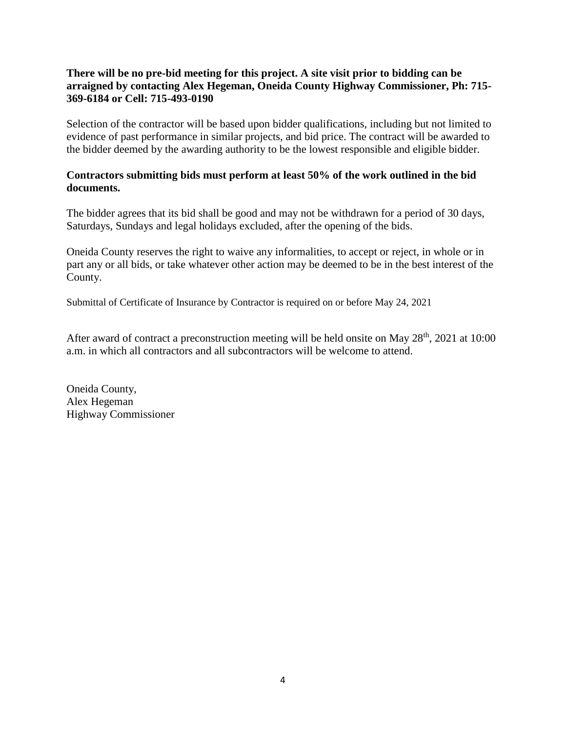**There will be no pre-bid meeting for this project. A site visit prior to bidding can be arraigned by contacting Alex Hegeman, Oneida County Highway Commissioner, Ph: 715-369-6184 or Cell: 715-493-0190**

Selection of the contractor will be based upon bidder qualifications, including but not limited to evidence of past performance in similar projects, and bid price. The contract will be awarded to the bidder deemed by the awarding authority to be the lowest responsible and eligible bidder.

**Contractors submitting bids must perform at least 50% of the work outlined in the bid documents.**

The bidder agrees that its bid shall be good and may not be withdrawn for a period of 30 days, Saturdays, Sundays and legal holidays excluded, after the opening of the bids.

Oneida County reserves the right to waive any informalities, to accept or reject, in whole or in part any or all bids, or take whatever other action may be deemed to be in the best interest of the County.

Submittal of Certificate of Insurance by Contractor is required on or before May 24, 2021

After award of contract a preconstruction meeting will be held onsite on May 28th, 2021 at 10:00 a.m. in which all contractors and all subcontractors will be welcome to attend.

Oneida County,
Alex Hegeman
Highway Commissioner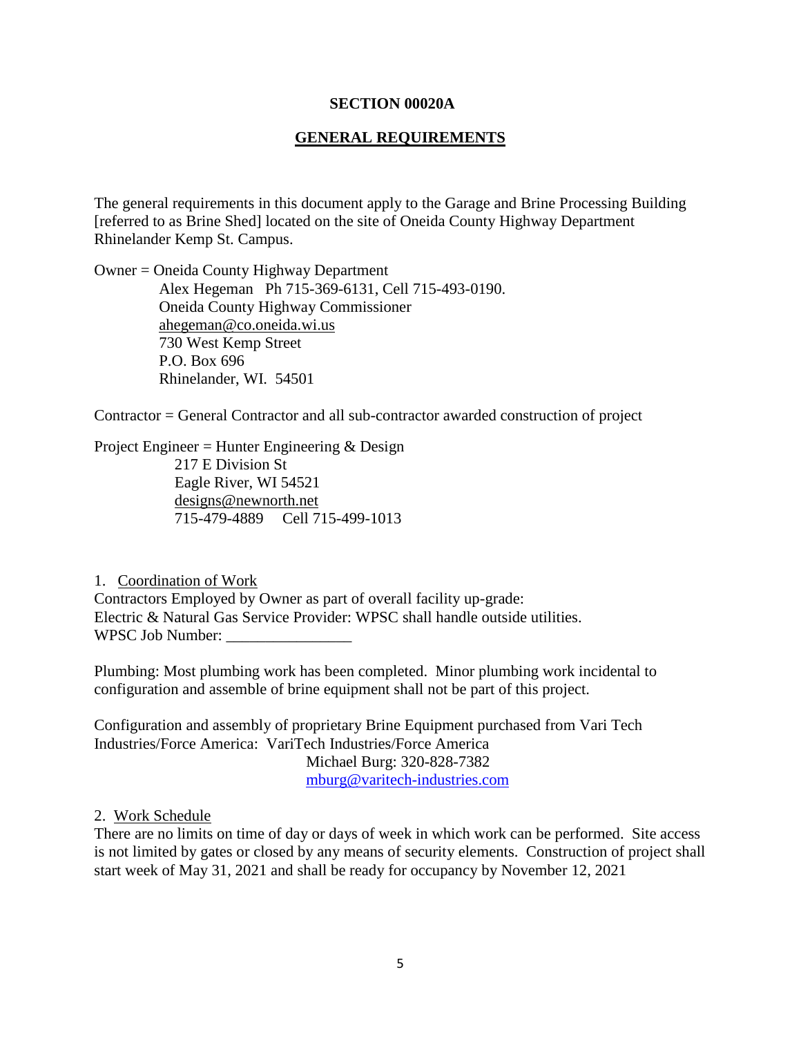**SECTION 00020A**

## GENERAL REQUIREMENTS

The general requirements in this document apply to the Garage and Brine Processing Building [referred to as Brine Shed] located on the site of Oneida County Highway Department Rhinelander Kemp St. Campus.

Owner = Oneida County Highway Department
Alex Hegeman  Ph 715-369-6131, Cell 715-493-0190.
Oneida County Highway Commissioner
ahegeman@co.oneida.wi.us
730 West Kemp Street
P.O. Box 696
Rhinelander, WI. 54501

Contractor = General Contractor and all sub-contractor awarded construction of project

Project Engineer = Hunter Engineering & Design
217 E Division St
Eagle River, WI 54521
designs@newnorth.net
715-479-4889  Cell 715-499-1013

1. Coordination of Work

Contractors Employed by Owner as part of overall facility up-grade:
Electric & Natural Gas Service Provider: WPSC shall handle outside utilities.
WPSC Job Number: ________________

Plumbing: Most plumbing work has been completed. Minor plumbing work incidental to configuration and assemble of brine equipment shall not be part of this project.

Configuration and assembly of proprietary Brine Equipment purchased from Vari Tech Industries/Force America: VariTech Industries/Force America
Michael Burg: 320-828-7382
mburg@varitech-industries.com

2. Work Schedule

There are no limits on time of day or days of week in which work can be performed. Site access is not limited by gates or closed by any means of security elements. Construction of project shall start week of May 31, 2021 and shall be ready for occupancy by November 12, 2021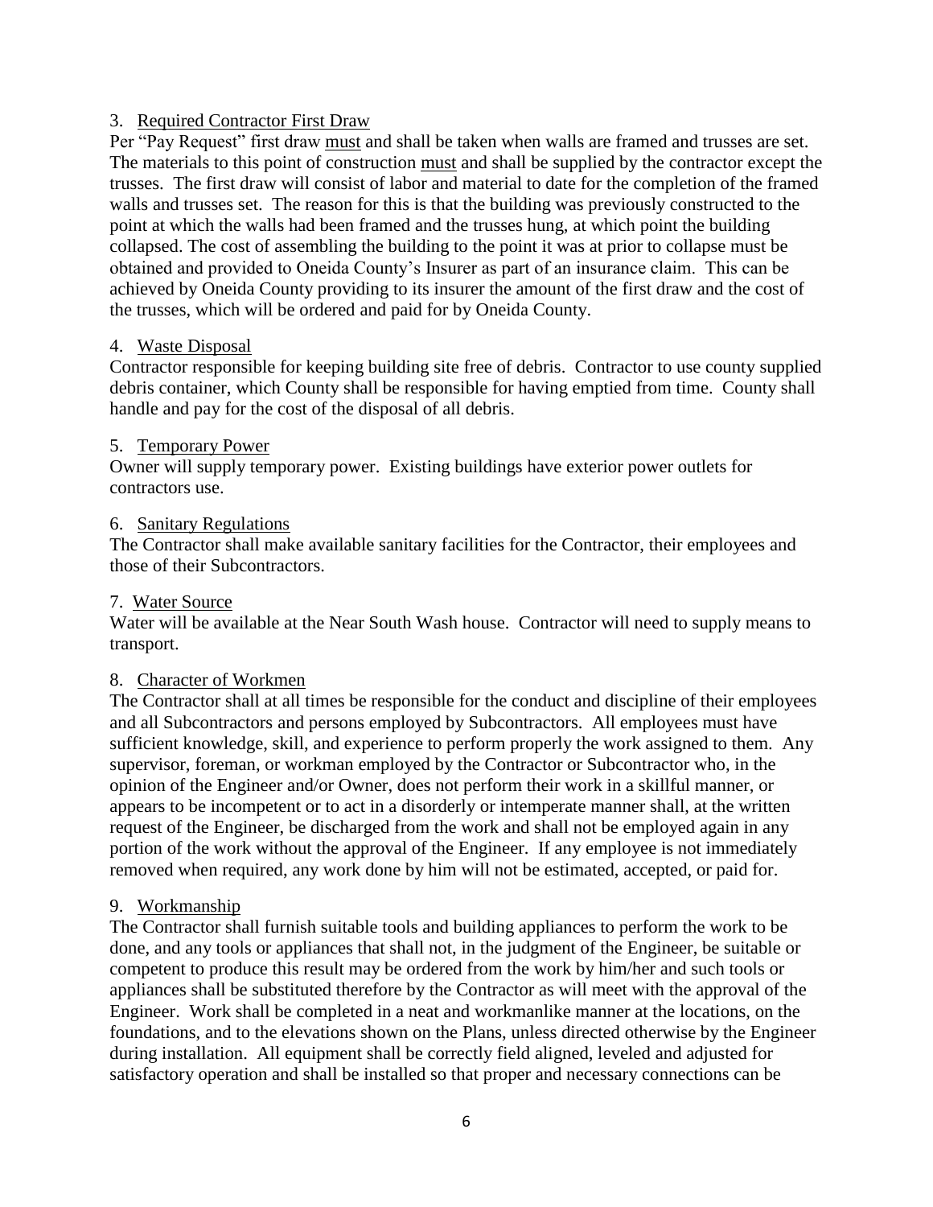3. <u>Required Contractor First Draw</u>

Per "Pay Request" first draw <u>must</u> and shall be taken when walls are framed and trusses are set. The materials to this point of construction <u>must</u> and shall be supplied by the contractor except the trusses. The first draw will consist of labor and material to date for the completion of the framed walls and trusses set. The reason for this is that the building was previously constructed to the point at which the walls had been framed and the trusses hung, at which point the building collapsed. The cost of assembling the building to the point it was at prior to collapse must be obtained and provided to Oneida County's Insurer as part of an insurance claim. This can be achieved by Oneida County providing to its insurer the amount of the first draw and the cost of the trusses, which will be ordered and paid for by Oneida County.

4. <u>Waste Disposal</u>

Contractor responsible for keeping building site free of debris. Contractor to use county supplied debris container, which County shall be responsible for having emptied from time. County shall handle and pay for the cost of the disposal of all debris.

5. <u>Temporary Power</u>

Owner will supply temporary power. Existing buildings have exterior power outlets for contractors use.

6. <u>Sanitary Regulations</u>

The Contractor shall make available sanitary facilities for the Contractor, their employees and those of their Subcontractors.

7. <u>Water Source</u>

Water will be available at the Near South Wash house. Contractor will need to supply means to transport.

8. <u>Character of Workmen</u>

The Contractor shall at all times be responsible for the conduct and discipline of their employees and all Subcontractors and persons employed by Subcontractors. All employees must have sufficient knowledge, skill, and experience to perform properly the work assigned to them. Any supervisor, foreman, or workman employed by the Contractor or Subcontractor who, in the opinion of the Engineer and/or Owner, does not perform their work in a skillful manner, or appears to be incompetent or to act in a disorderly or intemperate manner shall, at the written request of the Engineer, be discharged from the work and shall not be employed again in any portion of the work without the approval of the Engineer. If any employee is not immediately removed when required, any work done by him will not be estimated, accepted, or paid for.

9. <u>Workmanship</u>

The Contractor shall furnish suitable tools and building appliances to perform the work to be done, and any tools or appliances that shall not, in the judgment of the Engineer, be suitable or competent to produce this result may be ordered from the work by him/her and such tools or appliances shall be substituted therefore by the Contractor as will meet with the approval of the Engineer. Work shall be completed in a neat and workmanlike manner at the locations, on the foundations, and to the elevations shown on the Plans, unless directed otherwise by the Engineer during installation. All equipment shall be correctly field aligned, leveled and adjusted for satisfactory operation and shall be installed so that proper and necessary connections can be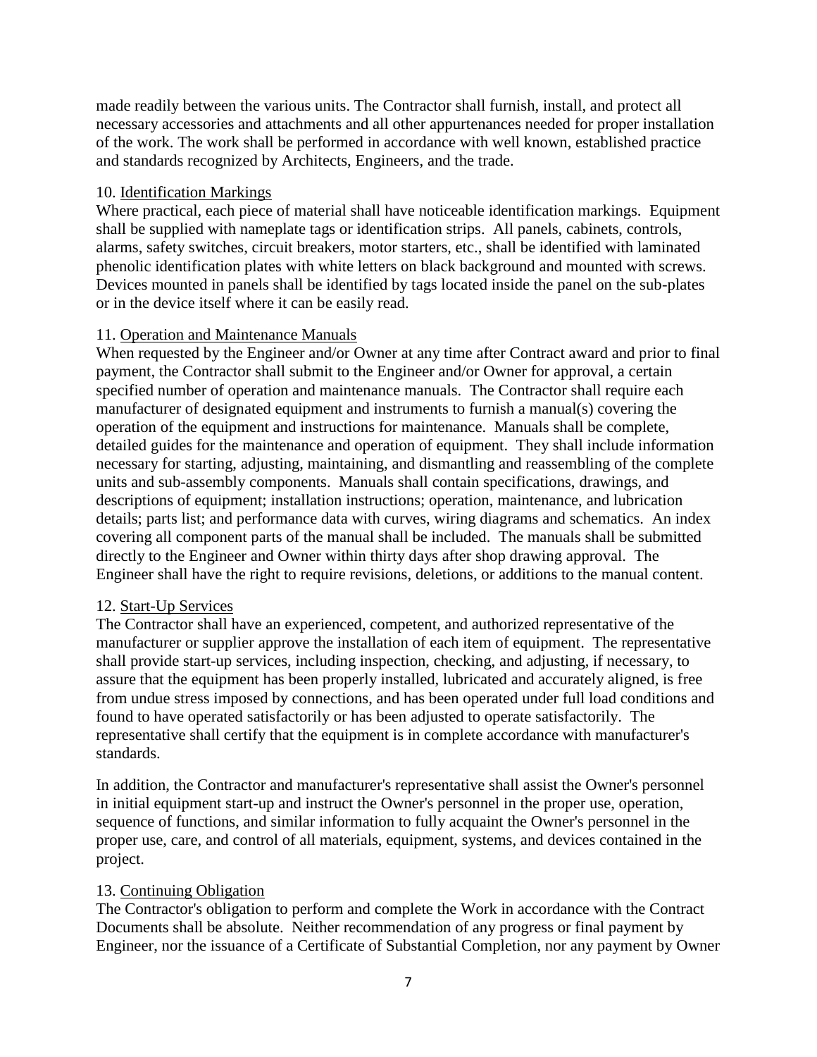made readily between the various units. The Contractor shall furnish, install, and protect all necessary accessories and attachments and all other appurtenances needed for proper installation of the work. The work shall be performed in accordance with well known, established practice and standards recognized by Architects, Engineers, and the trade.

10. Identification Markings

Where practical, each piece of material shall have noticeable identification markings. Equipment shall be supplied with nameplate tags or identification strips. All panels, cabinets, controls, alarms, safety switches, circuit breakers, motor starters, etc., shall be identified with laminated phenolic identification plates with white letters on black background and mounted with screws. Devices mounted in panels shall be identified by tags located inside the panel on the sub-plates or in the device itself where it can be easily read.

11. Operation and Maintenance Manuals

When requested by the Engineer and/or Owner at any time after Contract award and prior to final payment, the Contractor shall submit to the Engineer and/or Owner for approval, a certain specified number of operation and maintenance manuals. The Contractor shall require each manufacturer of designated equipment and instruments to furnish a manual(s) covering the operation of the equipment and instructions for maintenance. Manuals shall be complete, detailed guides for the maintenance and operation of equipment. They shall include information necessary for starting, adjusting, maintaining, and dismantling and reassembling of the complete units and sub-assembly components. Manuals shall contain specifications, drawings, and descriptions of equipment; installation instructions; operation, maintenance, and lubrication details; parts list; and performance data with curves, wiring diagrams and schematics. An index covering all component parts of the manual shall be included. The manuals shall be submitted directly to the Engineer and Owner within thirty days after shop drawing approval. The Engineer shall have the right to require revisions, deletions, or additions to the manual content.

12. Start-Up Services

The Contractor shall have an experienced, competent, and authorized representative of the manufacturer or supplier approve the installation of each item of equipment. The representative shall provide start-up services, including inspection, checking, and adjusting, if necessary, to assure that the equipment has been properly installed, lubricated and accurately aligned, is free from undue stress imposed by connections, and has been operated under full load conditions and found to have operated satisfactorily or has been adjusted to operate satisfactorily. The representative shall certify that the equipment is in complete accordance with manufacturer's standards.

In addition, the Contractor and manufacturer's representative shall assist the Owner's personnel in initial equipment start-up and instruct the Owner's personnel in the proper use, operation, sequence of functions, and similar information to fully acquaint the Owner's personnel in the proper use, care, and control of all materials, equipment, systems, and devices contained in the project.

13. Continuing Obligation

The Contractor's obligation to perform and complete the Work in accordance with the Contract Documents shall be absolute. Neither recommendation of any progress or final payment by Engineer, nor the issuance of a Certificate of Substantial Completion, nor any payment by Owner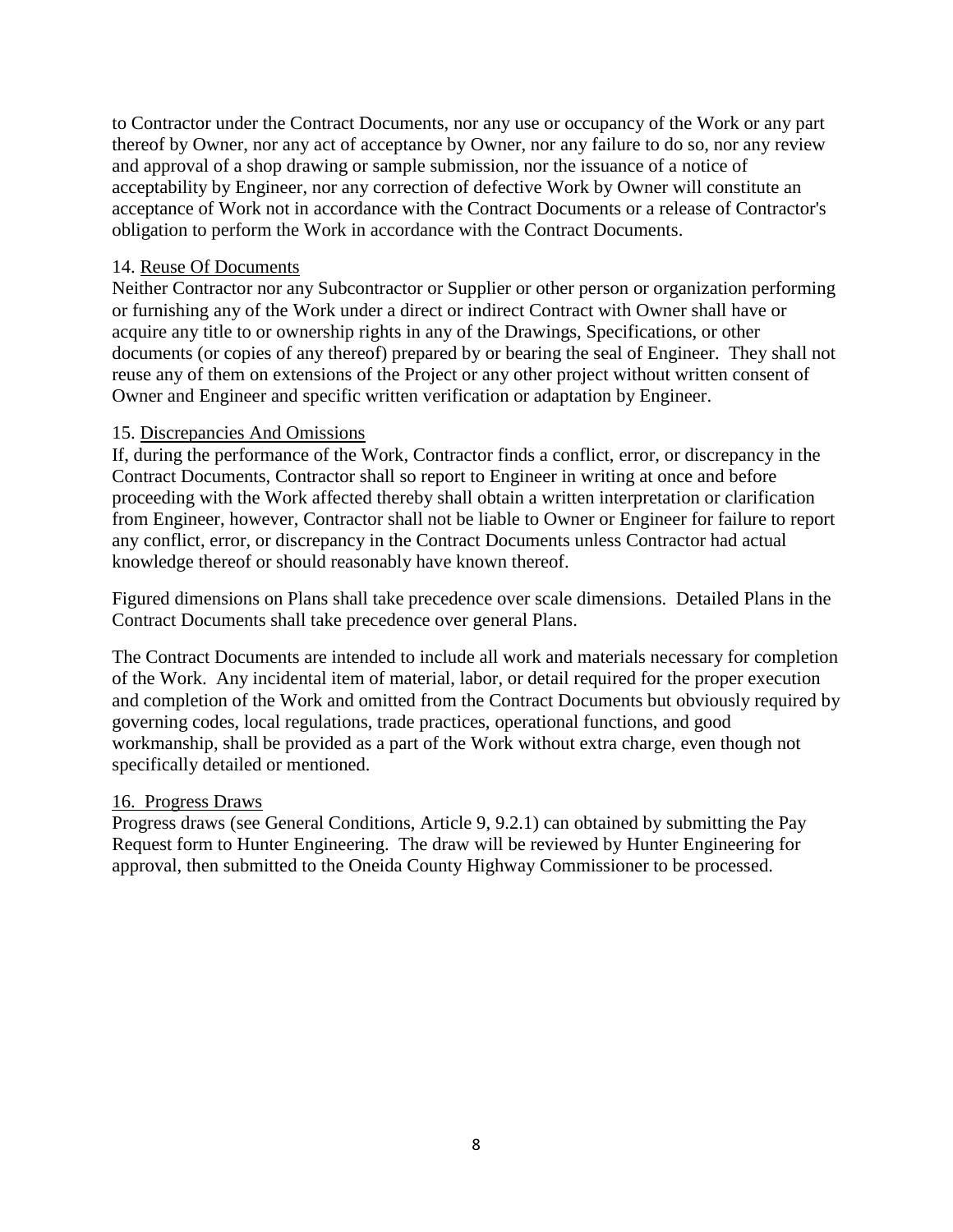to Contractor under the Contract Documents, nor any use or occupancy of the Work or any part thereof by Owner, nor any act of acceptance by Owner, nor any failure to do so, nor any review and approval of a shop drawing or sample submission, nor the issuance of a notice of acceptability by Engineer, nor any correction of defective Work by Owner will constitute an acceptance of Work not in accordance with the Contract Documents or a release of Contractor's obligation to perform the Work in accordance with the Contract Documents.

14. Reuse Of Documents

Neither Contractor nor any Subcontractor or Supplier or other person or organization performing or furnishing any of the Work under a direct or indirect Contract with Owner shall have or acquire any title to or ownership rights in any of the Drawings, Specifications, or other documents (or copies of any thereof) prepared by or bearing the seal of Engineer. They shall not reuse any of them on extensions of the Project or any other project without written consent of Owner and Engineer and specific written verification or adaptation by Engineer.

15. Discrepancies And Omissions

If, during the performance of the Work, Contractor finds a conflict, error, or discrepancy in the Contract Documents, Contractor shall so report to Engineer in writing at once and before proceeding with the Work affected thereby shall obtain a written interpretation or clarification from Engineer, however, Contractor shall not be liable to Owner or Engineer for failure to report any conflict, error, or discrepancy in the Contract Documents unless Contractor had actual knowledge thereof or should reasonably have known thereof.

Figured dimensions on Plans shall take precedence over scale dimensions. Detailed Plans in the Contract Documents shall take precedence over general Plans.

The Contract Documents are intended to include all work and materials necessary for completion of the Work. Any incidental item of material, labor, or detail required for the proper execution and completion of the Work and omitted from the Contract Documents but obviously required by governing codes, local regulations, trade practices, operational functions, and good workmanship, shall be provided as a part of the Work without extra charge, even though not specifically detailed or mentioned.

16. Progress Draws

Progress draws (see General Conditions, Article 9, 9.2.1) can obtained by submitting the Pay Request form to Hunter Engineering. The draw will be reviewed by Hunter Engineering for approval, then submitted to the Oneida County Highway Commissioner to be processed.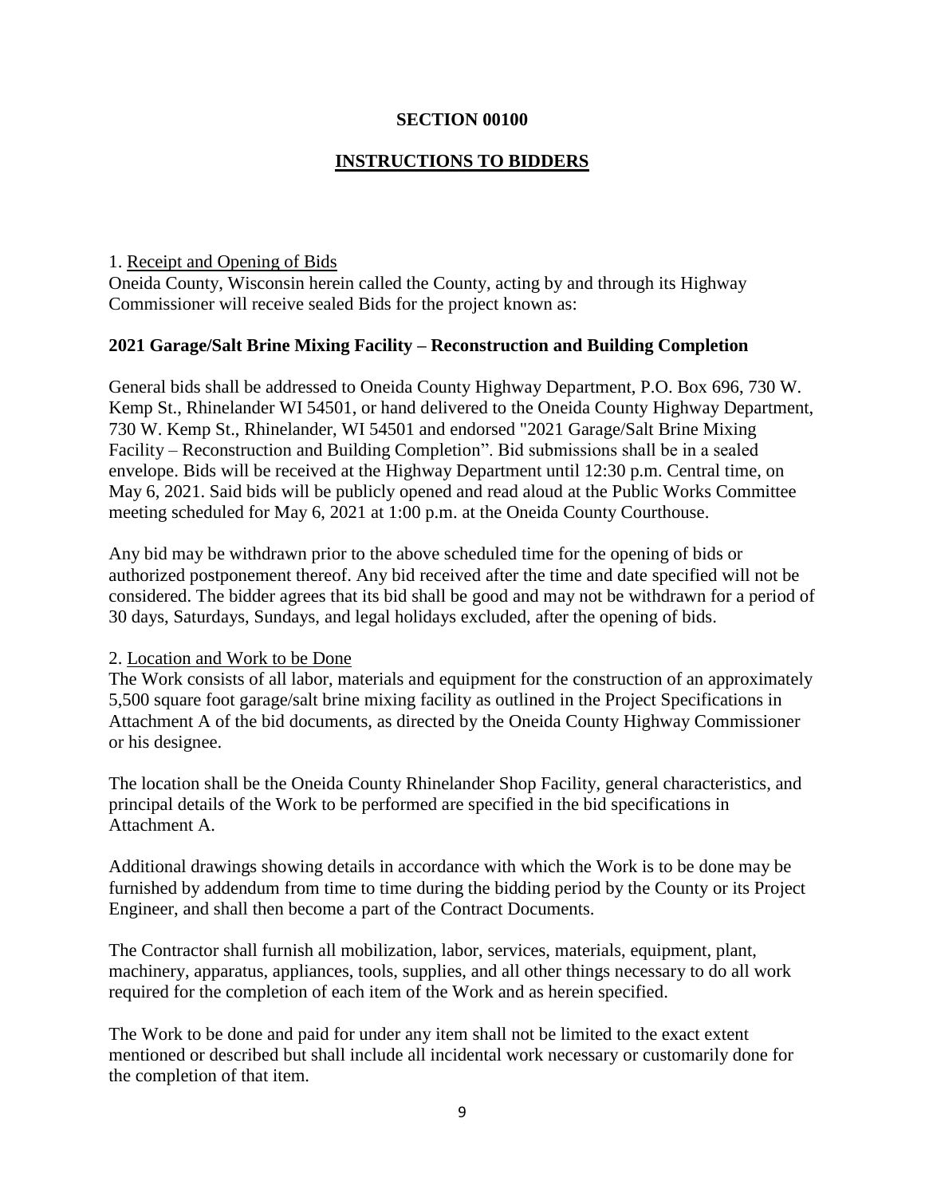# SECTION 00100

## INSTRUCTIONS TO BIDDERS

1. Receipt and Opening of Bids

Oneida County, Wisconsin herein called the County, acting by and through its Highway Commissioner will receive sealed Bids for the project known as:

**2021 Garage/Salt Brine Mixing Facility – Reconstruction and Building Completion**

General bids shall be addressed to Oneida County Highway Department, P.O. Box 696, 730 W. Kemp St., Rhinelander WI 54501, or hand delivered to the Oneida County Highway Department, 730 W. Kemp St., Rhinelander, WI 54501 and endorsed "2021 Garage/Salt Brine Mixing Facility – Reconstruction and Building Completion". Bid submissions shall be in a sealed envelope. Bids will be received at the Highway Department until 12:30 p.m. Central time, on May 6, 2021. Said bids will be publicly opened and read aloud at the Public Works Committee meeting scheduled for May 6, 2021 at 1:00 p.m. at the Oneida County Courthouse.

Any bid may be withdrawn prior to the above scheduled time for the opening of bids or authorized postponement thereof. Any bid received after the time and date specified will not be considered. The bidder agrees that its bid shall be good and may not be withdrawn for a period of 30 days, Saturdays, Sundays, and legal holidays excluded, after the opening of bids.

2. Location and Work to be Done

The Work consists of all labor, materials and equipment for the construction of an approximately 5,500 square foot garage/salt brine mixing facility as outlined in the Project Specifications in Attachment A of the bid documents, as directed by the Oneida County Highway Commissioner or his designee.

The location shall be the Oneida County Rhinelander Shop Facility, general characteristics, and principal details of the Work to be performed are specified in the bid specifications in Attachment A.

Additional drawings showing details in accordance with which the Work is to be done may be furnished by addendum from time to time during the bidding period by the County or its Project Engineer, and shall then become a part of the Contract Documents.

The Contractor shall furnish all mobilization, labor, services, materials, equipment, plant, machinery, apparatus, appliances, tools, supplies, and all other things necessary to do all work required for the completion of each item of the Work and as herein specified.

The Work to be done and paid for under any item shall not be limited to the exact extent mentioned or described but shall include all incidental work necessary or customarily done for the completion of that item.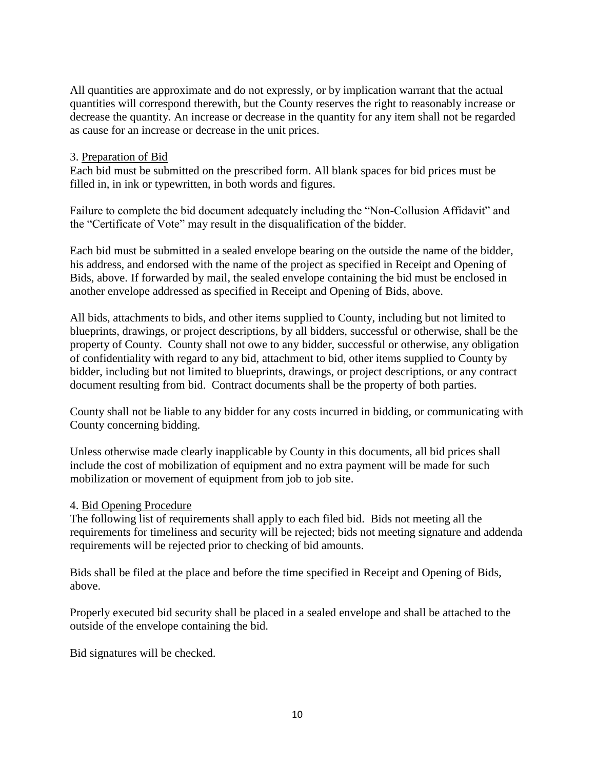All quantities are approximate and do not expressly, or by implication warrant that the actual quantities will correspond therewith, but the County reserves the right to reasonably increase or decrease the quantity. An increase or decrease in the quantity for any item shall not be regarded as cause for an increase or decrease in the unit prices.

3. Preparation of Bid

Each bid must be submitted on the prescribed form. All blank spaces for bid prices must be filled in, in ink or typewritten, in both words and figures.

Failure to complete the bid document adequately including the "Non-Collusion Affidavit" and the "Certificate of Vote" may result in the disqualification of the bidder.

Each bid must be submitted in a sealed envelope bearing on the outside the name of the bidder, his address, and endorsed with the name of the project as specified in Receipt and Opening of Bids, above. If forwarded by mail, the sealed envelope containing the bid must be enclosed in another envelope addressed as specified in Receipt and Opening of Bids, above.

All bids, attachments to bids, and other items supplied to County, including but not limited to blueprints, drawings, or project descriptions, by all bidders, successful or otherwise, shall be the property of County. County shall not owe to any bidder, successful or otherwise, any obligation of confidentiality with regard to any bid, attachment to bid, other items supplied to County by bidder, including but not limited to blueprints, drawings, or project descriptions, or any contract document resulting from bid. Contract documents shall be the property of both parties.

County shall not be liable to any bidder for any costs incurred in bidding, or communicating with County concerning bidding.

Unless otherwise made clearly inapplicable by County in this documents, all bid prices shall include the cost of mobilization of equipment and no extra payment will be made for such mobilization or movement of equipment from job to job site.

4. Bid Opening Procedure

The following list of requirements shall apply to each filed bid. Bids not meeting all the requirements for timeliness and security will be rejected; bids not meeting signature and addenda requirements will be rejected prior to checking of bid amounts.

Bids shall be filed at the place and before the time specified in Receipt and Opening of Bids, above.

Properly executed bid security shall be placed in a sealed envelope and shall be attached to the outside of the envelope containing the bid.

Bid signatures will be checked.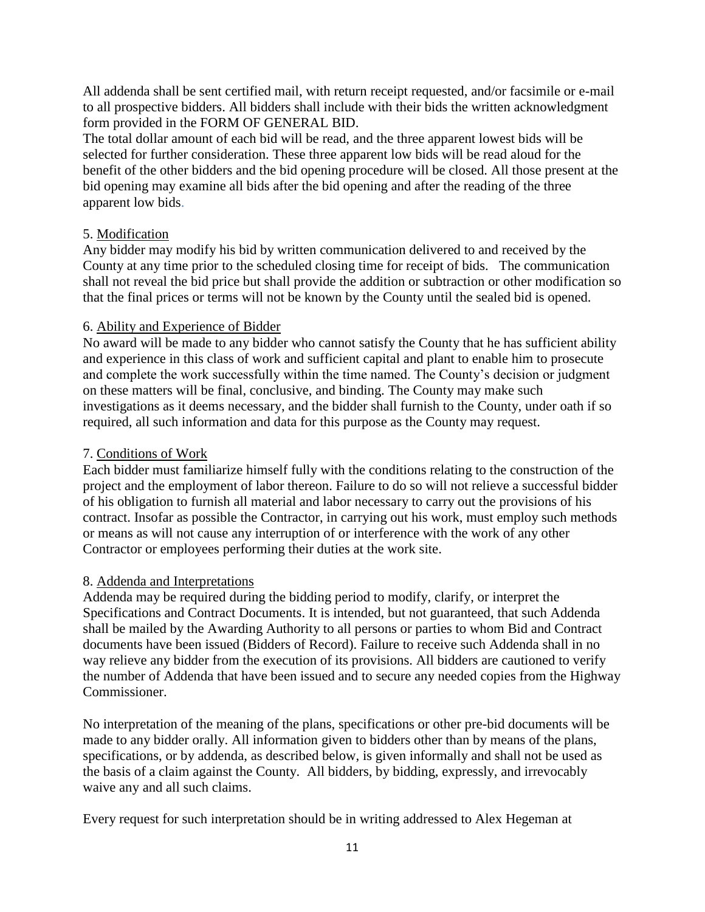All addenda shall be sent certified mail, with return receipt requested, and/or facsimile or e-mail to all prospective bidders. All bidders shall include with their bids the written acknowledgment form provided in the FORM OF GENERAL BID.

The total dollar amount of each bid will be read, and the three apparent lowest bids will be selected for further consideration. These three apparent low bids will be read aloud for the benefit of the other bidders and the bid opening procedure will be closed. All those present at the bid opening may examine all bids after the bid opening and after the reading of the three apparent low bids.

5. Modification

Any bidder may modify his bid by written communication delivered to and received by the County at any time prior to the scheduled closing time for receipt of bids. The communication shall not reveal the bid price but shall provide the addition or subtraction or other modification so that the final prices or terms will not be known by the County until the sealed bid is opened.

6. Ability and Experience of Bidder

No award will be made to any bidder who cannot satisfy the County that he has sufficient ability and experience in this class of work and sufficient capital and plant to enable him to prosecute and complete the work successfully within the time named. The County's decision or judgment on these matters will be final, conclusive, and binding. The County may make such investigations as it deems necessary, and the bidder shall furnish to the County, under oath if so required, all such information and data for this purpose as the County may request.

7. Conditions of Work

Each bidder must familiarize himself fully with the conditions relating to the construction of the project and the employment of labor thereon. Failure to do so will not relieve a successful bidder of his obligation to furnish all material and labor necessary to carry out the provisions of his contract. Insofar as possible the Contractor, in carrying out his work, must employ such methods or means as will not cause any interruption of or interference with the work of any other Contractor or employees performing their duties at the work site.

8. Addenda and Interpretations

Addenda may be required during the bidding period to modify, clarify, or interpret the Specifications and Contract Documents. It is intended, but not guaranteed, that such Addenda shall be mailed by the Awarding Authority to all persons or parties to whom Bid and Contract documents have been issued (Bidders of Record). Failure to receive such Addenda shall in no way relieve any bidder from the execution of its provisions. All bidders are cautioned to verify the number of Addenda that have been issued and to secure any needed copies from the Highway Commissioner.

No interpretation of the meaning of the plans, specifications or other pre-bid documents will be made to any bidder orally. All information given to bidders other than by means of the plans, specifications, or by addenda, as described below, is given informally and shall not be used as the basis of a claim against the County. All bidders, by bidding, expressly, and irrevocably waive any and all such claims.

Every request for such interpretation should be in writing addressed to Alex Hegeman at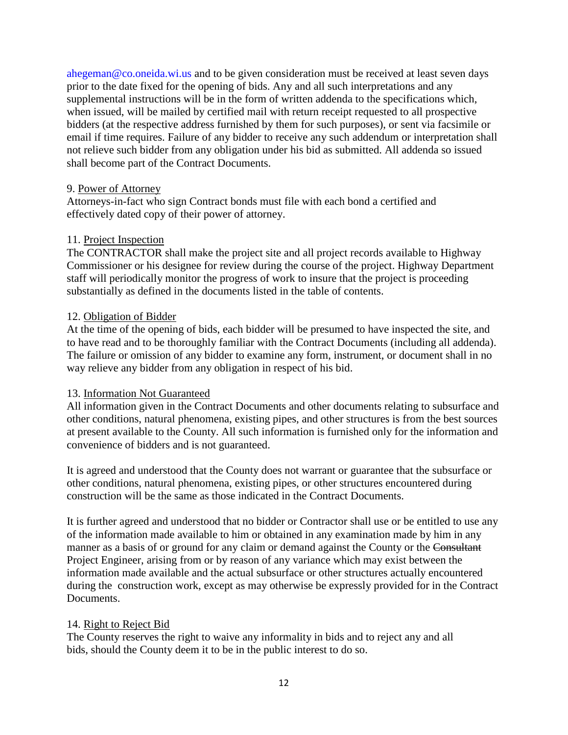ahegeman@co.oneida.wi.us and to be given consideration must be received at least seven days prior to the date fixed for the opening of bids. Any and all such interpretations and any supplemental instructions will be in the form of written addenda to the specifications which, when issued, will be mailed by certified mail with return receipt requested to all prospective bidders (at the respective address furnished by them for such purposes), or sent via facsimile or email if time requires. Failure of any bidder to receive any such addendum or interpretation shall not relieve such bidder from any obligation under his bid as submitted. All addenda so issued shall become part of the Contract Documents.

9. <u>Power of Attorney</u>
Attorneys-in-fact who sign Contract bonds must file with each bond a certified and effectively dated copy of their power of attorney.

11. <u>Project Inspection</u>
The CONTRACTOR shall make the project site and all project records available to Highway Commissioner or his designee for review during the course of the project. Highway Department staff will periodically monitor the progress of work to insure that the project is proceeding substantially as defined in the documents listed in the table of contents.

12. <u>Obligation of Bidder</u>
At the time of the opening of bids, each bidder will be presumed to have inspected the site, and to have read and to be thoroughly familiar with the Contract Documents (including all addenda). The failure or omission of any bidder to examine any form, instrument, or document shall in no way relieve any bidder from any obligation in respect of his bid.

13. <u>Information Not Guaranteed</u>
All information given in the Contract Documents and other documents relating to subsurface and other conditions, natural phenomena, existing pipes, and other structures is from the best sources at present available to the County. All such information is furnished only for the information and convenience of bidders and is not guaranteed.

It is agreed and understood that the County does not warrant or guarantee that the subsurface or other conditions, natural phenomena, existing pipes, or other structures encountered during construction will be the same as those indicated in the Contract Documents.

It is further agreed and understood that no bidder or Contractor shall use or be entitled to use any of the information made available to him or obtained in any examination made by him in any manner as a basis of or ground for any claim or demand against the County or the ~~Consultant~~ Project Engineer, arising from or by reason of any variance which may exist between the information made available and the actual subsurface or other structures actually encountered during the construction work, except as may otherwise be expressly provided for in the Contract Documents.

14. <u>Right to Reject Bid</u>
The County reserves the right to waive any informality in bids and to reject any and all bids, should the County deem it to be in the public interest to do so.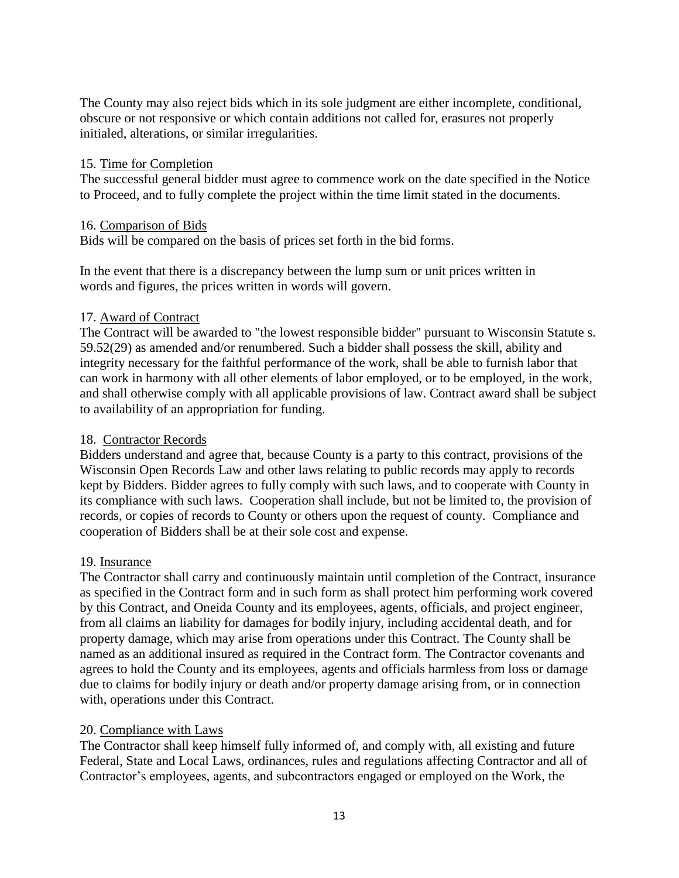The County may also reject bids which in its sole judgment are either incomplete, conditional, obscure or not responsive or which contain additions not called for, erasures not properly initialed, alterations, or similar irregularities.

15. Time for Completion

The successful general bidder must agree to commence work on the date specified in the Notice to Proceed, and to fully complete the project within the time limit stated in the documents.

16. Comparison of Bids

Bids will be compared on the basis of prices set forth in the bid forms.

In the event that there is a discrepancy between the lump sum or unit prices written in words and figures, the prices written in words will govern.

17. Award of Contract

The Contract will be awarded to "the lowest responsible bidder" pursuant to Wisconsin Statute s. 59.52(29) as amended and/or renumbered. Such a bidder shall possess the skill, ability and integrity necessary for the faithful performance of the work, shall be able to furnish labor that can work in harmony with all other elements of labor employed, or to be employed, in the work, and shall otherwise comply with all applicable provisions of law. Contract award shall be subject to availability of an appropriation for funding.

18. Contractor Records

Bidders understand and agree that, because County is a party to this contract, provisions of the Wisconsin Open Records Law and other laws relating to public records may apply to records kept by Bidders. Bidder agrees to fully comply with such laws, and to cooperate with County in its compliance with such laws. Cooperation shall include, but not be limited to, the provision of records, or copies of records to County or others upon the request of county. Compliance and cooperation of Bidders shall be at their sole cost and expense.

19. Insurance

The Contractor shall carry and continuously maintain until completion of the Contract, insurance as specified in the Contract form and in such form as shall protect him performing work covered by this Contract, and Oneida County and its employees, agents, officials, and project engineer, from all claims an liability for damages for bodily injury, including accidental death, and for property damage, which may arise from operations under this Contract. The County shall be named as an additional insured as required in the Contract form. The Contractor covenants and agrees to hold the County and its employees, agents and officials harmless from loss or damage due to claims for bodily injury or death and/or property damage arising from, or in connection with, operations under this Contract.

20. Compliance with Laws

The Contractor shall keep himself fully informed of, and comply with, all existing and future Federal, State and Local Laws, ordinances, rules and regulations affecting Contractor and all of Contractor's employees, agents, and subcontractors engaged or employed on the Work, the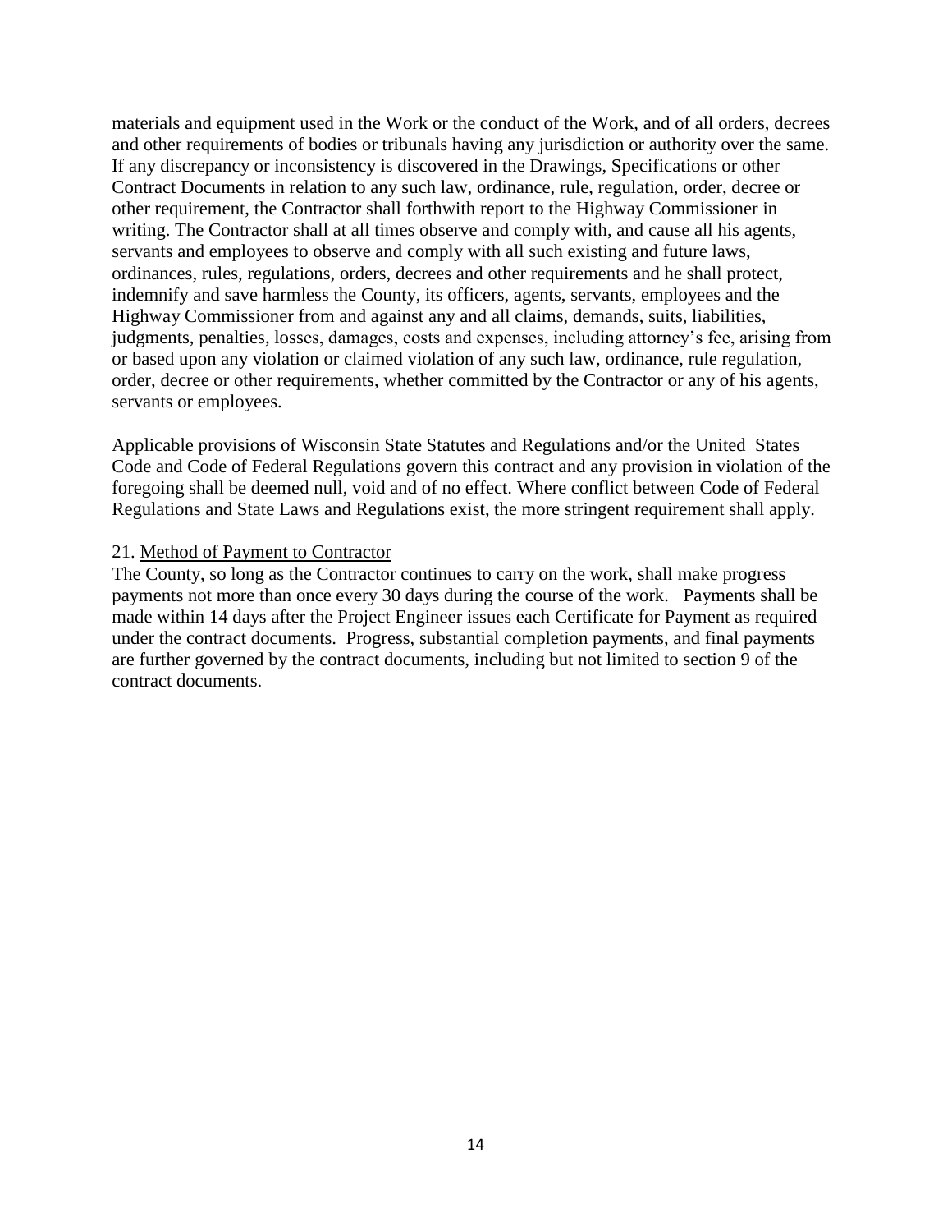materials and equipment used in the Work or the conduct of the Work, and of all orders, decrees and other requirements of bodies or tribunals having any jurisdiction or authority over the same. If any discrepancy or inconsistency is discovered in the Drawings, Specifications or other Contract Documents in relation to any such law, ordinance, rule, regulation, order, decree or other requirement, the Contractor shall forthwith report to the Highway Commissioner in writing. The Contractor shall at all times observe and comply with, and cause all his agents, servants and employees to observe and comply with all such existing and future laws, ordinances, rules, regulations, orders, decrees and other requirements and he shall protect, indemnify and save harmless the County, its officers, agents, servants, employees and the Highway Commissioner from and against any and all claims, demands, suits, liabilities, judgments, penalties, losses, damages, costs and expenses, including attorney's fee, arising from or based upon any violation or claimed violation of any such law, ordinance, rule regulation, order, decree or other requirements, whether committed by the Contractor or any of his agents, servants or employees.

Applicable provisions of Wisconsin State Statutes and Regulations and/or the United States Code and Code of Federal Regulations govern this contract and any provision in violation of the foregoing shall be deemed null, void and of no effect. Where conflict between Code of Federal Regulations and State Laws and Regulations exist, the more stringent requirement shall apply.

21. Method of Payment to Contractor

The County, so long as the Contractor continues to carry on the work, shall make progress payments not more than once every 30 days during the course of the work. Payments shall be made within 14 days after the Project Engineer issues each Certificate for Payment as required under the contract documents. Progress, substantial completion payments, and final payments are further governed by the contract documents, including but not limited to section 9 of the contract documents.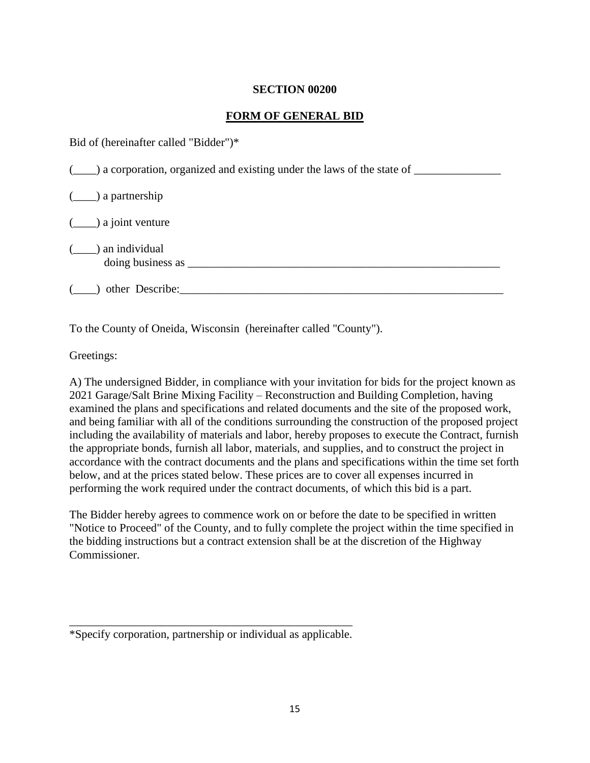**SECTION 00200**

**FORM OF GENERAL BID**

Bid of (hereinafter called "Bidder")*

(____) a corporation, organized and existing under the laws of the state of _______________

(____) a partnership

(____) a joint venture

(____) an individual
doing business as ________________________________________________________

(____) other Describe:___________________________________________________________

To the County of Oneida, Wisconsin (hereinafter called "County").

Greetings:

A) The undersigned Bidder, in compliance with your invitation for bids for the project known as 2021 Garage/Salt Brine Mixing Facility – Reconstruction and Building Completion, having examined the plans and specifications and related documents and the site of the proposed work, and being familiar with all of the conditions surrounding the construction of the proposed project including the availability of materials and labor, hereby proposes to execute the Contract, furnish the appropriate bonds, furnish all labor, materials, and supplies, and to construct the project in accordance with the contract documents and the plans and specifications within the time set forth below, and at the prices stated below. These prices are to cover all expenses incurred in performing the work required under the contract documents, of which this bid is a part.

The Bidder hereby agrees to commence work on or before the date to be specified in written "Notice to Proceed" of the County, and to fully complete the project within the time specified in the bidding instructions but a contract extension shall be at the discretion of the Highway Commissioner.

---

*Specify corporation, partnership or individual as applicable.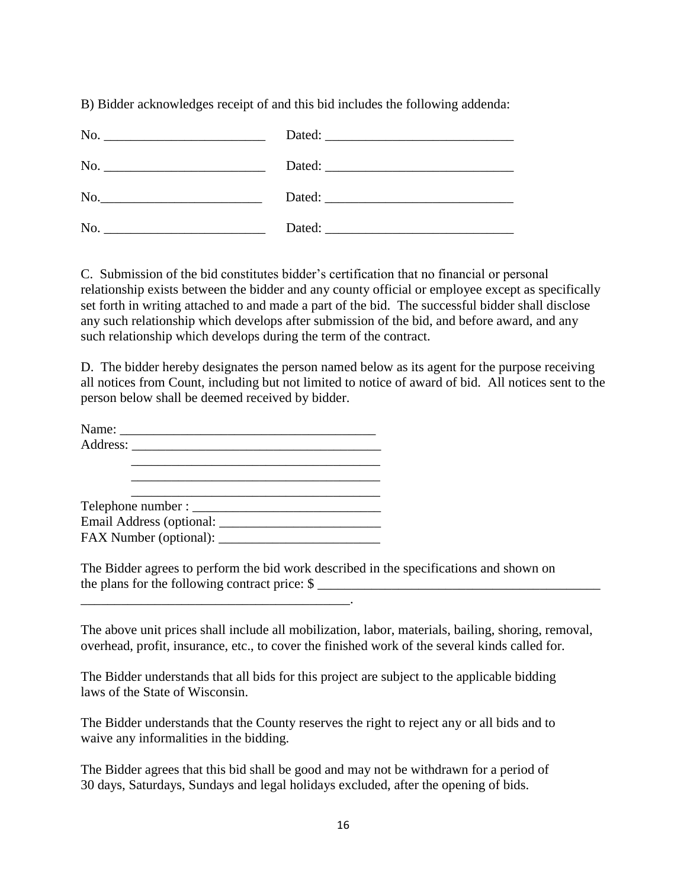B) Bidder acknowledges receipt of and this bid includes the following addenda:

No. ________________________ Dated: ____________________________

No. ________________________ Dated: ____________________________

No.________________________ Dated: ____________________________

No. ________________________ Dated: ____________________________

C. Submission of the bid constitutes bidder's certification that no financial or personal relationship exists between the bidder and any county official or employee except as specifically set forth in writing attached to and made a part of the bid. The successful bidder shall disclose any such relationship which develops after submission of the bid, and before award, and any such relationship which develops during the term of the contract.

D. The bidder hereby designates the person named below as its agent for the purpose receiving all notices from Count, including but not limited to notice of award of bid. All notices sent to the person below shall be deemed received by bidder.

Name: _____________________________________
Address: _____________________________________
_____________________________________
_____________________________________
_____________________________________
Telephone number : ____________________________
Email Address (optional: ________________________
FAX Number (optional): ________________________

The Bidder agrees to perform the bid work described in the specifications and shown on the plans for the following contract price: $ __________________________________________
________________________________________.

The above unit prices shall include all mobilization, labor, materials, bailing, shoring, removal, overhead, profit, insurance, etc., to cover the finished work of the several kinds called for.

The Bidder understands that all bids for this project are subject to the applicable bidding laws of the State of Wisconsin.

The Bidder understands that the County reserves the right to reject any or all bids and to waive any informalities in the bidding.

The Bidder agrees that this bid shall be good and may not be withdrawn for a period of 30 days, Saturdays, Sundays and legal holidays excluded, after the opening of bids.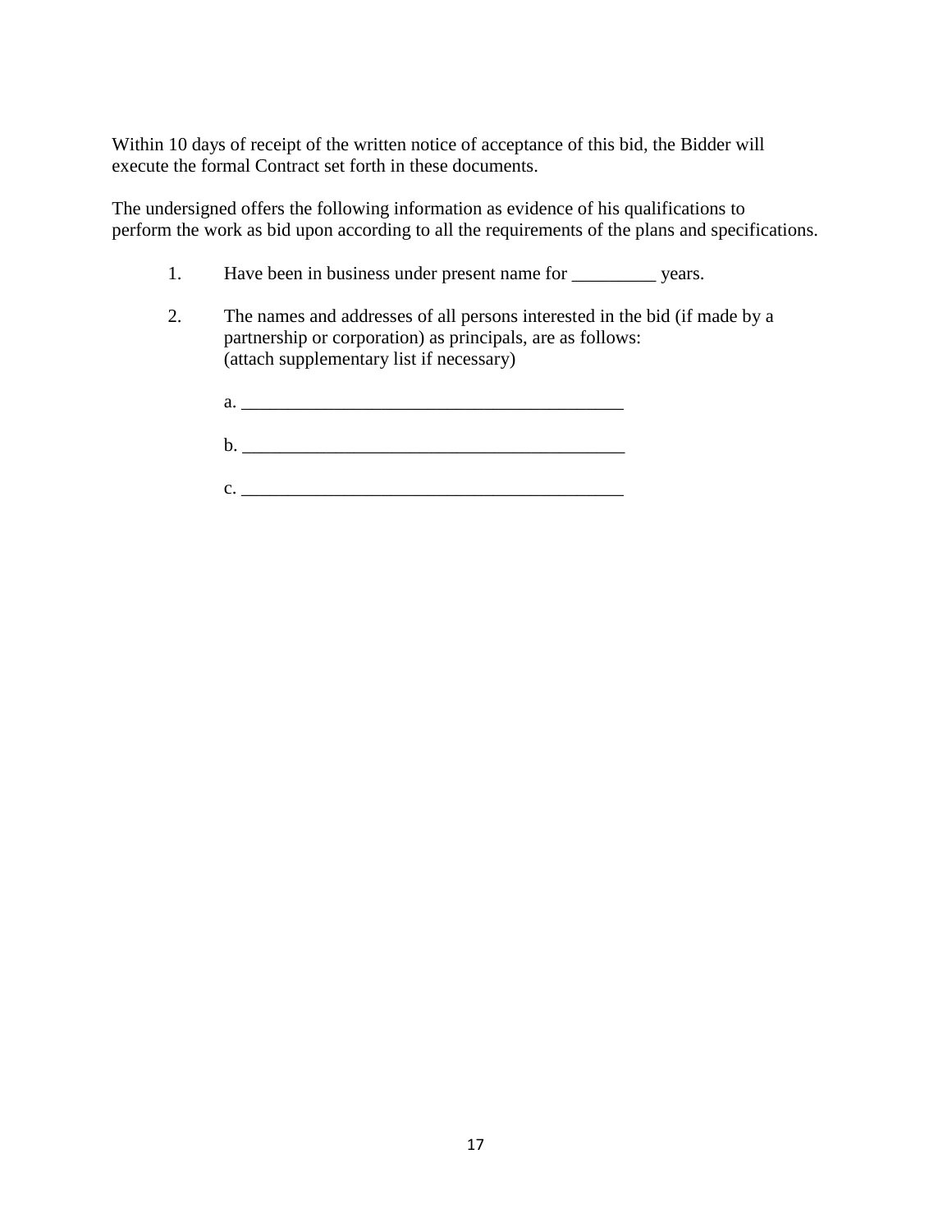Within 10 days of receipt of the written notice of acceptance of this bid, the Bidder will execute the formal Contract set forth in these documents.

The undersigned offers the following information as evidence of his qualifications to perform the work as bid upon according to all the requirements of the plans and specifications.

1. Have been in business under present name for _________ years.

2. The names and addresses of all persons interested in the bid (if made by a partnership or corporation) as principals, are as follows:
   (attach supplementary list if necessary)

   a. __________________________________________

   b. __________________________________________

   c. __________________________________________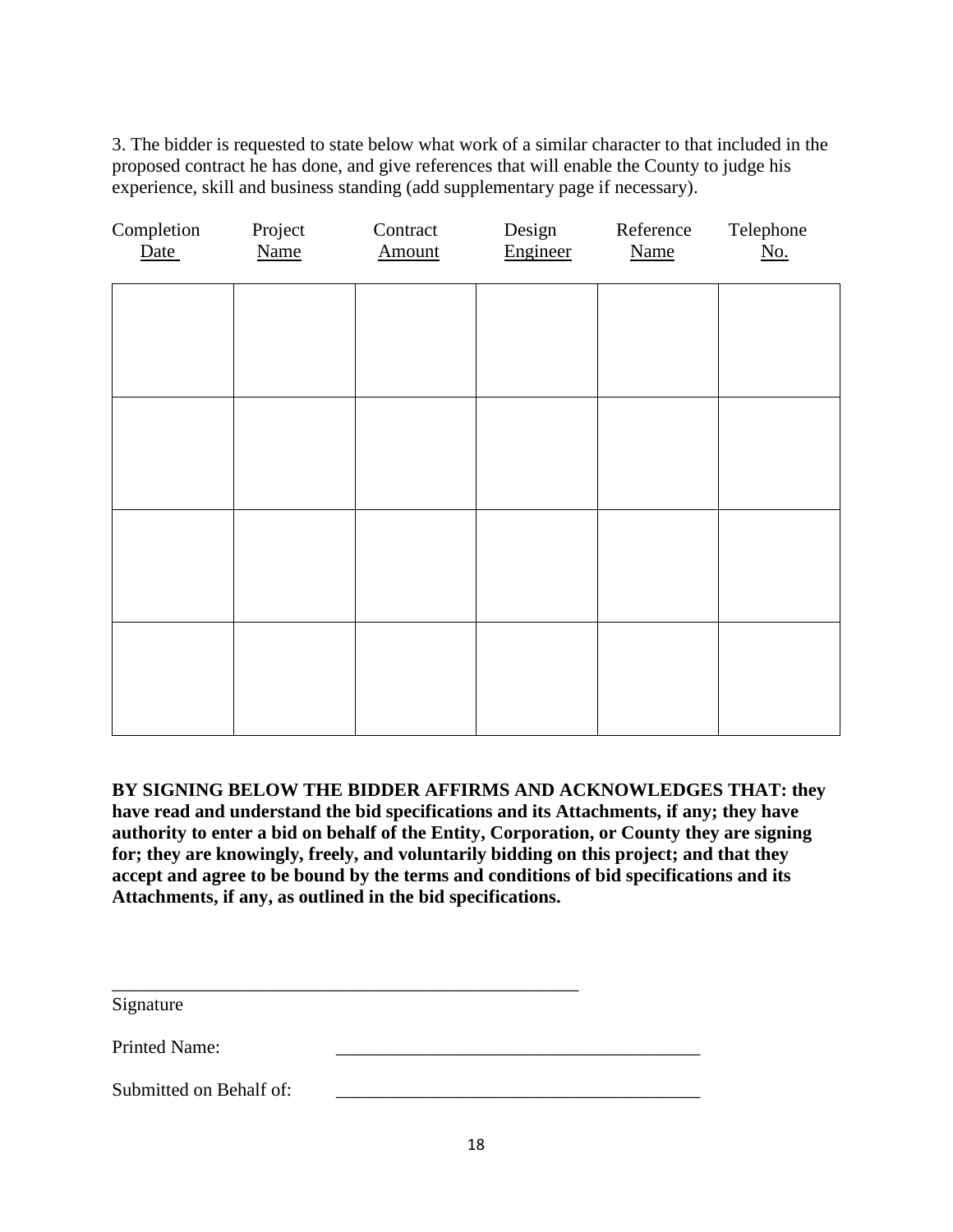3. The bidder is requested to state below what work of a similar character to that included in the proposed contract he has done, and give references that will enable the County to judge his experience, skill and business standing (add supplementary page if necessary).

| Completion Date | Project Name | Contract Amount | Design Engineer | Reference Name | Telephone No. |
|---|---|---|---|---|---|
| | | | | | |
| | | | | | |
| | | | | | |
| | | | | | |

**BY SIGNING BELOW THE BIDDER AFFIRMS AND ACKNOWLEDGES THAT: they have read and understand the bid specifications and its Attachments, if any; they have authority to enter a bid on behalf of the Entity, Corporation, or County they are signing for; they are knowingly, freely, and voluntarily bidding on this project; and that they accept and agree to be bound by the terms and conditions of bid specifications and its Attachments, if any, as outlined in the bid specifications.**

____________________________________________________

Signature

Printed Name: ________________________________________

Submitted on Behalf of: ________________________________________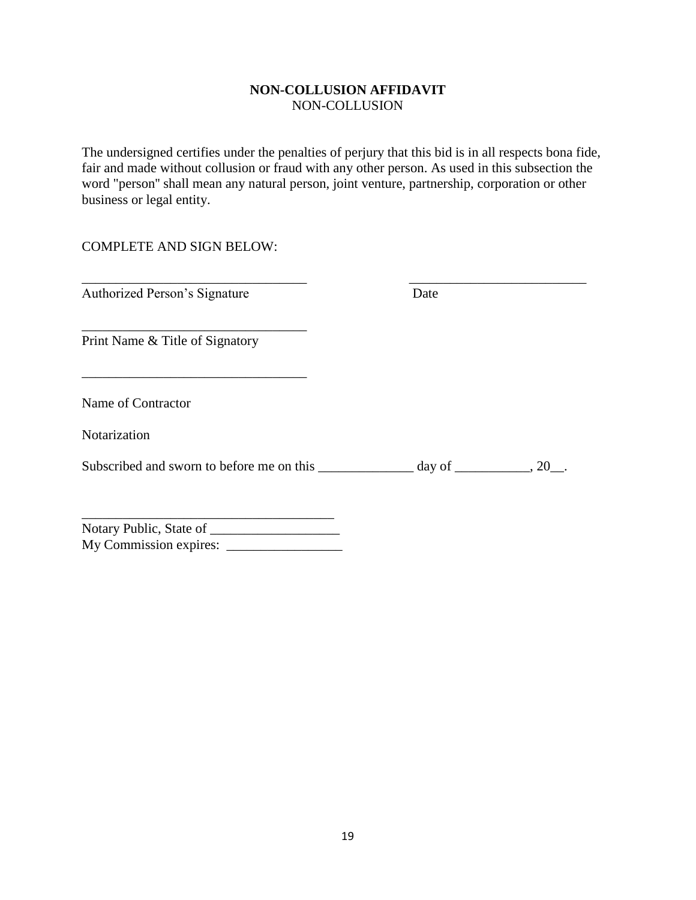**NON-COLLUSION AFFIDAVIT**

NON-COLLUSION

The undersigned certifies under the penalties of perjury that this bid is in all respects bona fide, fair and made without collusion or fraud with any other person. As used in this subsection the word "person" shall mean any natural person, joint venture, partnership, corporation or other business or legal entity.

COMPLETE AND SIGN BELOW:

_________________________________ ___________________________

Authorized Person's Signature Date

_________________________________

Print Name & Title of Signatory

_________________________________

Name of Contractor

Notarization

Subscribed and sworn to before me on this ______________ day of ___________, 20__.

_____________________________________

Notary Public, State of ___________________

My Commission expires: _________________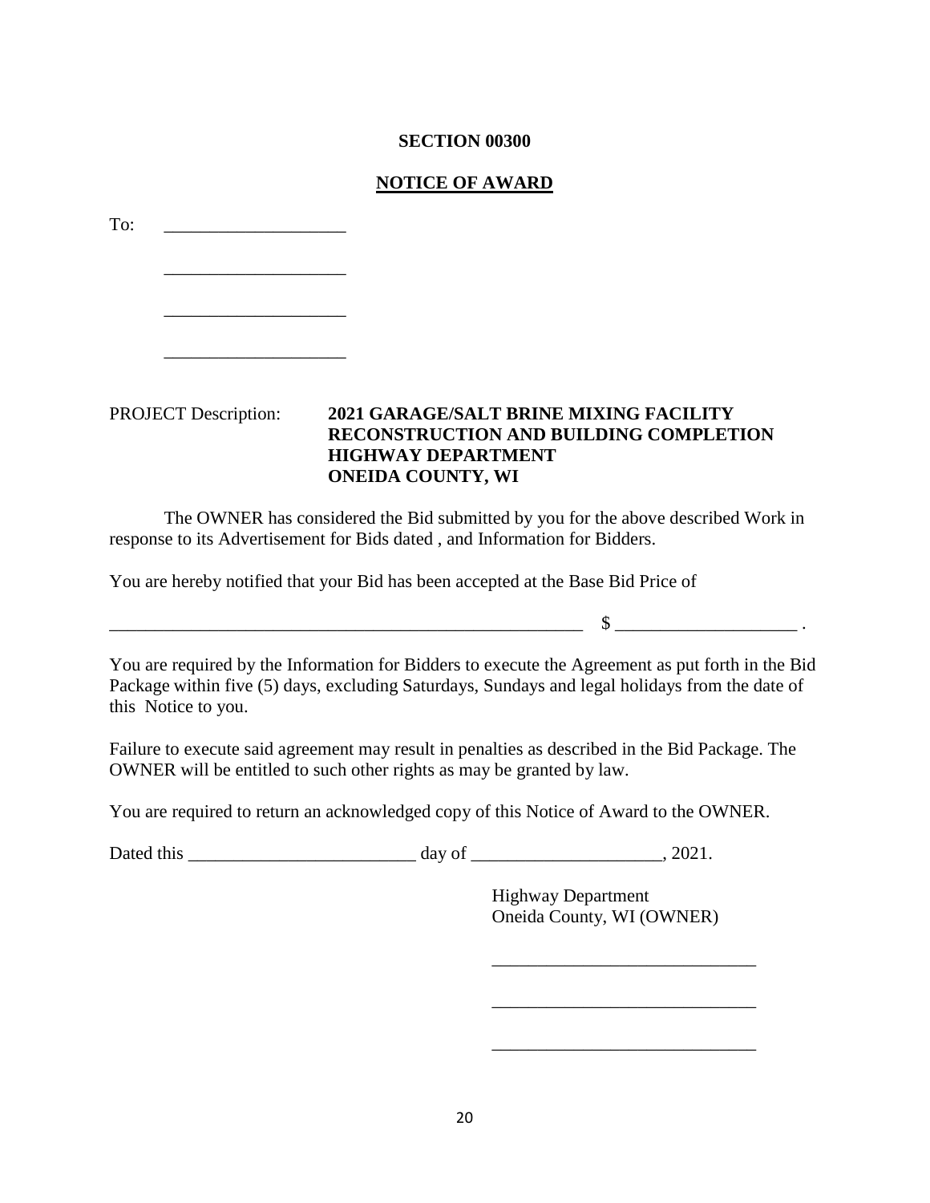**SECTION 00300**

**NOTICE OF AWARD**

To: ____________________

____________________

____________________

____________________

PROJECT Description: **2021 GARAGE/SALT BRINE MIXING FACILITY RECONSTRUCTION AND BUILDING COMPLETION HIGHWAY DEPARTMENT ONEIDA COUNTY, WI**

The OWNER has considered the Bid submitted by you for the above described Work in response to its Advertisement for Bids dated , and Information for Bidders.

You are hereby notified that your Bid has been accepted at the Base Bid Price of

______________________________________________________ $ ____________________ .

You are required by the Information for Bidders to execute the Agreement as put forth in the Bid Package within five (5) days, excluding Saturdays, Sundays and legal holidays from the date of this Notice to you.

Failure to execute said agreement may result in penalties as described in the Bid Package. The OWNER will be entitled to such other rights as may be granted by law.

You are required to return an acknowledged copy of this Notice of Award to the OWNER.

Dated this _________________________ day of _____________________, 2021.

Highway Department
Oneida County, WI (OWNER)

______________________________

______________________________

______________________________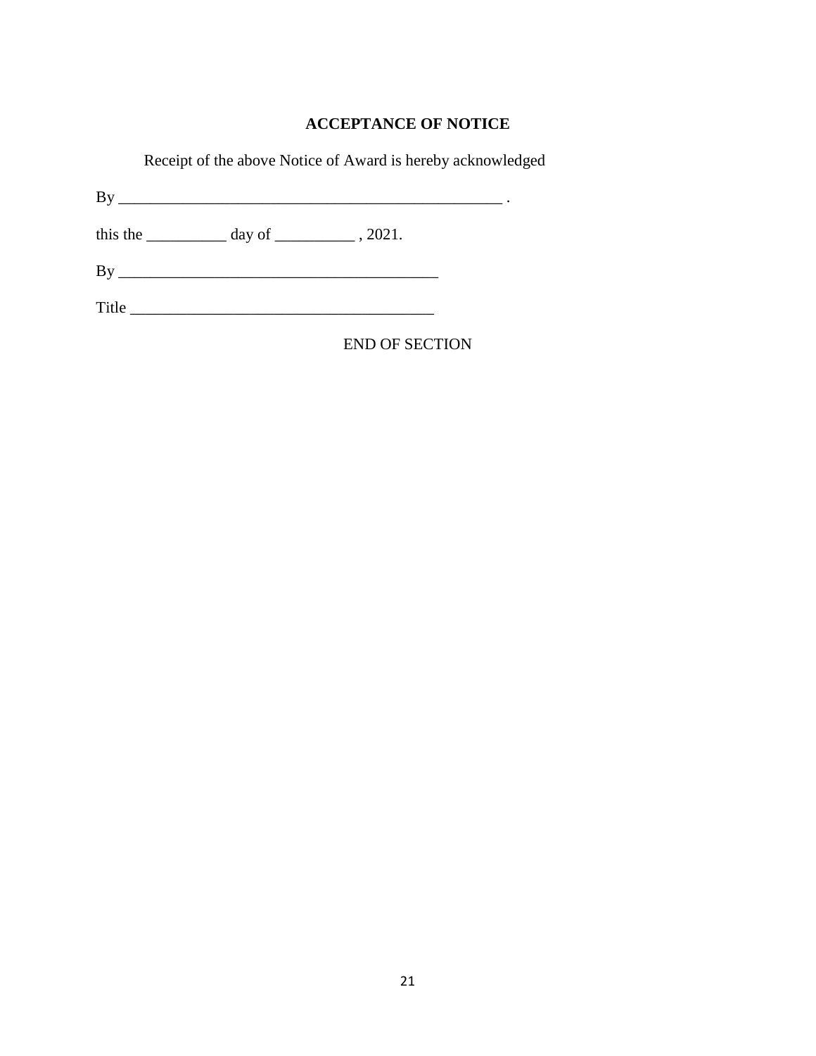## ACCEPTANCE OF NOTICE

Receipt of the above Notice of Award is hereby acknowledged

By _________________________________________________ .

this the __________ day of __________ , 2021.

By ________________________________________

Title ______________________________________

END OF SECTION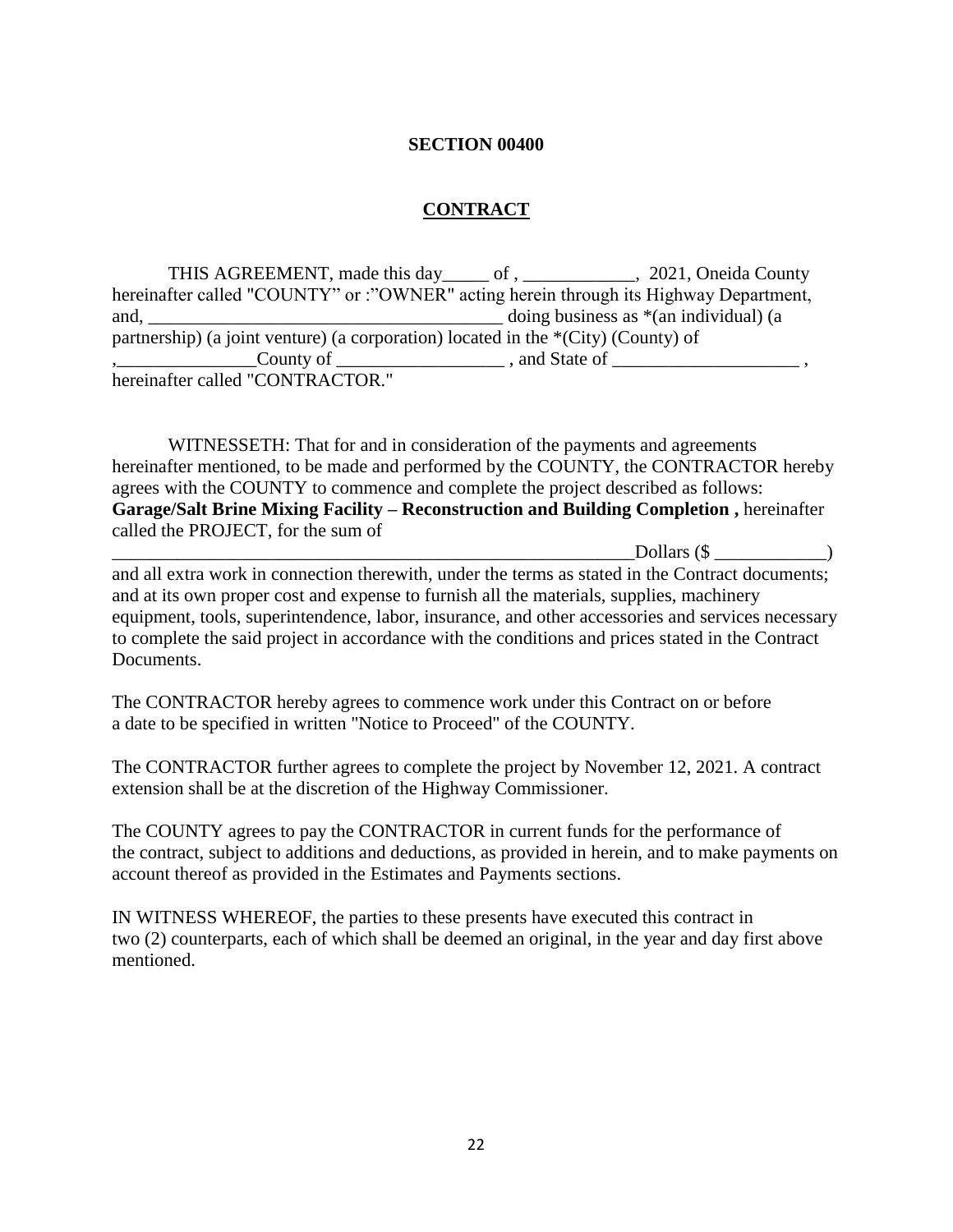**SECTION 00400**

**CONTRACT**

THIS AGREEMENT, made this day_____ of , ____________, 2021, Oneida County hereinafter called "COUNTY" or :"OWNER" acting herein through its Highway Department, and, ______________________________________ doing business as *(an individual) (a partnership) (a joint venture) (a corporation) located in the *(City) (County) of ,_______________County of __________________ , and State of ____________________ , hereinafter called "CONTRACTOR."

WITNESSETH: That for and in consideration of the payments and agreements hereinafter mentioned, to be made and performed by the COUNTY, the CONTRACTOR hereby agrees with the COUNTY to commence and complete the project described as follows: **Garage/Salt Brine Mixing Facility – Reconstruction and Building Completion ,** hereinafter called the PROJECT, for the sum of ___________________________________________________________Dollars ($ ____________) and all extra work in connection therewith, under the terms as stated in the Contract documents; and at its own proper cost and expense to furnish all the materials, supplies, machinery equipment, tools, superintendence, labor, insurance, and other accessories and services necessary to complete the said project in accordance with the conditions and prices stated in the Contract Documents.

The CONTRACTOR hereby agrees to commence work under this Contract on or before a date to be specified in written "Notice to Proceed" of the COUNTY.

The CONTRACTOR further agrees to complete the project by November 12, 2021. A contract extension shall be at the discretion of the Highway Commissioner.

The COUNTY agrees to pay the CONTRACTOR in current funds for the performance of the contract, subject to additions and deductions, as provided in herein, and to make payments on account thereof as provided in the Estimates and Payments sections.

IN WITNESS WHEREOF, the parties to these presents have executed this contract in two (2) counterparts, each of which shall be deemed an original, in the year and day first above mentioned.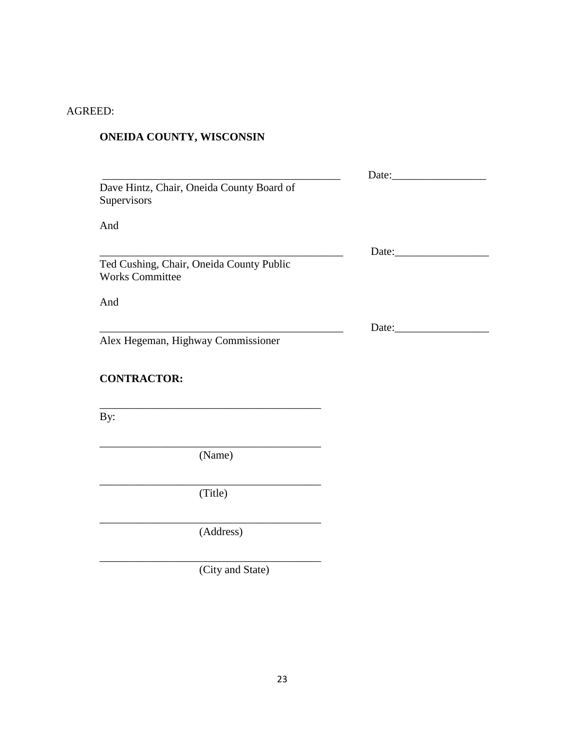AGREED:

**ONEIDA COUNTY, WISCONSIN**

\_\_\_\_\_\_\_\_\_\_\_\_\_\_\_\_\_\_\_\_\_\_\_\_\_\_\_\_\_\_\_\_\_\_\_\_\_\_\_\_\_\_\_\_ Date:\_\_\_\_\_\_\_\_\_\_\_\_\_\_\_\_\_

Dave Hintz, Chair, Oneida County Board of Supervisors

And

\_\_\_\_\_\_\_\_\_\_\_\_\_\_\_\_\_\_\_\_\_\_\_\_\_\_\_\_\_\_\_\_\_\_\_\_\_\_\_\_\_\_\_\_ Date:\_\_\_\_\_\_\_\_\_\_\_\_\_\_\_\_\_

Ted Cushing, Chair, Oneida County Public Works Committee

And

\_\_\_\_\_\_\_\_\_\_\_\_\_\_\_\_\_\_\_\_\_\_\_\_\_\_\_\_\_\_\_\_\_\_\_\_\_\_\_\_\_\_\_\_ Date:\_\_\_\_\_\_\_\_\_\_\_\_\_\_\_\_\_

Alex Hegeman, Highway Commissioner

**CONTRACTOR:**

\_\_\_\_\_\_\_\_\_\_\_\_\_\_\_\_\_\_\_\_\_\_\_\_\_\_\_\_\_\_\_\_\_\_\_\_\_\_\_\_

By:

\_\_\_\_\_\_\_\_\_\_\_\_\_\_\_\_\_\_\_\_\_\_\_\_\_\_\_\_\_\_\_\_\_\_\_\_\_\_\_\_

(Name)

\_\_\_\_\_\_\_\_\_\_\_\_\_\_\_\_\_\_\_\_\_\_\_\_\_\_\_\_\_\_\_\_\_\_\_\_\_\_\_\_

(Title)

\_\_\_\_\_\_\_\_\_\_\_\_\_\_\_\_\_\_\_\_\_\_\_\_\_\_\_\_\_\_\_\_\_\_\_\_\_\_\_\_

(Address)

\_\_\_\_\_\_\_\_\_\_\_\_\_\_\_\_\_\_\_\_\_\_\_\_\_\_\_\_\_\_\_\_\_\_\_\_\_\_\_\_

(City and State)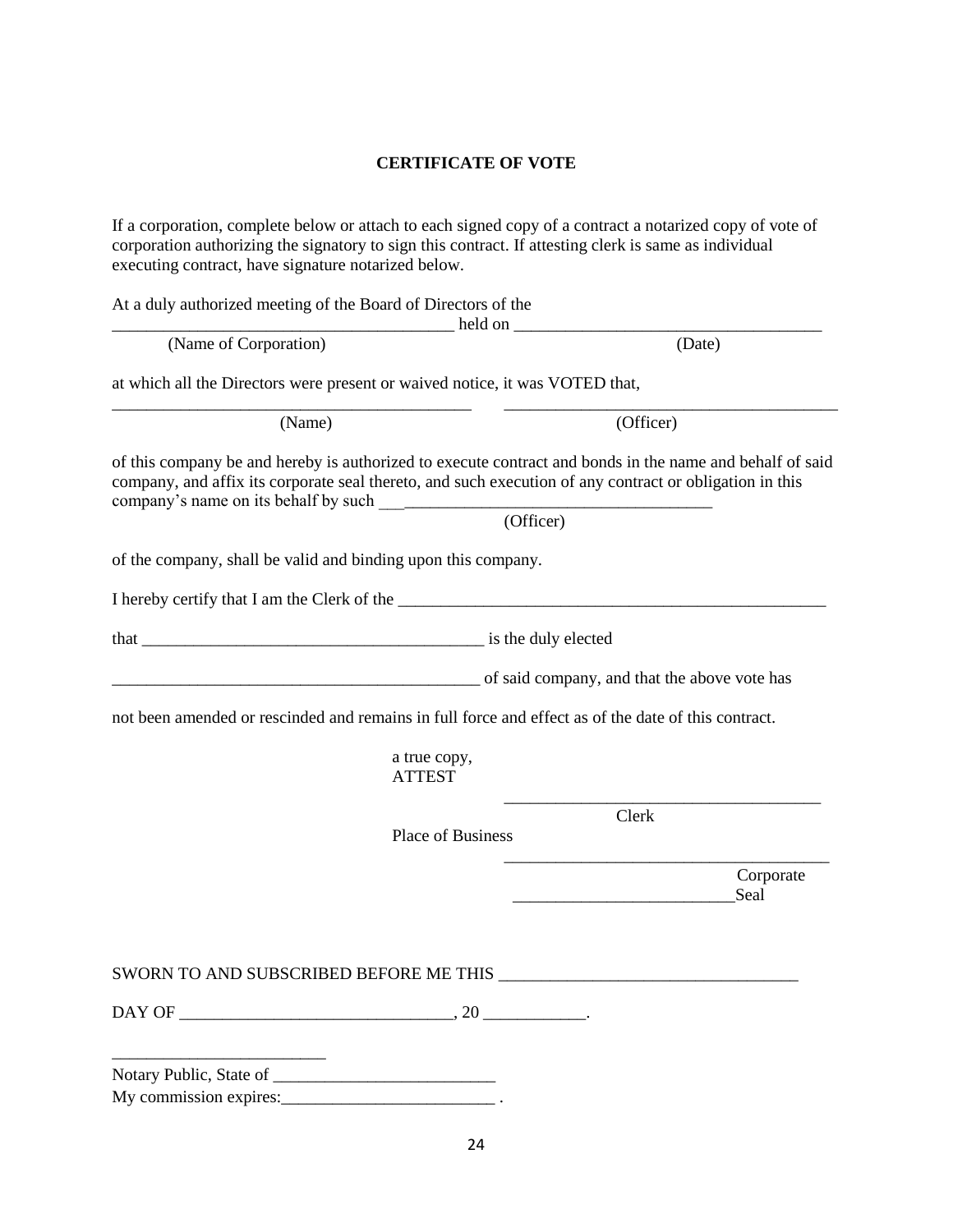**CERTIFICATE OF VOTE**

If a corporation, complete below or attach to each signed copy of a contract a notarized copy of vote of corporation authorizing the signatory to sign this contract. If attesting clerk is same as individual executing contract, have signature notarized below.

At a duly authorized meeting of the Board of Directors of the
_________________________________________ held on ____________________________________
(Name of Corporation) (Date)

at which all the Directors were present or waived notice, it was VOTED that,

____________________________________________ ________________________________________
(Name) (Officer)

of this company be and hereby is authorized to execute contract and bonds in the name and behalf of said company, and affix its corporate seal thereto, and such execution of any contract or obligation in this company's name on its behalf by such ________________________________________
(Officer)

of the company, shall be valid and binding upon this company.

I hereby certify that I am the Clerk of the _____________________________________________________

that _________________________________________ is the duly elected

____________________________________________ of said company, and that the above vote has

not been amended or rescinded and remains in full force and effect as of the date of this contract.

a true copy,
ATTEST

______________________________________
Clerk

Place of Business

_______________________________________
Corporate
__________________________Seal

SWORN TO AND SUBSCRIBED BEFORE ME THIS ___________________________________

DAY OF ________________________________, 20 ____________.

_________________________
Notary Public, State of __________________________
My commission expires:_________________________ .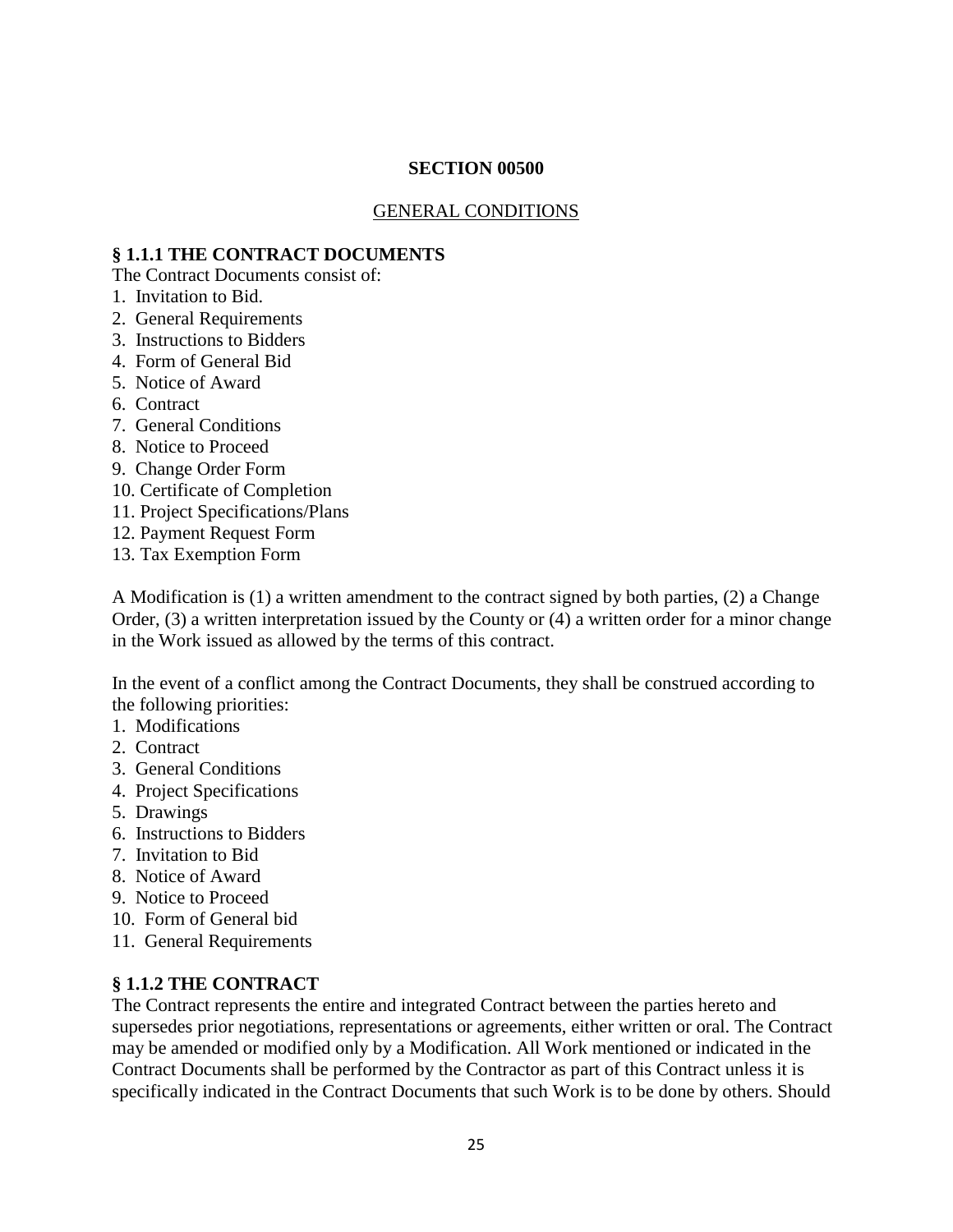# SECTION 00500

## GENERAL CONDITIONS

### § 1.1.1 THE CONTRACT DOCUMENTS

The Contract Documents consist of:

1. Invitation to Bid.
2. General Requirements
3. Instructions to Bidders
4. Form of General Bid
5. Notice of Award
6. Contract
7. General Conditions
8. Notice to Proceed
9. Change Order Form
10. Certificate of Completion
11. Project Specifications/Plans
12. Payment Request Form
13. Tax Exemption Form

A Modification is (1) a written amendment to the contract signed by both parties, (2) a Change Order, (3) a written interpretation issued by the County or (4) a written order for a minor change in the Work issued as allowed by the terms of this contract.

In the event of a conflict among the Contract Documents, they shall be construed according to the following priorities:

1. Modifications
2. Contract
3. General Conditions
4. Project Specifications
5. Drawings
6. Instructions to Bidders
7. Invitation to Bid
8. Notice of Award
9. Notice to Proceed
10. Form of General bid
11. General Requirements

### § 1.1.2 THE CONTRACT

The Contract represents the entire and integrated Contract between the parties hereto and supersedes prior negotiations, representations or agreements, either written or oral. The Contract may be amended or modified only by a Modification. All Work mentioned or indicated in the Contract Documents shall be performed by the Contractor as part of this Contract unless it is specifically indicated in the Contract Documents that such Work is to be done by others. Should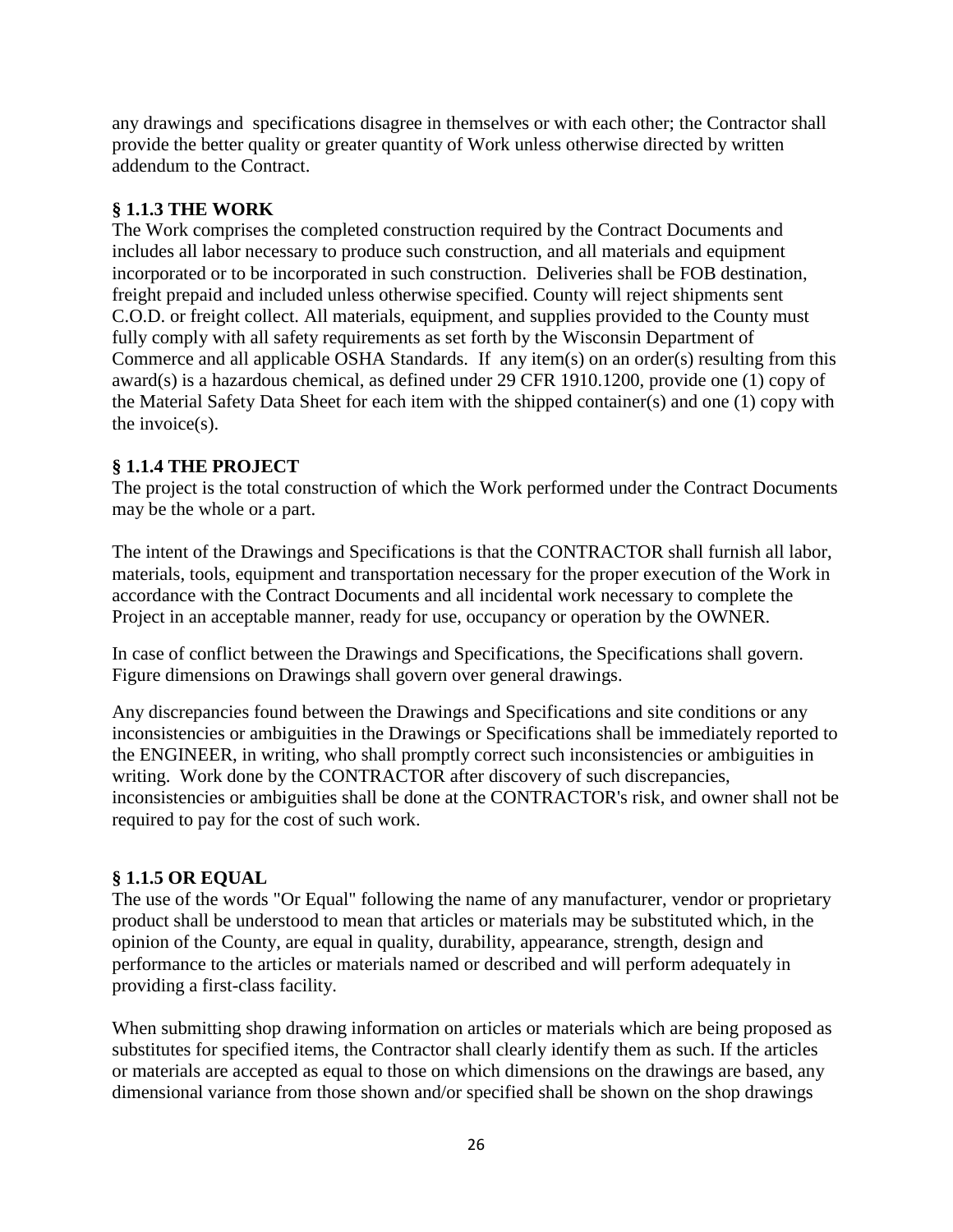any drawings and specifications disagree in themselves or with each other; the Contractor shall provide the better quality or greater quantity of Work unless otherwise directed by written addendum to the Contract.

### § 1.1.3 THE WORK

The Work comprises the completed construction required by the Contract Documents and includes all labor necessary to produce such construction, and all materials and equipment incorporated or to be incorporated in such construction. Deliveries shall be FOB destination, freight prepaid and included unless otherwise specified. County will reject shipments sent C.O.D. or freight collect. All materials, equipment, and supplies provided to the County must fully comply with all safety requirements as set forth by the Wisconsin Department of Commerce and all applicable OSHA Standards. If any item(s) on an order(s) resulting from this award(s) is a hazardous chemical, as defined under 29 CFR 1910.1200, provide one (1) copy of the Material Safety Data Sheet for each item with the shipped container(s) and one (1) copy with the invoice(s).

### § 1.1.4 THE PROJECT

The project is the total construction of which the Work performed under the Contract Documents may be the whole or a part.

The intent of the Drawings and Specifications is that the CONTRACTOR shall furnish all labor, materials, tools, equipment and transportation necessary for the proper execution of the Work in accordance with the Contract Documents and all incidental work necessary to complete the Project in an acceptable manner, ready for use, occupancy or operation by the OWNER.

In case of conflict between the Drawings and Specifications, the Specifications shall govern. Figure dimensions on Drawings shall govern over general drawings.

Any discrepancies found between the Drawings and Specifications and site conditions or any inconsistencies or ambiguities in the Drawings or Specifications shall be immediately reported to the ENGINEER, in writing, who shall promptly correct such inconsistencies or ambiguities in writing. Work done by the CONTRACTOR after discovery of such discrepancies, inconsistencies or ambiguities shall be done at the CONTRACTOR's risk, and owner shall not be required to pay for the cost of such work.

### § 1.1.5 OR EQUAL

The use of the words "Or Equal" following the name of any manufacturer, vendor or proprietary product shall be understood to mean that articles or materials may be substituted which, in the opinion of the County, are equal in quality, durability, appearance, strength, design and performance to the articles or materials named or described and will perform adequately in providing a first-class facility.

When submitting shop drawing information on articles or materials which are being proposed as substitutes for specified items, the Contractor shall clearly identify them as such. If the articles or materials are accepted as equal to those on which dimensions on the drawings are based, any dimensional variance from those shown and/or specified shall be shown on the shop drawings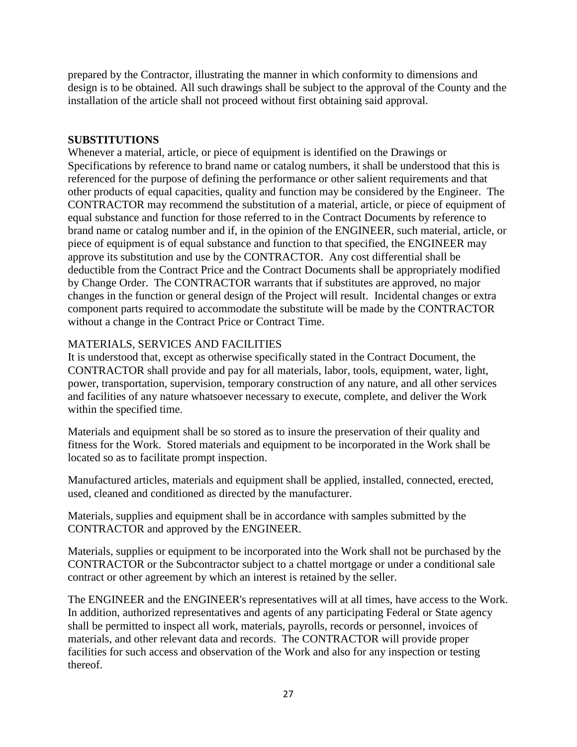prepared by the Contractor, illustrating the manner in which conformity to dimensions and design is to be obtained. All such drawings shall be subject to the approval of the County and the installation of the article shall not proceed without first obtaining said approval.

**SUBSTITUTIONS**

Whenever a material, article, or piece of equipment is identified on the Drawings or Specifications by reference to brand name or catalog numbers, it shall be understood that this is referenced for the purpose of defining the performance or other salient requirements and that other products of equal capacities, quality and function may be considered by the Engineer. The CONTRACTOR may recommend the substitution of a material, article, or piece of equipment of equal substance and function for those referred to in the Contract Documents by reference to brand name or catalog number and if, in the opinion of the ENGINEER, such material, article, or piece of equipment is of equal substance and function to that specified, the ENGINEER may approve its substitution and use by the CONTRACTOR. Any cost differential shall be deductible from the Contract Price and the Contract Documents shall be appropriately modified by Change Order. The CONTRACTOR warrants that if substitutes are approved, no major changes in the function or general design of the Project will result. Incidental changes or extra component parts required to accommodate the substitute will be made by the CONTRACTOR without a change in the Contract Price or Contract Time.

MATERIALS, SERVICES AND FACILITIES

It is understood that, except as otherwise specifically stated in the Contract Document, the CONTRACTOR shall provide and pay for all materials, labor, tools, equipment, water, light, power, transportation, supervision, temporary construction of any nature, and all other services and facilities of any nature whatsoever necessary to execute, complete, and deliver the Work within the specified time.

Materials and equipment shall be so stored as to insure the preservation of their quality and fitness for the Work. Stored materials and equipment to be incorporated in the Work shall be located so as to facilitate prompt inspection.

Manufactured articles, materials and equipment shall be applied, installed, connected, erected, used, cleaned and conditioned as directed by the manufacturer.

Materials, supplies and equipment shall be in accordance with samples submitted by the CONTRACTOR and approved by the ENGINEER.

Materials, supplies or equipment to be incorporated into the Work shall not be purchased by the CONTRACTOR or the Subcontractor subject to a chattel mortgage or under a conditional sale contract or other agreement by which an interest is retained by the seller.

The ENGINEER and the ENGINEER's representatives will at all times, have access to the Work. In addition, authorized representatives and agents of any participating Federal or State agency shall be permitted to inspect all work, materials, payrolls, records or personnel, invoices of materials, and other relevant data and records. The CONTRACTOR will provide proper facilities for such access and observation of the Work and also for any inspection or testing thereof.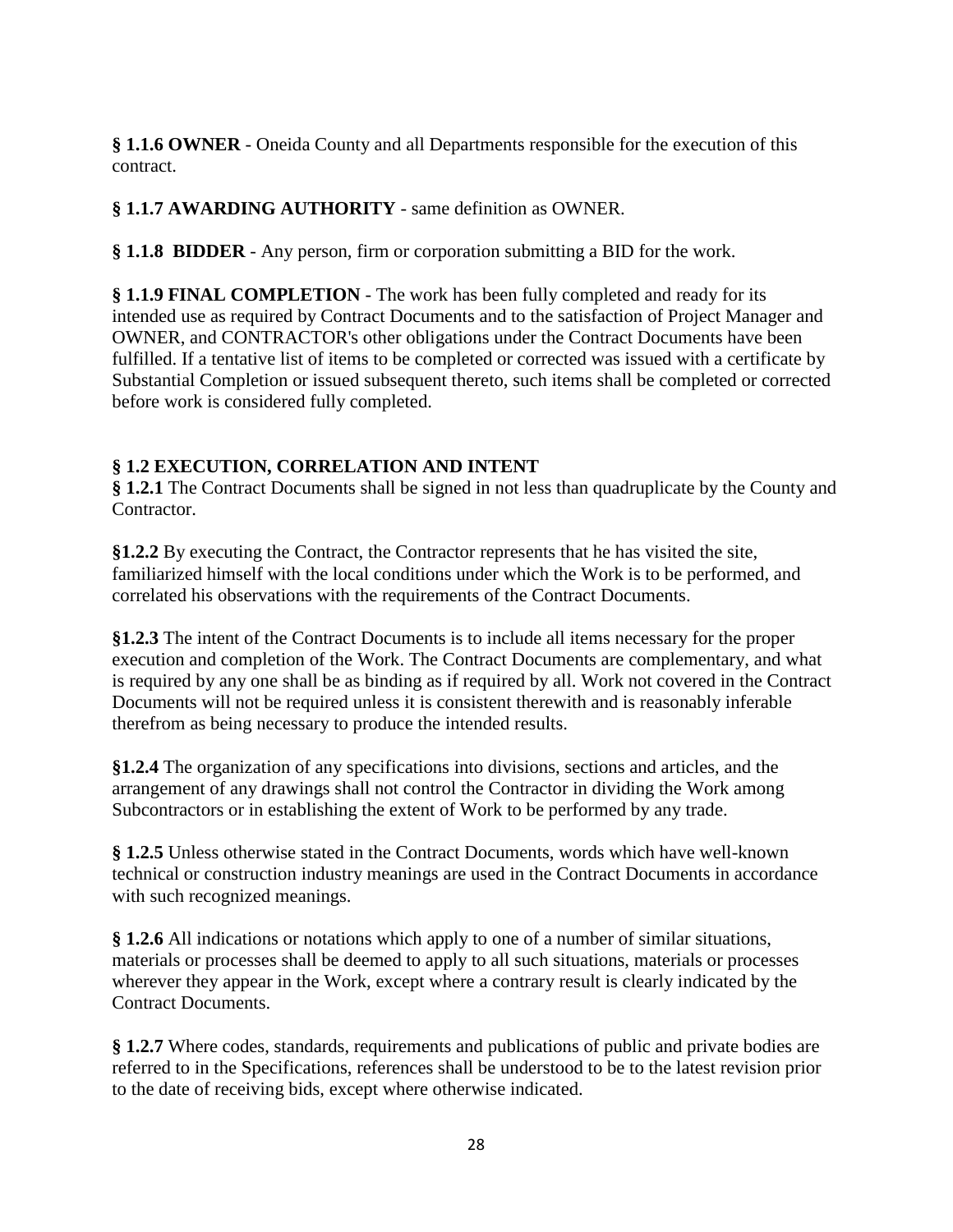**§ 1.1.6 OWNER** - Oneida County and all Departments responsible for the execution of this contract.

**§ 1.1.7 AWARDING AUTHORITY** - same definition as OWNER.

**§ 1.1.8 BIDDER** - Any person, firm or corporation submitting a BID for the work.

**§ 1.1.9 FINAL COMPLETION** - The work has been fully completed and ready for its intended use as required by Contract Documents and to the satisfaction of Project Manager and OWNER, and CONTRACTOR's other obligations under the Contract Documents have been fulfilled. If a tentative list of items to be completed or corrected was issued with a certificate by Substantial Completion or issued subsequent thereto, such items shall be completed or corrected before work is considered fully completed.

**§ 1.2 EXECUTION, CORRELATION AND INTENT**

**§ 1.2.1** The Contract Documents shall be signed in not less than quadruplicate by the County and Contractor.

**§1.2.2** By executing the Contract, the Contractor represents that he has visited the site, familiarized himself with the local conditions under which the Work is to be performed, and correlated his observations with the requirements of the Contract Documents.

**§1.2.3** The intent of the Contract Documents is to include all items necessary for the proper execution and completion of the Work. The Contract Documents are complementary, and what is required by any one shall be as binding as if required by all. Work not covered in the Contract Documents will not be required unless it is consistent therewith and is reasonably inferable therefrom as being necessary to produce the intended results.

**§1.2.4** The organization of any specifications into divisions, sections and articles, and the arrangement of any drawings shall not control the Contractor in dividing the Work among Subcontractors or in establishing the extent of Work to be performed by any trade.

**§ 1.2.5** Unless otherwise stated in the Contract Documents, words which have well-known technical or construction industry meanings are used in the Contract Documents in accordance with such recognized meanings.

**§ 1.2.6** All indications or notations which apply to one of a number of similar situations, materials or processes shall be deemed to apply to all such situations, materials or processes wherever they appear in the Work, except where a contrary result is clearly indicated by the Contract Documents.

**§ 1.2.7** Where codes, standards, requirements and publications of public and private bodies are referred to in the Specifications, references shall be understood to be to the latest revision prior to the date of receiving bids, except where otherwise indicated.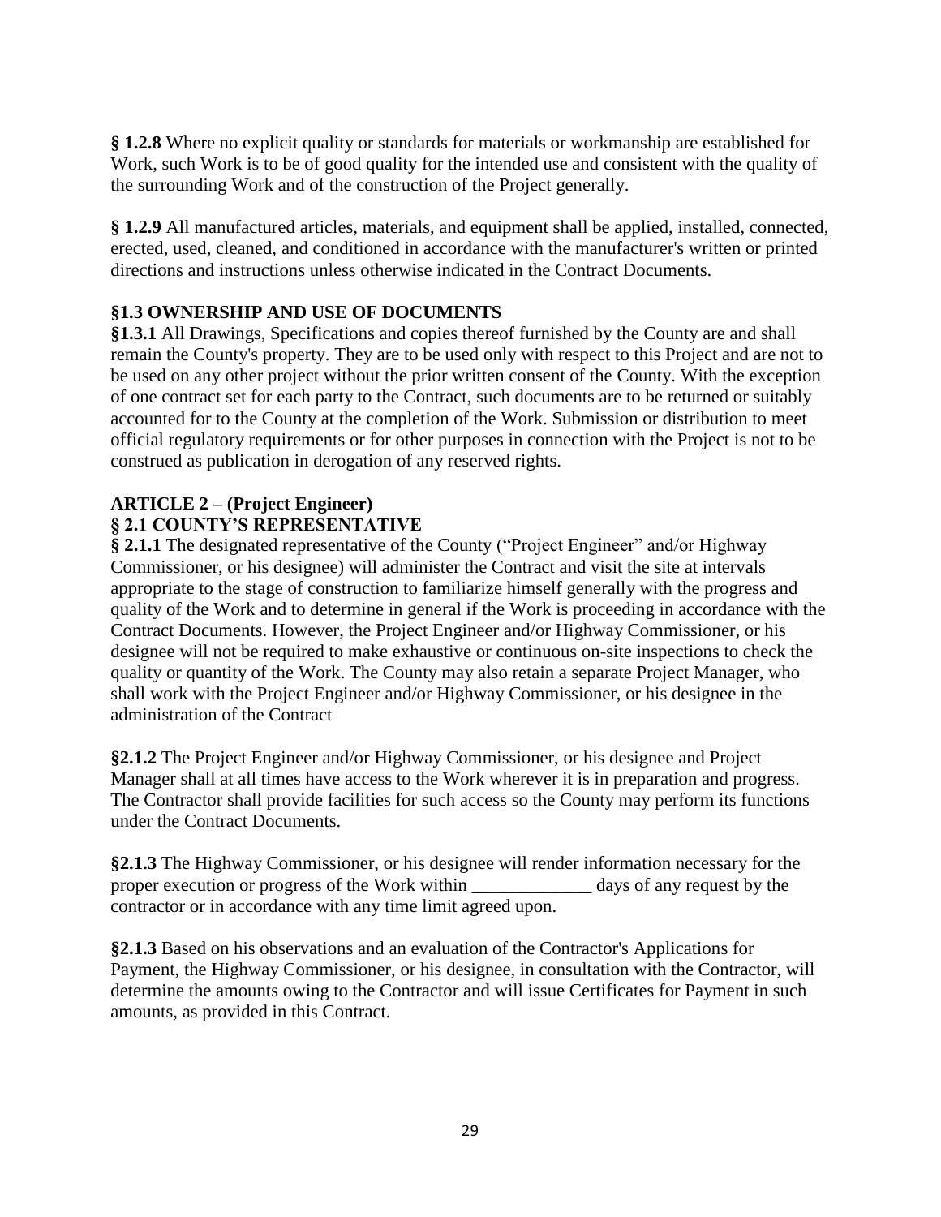**§ 1.2.8** Where no explicit quality or standards for materials or workmanship are established for Work, such Work is to be of good quality for the intended use and consistent with the quality of the surrounding Work and of the construction of the Project generally.

**§ 1.2.9** All manufactured articles, materials, and equipment shall be applied, installed, connected, erected, used, cleaned, and conditioned in accordance with the manufacturer's written or printed directions and instructions unless otherwise indicated in the Contract Documents.

**§1.3 OWNERSHIP AND USE OF DOCUMENTS**

**§1.3.1** All Drawings, Specifications and copies thereof furnished by the County are and shall remain the County's property. They are to be used only with respect to this Project and are not to be used on any other project without the prior written consent of the County. With the exception of one contract set for each party to the Contract, such documents are to be returned or suitably accounted for to the County at the completion of the Work. Submission or distribution to meet official regulatory requirements or for other purposes in connection with the Project is not to be construed as publication in derogation of any reserved rights.

**ARTICLE 2 – (Project Engineer)**

**§ 2.1 COUNTY'S REPRESENTATIVE**

**§ 2.1.1** The designated representative of the County ("Project Engineer" and/or Highway Commissioner, or his designee) will administer the Contract and visit the site at intervals appropriate to the stage of construction to familiarize himself generally with the progress and quality of the Work and to determine in general if the Work is proceeding in accordance with the Contract Documents. However, the Project Engineer and/or Highway Commissioner, or his designee will not be required to make exhaustive or continuous on-site inspections to check the quality or quantity of the Work. The County may also retain a separate Project Manager, who shall work with the Project Engineer and/or Highway Commissioner, or his designee in the administration of the Contract

**§2.1.2** The Project Engineer and/or Highway Commissioner, or his designee and Project Manager shall at all times have access to the Work wherever it is in preparation and progress. The Contractor shall provide facilities for such access so the County may perform its functions under the Contract Documents.

**§2.1.3** The Highway Commissioner, or his designee will render information necessary for the proper execution or progress of the Work within _____________ days of any request by the contractor or in accordance with any time limit agreed upon.

**§2.1.3** Based on his observations and an evaluation of the Contractor's Applications for Payment, the Highway Commissioner, or his designee, in consultation with the Contractor, will determine the amounts owing to the Contractor and will issue Certificates for Payment in such amounts, as provided in this Contract.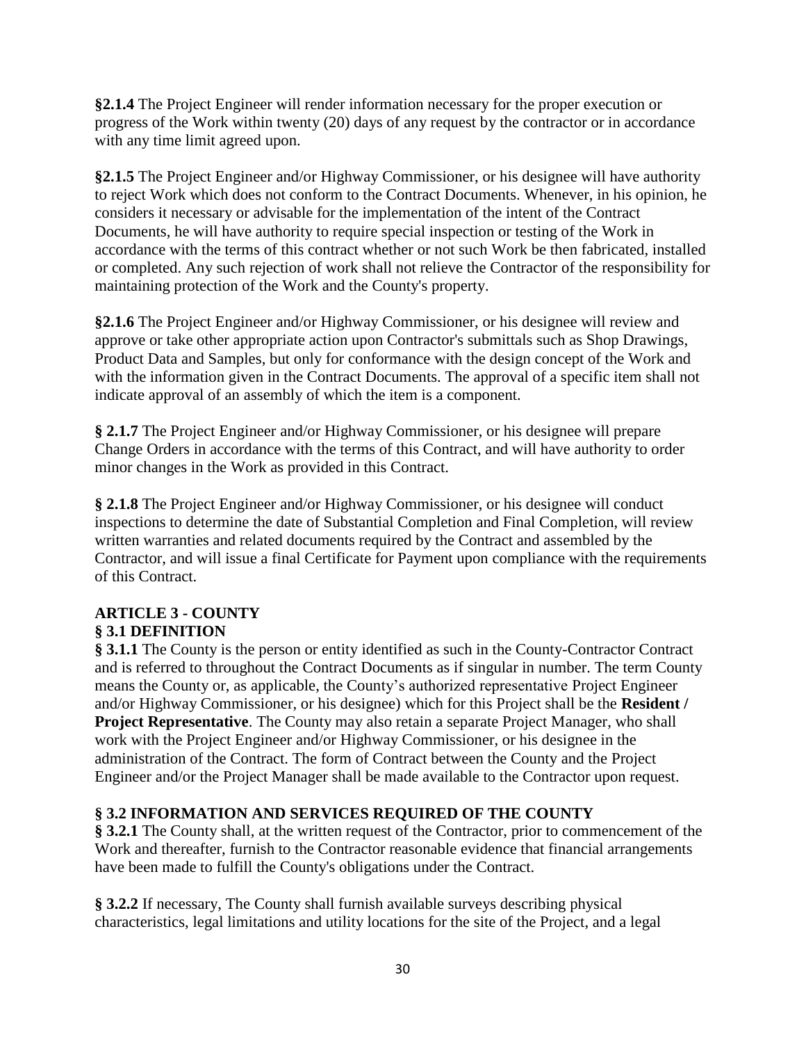**§2.1.4** The Project Engineer will render information necessary for the proper execution or progress of the Work within twenty (20) days of any request by the contractor or in accordance with any time limit agreed upon.

**§2.1.5** The Project Engineer and/or Highway Commissioner, or his designee will have authority to reject Work which does not conform to the Contract Documents. Whenever, in his opinion, he considers it necessary or advisable for the implementation of the intent of the Contract Documents, he will have authority to require special inspection or testing of the Work in accordance with the terms of this contract whether or not such Work be then fabricated, installed or completed. Any such rejection of work shall not relieve the Contractor of the responsibility for maintaining protection of the Work and the County's property.

**§2.1.6** The Project Engineer and/or Highway Commissioner, or his designee will review and approve or take other appropriate action upon Contractor's submittals such as Shop Drawings, Product Data and Samples, but only for conformance with the design concept of the Work and with the information given in the Contract Documents. The approval of a specific item shall not indicate approval of an assembly of which the item is a component.

**§ 2.1.7** The Project Engineer and/or Highway Commissioner, or his designee will prepare Change Orders in accordance with the terms of this Contract, and will have authority to order minor changes in the Work as provided in this Contract.

**§ 2.1.8** The Project Engineer and/or Highway Commissioner, or his designee will conduct inspections to determine the date of Substantial Completion and Final Completion, will review written warranties and related documents required by the Contract and assembled by the Contractor, and will issue a final Certificate for Payment upon compliance with the requirements of this Contract.

## ARTICLE 3 - COUNTY

### § 3.1 DEFINITION

**§ 3.1.1** The County is the person or entity identified as such in the County-Contractor Contract and is referred to throughout the Contract Documents as if singular in number. The term County means the County or, as applicable, the County's authorized representative Project Engineer and/or Highway Commissioner, or his designee) which for this Project shall be the **Resident / Project Representative**. The County may also retain a separate Project Manager, who shall work with the Project Engineer and/or Highway Commissioner, or his designee in the administration of the Contract. The form of Contract between the County and the Project Engineer and/or the Project Manager shall be made available to the Contractor upon request.

### § 3.2 INFORMATION AND SERVICES REQUIRED OF THE COUNTY

**§ 3.2.1** The County shall, at the written request of the Contractor, prior to commencement of the Work and thereafter, furnish to the Contractor reasonable evidence that financial arrangements have been made to fulfill the County's obligations under the Contract.

**§ 3.2.2** If necessary, The County shall furnish available surveys describing physical characteristics, legal limitations and utility locations for the site of the Project, and a legal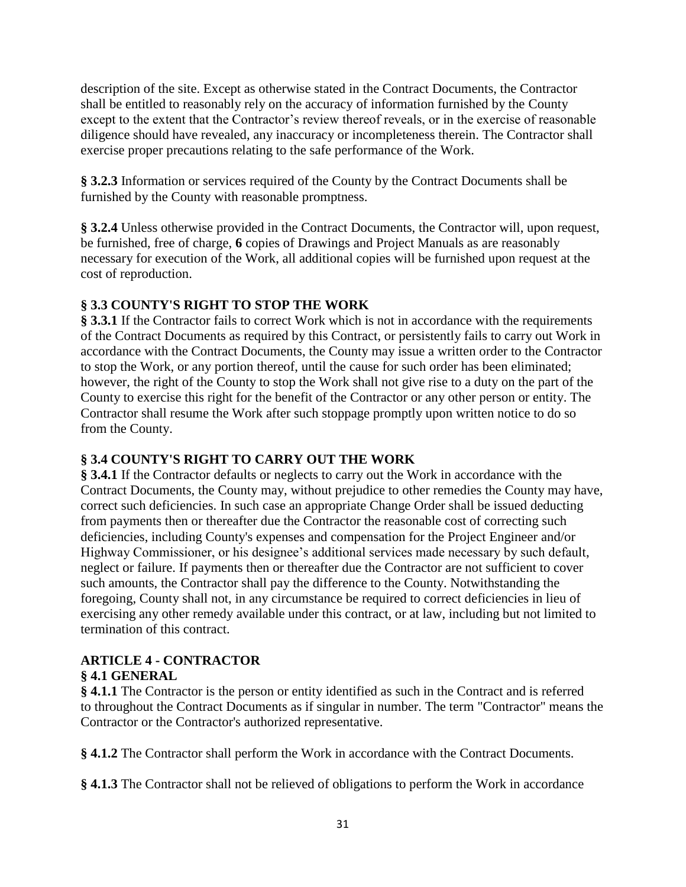description of the site. Except as otherwise stated in the Contract Documents, the Contractor shall be entitled to reasonably rely on the accuracy of information furnished by the County except to the extent that the Contractor's review thereof reveals, or in the exercise of reasonable diligence should have revealed, any inaccuracy or incompleteness therein. The Contractor shall exercise proper precautions relating to the safe performance of the Work.

**§ 3.2.3** Information or services required of the County by the Contract Documents shall be furnished by the County with reasonable promptness.

**§ 3.2.4** Unless otherwise provided in the Contract Documents, the Contractor will, upon request, be furnished, free of charge, **6** copies of Drawings and Project Manuals as are reasonably necessary for execution of the Work, all additional copies will be furnished upon request at the cost of reproduction.

### § 3.3 COUNTY'S RIGHT TO STOP THE WORK

**§ 3.3.1** If the Contractor fails to correct Work which is not in accordance with the requirements of the Contract Documents as required by this Contract, or persistently fails to carry out Work in accordance with the Contract Documents, the County may issue a written order to the Contractor to stop the Work, or any portion thereof, until the cause for such order has been eliminated; however, the right of the County to stop the Work shall not give rise to a duty on the part of the County to exercise this right for the benefit of the Contractor or any other person or entity. The Contractor shall resume the Work after such stoppage promptly upon written notice to do so from the County.

### § 3.4 COUNTY'S RIGHT TO CARRY OUT THE WORK

**§ 3.4.1** If the Contractor defaults or neglects to carry out the Work in accordance with the Contract Documents, the County may, without prejudice to other remedies the County may have, correct such deficiencies. In such case an appropriate Change Order shall be issued deducting from payments then or thereafter due the Contractor the reasonable cost of correcting such deficiencies, including County's expenses and compensation for the Project Engineer and/or Highway Commissioner, or his designee's additional services made necessary by such default, neglect or failure. If payments then or thereafter due the Contractor are not sufficient to cover such amounts, the Contractor shall pay the difference to the County. Notwithstanding the foregoing, County shall not, in any circumstance be required to correct deficiencies in lieu of exercising any other remedy available under this contract, or at law, including but not limited to termination of this contract.

## ARTICLE 4 - CONTRACTOR

### § 4.1 GENERAL

**§ 4.1.1** The Contractor is the person or entity identified as such in the Contract and is referred to throughout the Contract Documents as if singular in number. The term "Contractor" means the Contractor or the Contractor's authorized representative.

**§ 4.1.2** The Contractor shall perform the Work in accordance with the Contract Documents.

**§ 4.1.3** The Contractor shall not be relieved of obligations to perform the Work in accordance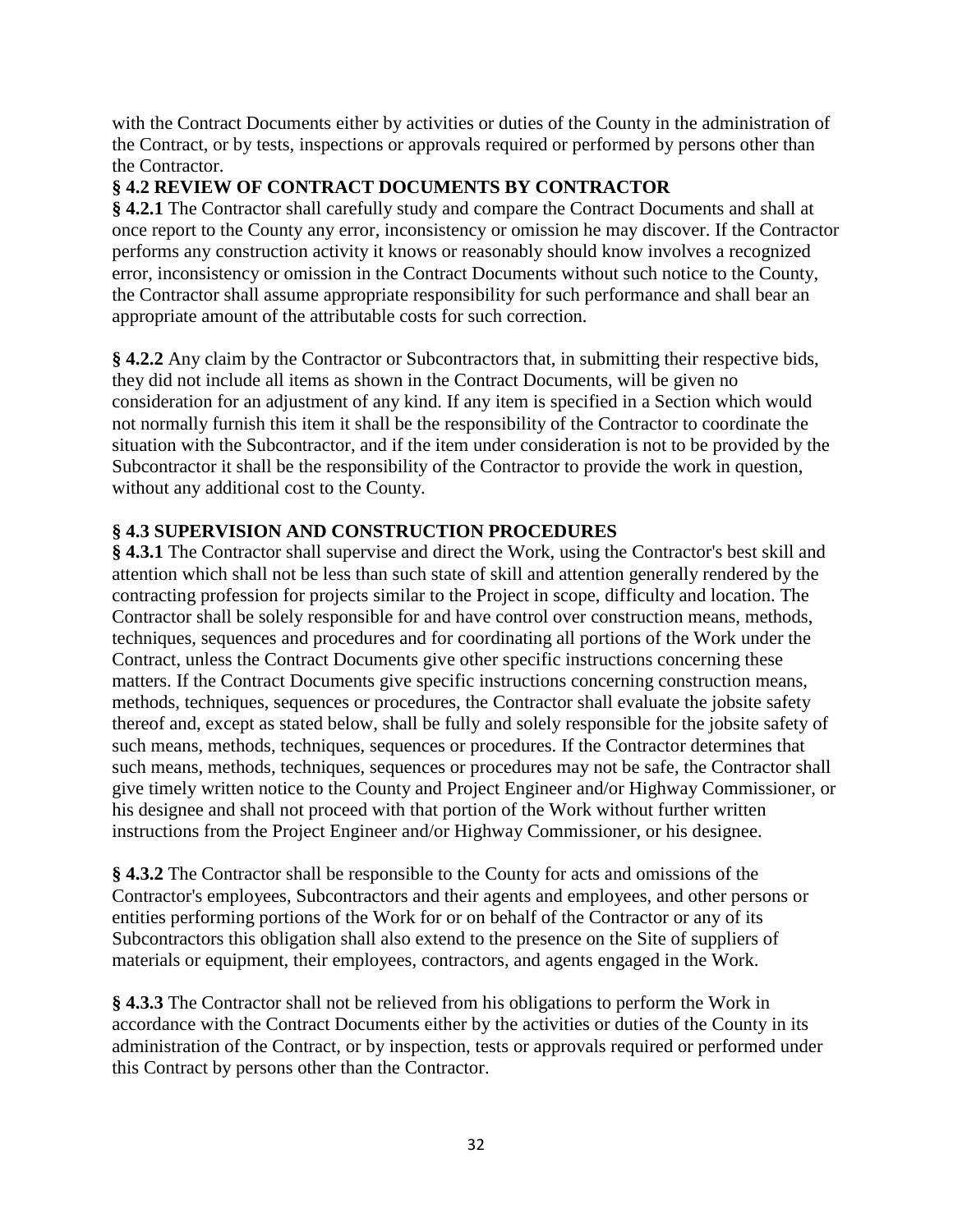with the Contract Documents either by activities or duties of the County in the administration of the Contract, or by tests, inspections or approvals required or performed by persons other than the Contractor.

### § 4.2 REVIEW OF CONTRACT DOCUMENTS BY CONTRACTOR

**§ 4.2.1** The Contractor shall carefully study and compare the Contract Documents and shall at once report to the County any error, inconsistency or omission he may discover. If the Contractor performs any construction activity it knows or reasonably should know involves a recognized error, inconsistency or omission in the Contract Documents without such notice to the County, the Contractor shall assume appropriate responsibility for such performance and shall bear an appropriate amount of the attributable costs for such correction.

**§ 4.2.2** Any claim by the Contractor or Subcontractors that, in submitting their respective bids, they did not include all items as shown in the Contract Documents, will be given no consideration for an adjustment of any kind. If any item is specified in a Section which would not normally furnish this item it shall be the responsibility of the Contractor to coordinate the situation with the Subcontractor, and if the item under consideration is not to be provided by the Subcontractor it shall be the responsibility of the Contractor to provide the work in question, without any additional cost to the County.

### § 4.3 SUPERVISION AND CONSTRUCTION PROCEDURES

**§ 4.3.1** The Contractor shall supervise and direct the Work, using the Contractor's best skill and attention which shall not be less than such state of skill and attention generally rendered by the contracting profession for projects similar to the Project in scope, difficulty and location. The Contractor shall be solely responsible for and have control over construction means, methods, techniques, sequences and procedures and for coordinating all portions of the Work under the Contract, unless the Contract Documents give other specific instructions concerning these matters. If the Contract Documents give specific instructions concerning construction means, methods, techniques, sequences or procedures, the Contractor shall evaluate the jobsite safety thereof and, except as stated below, shall be fully and solely responsible for the jobsite safety of such means, methods, techniques, sequences or procedures. If the Contractor determines that such means, methods, techniques, sequences or procedures may not be safe, the Contractor shall give timely written notice to the County and Project Engineer and/or Highway Commissioner, or his designee and shall not proceed with that portion of the Work without further written instructions from the Project Engineer and/or Highway Commissioner, or his designee.

**§ 4.3.2** The Contractor shall be responsible to the County for acts and omissions of the Contractor's employees, Subcontractors and their agents and employees, and other persons or entities performing portions of the Work for or on behalf of the Contractor or any of its Subcontractors this obligation shall also extend to the presence on the Site of suppliers of materials or equipment, their employees, contractors, and agents engaged in the Work.

**§ 4.3.3** The Contractor shall not be relieved from his obligations to perform the Work in accordance with the Contract Documents either by the activities or duties of the County in its administration of the Contract, or by inspection, tests or approvals required or performed under this Contract by persons other than the Contractor.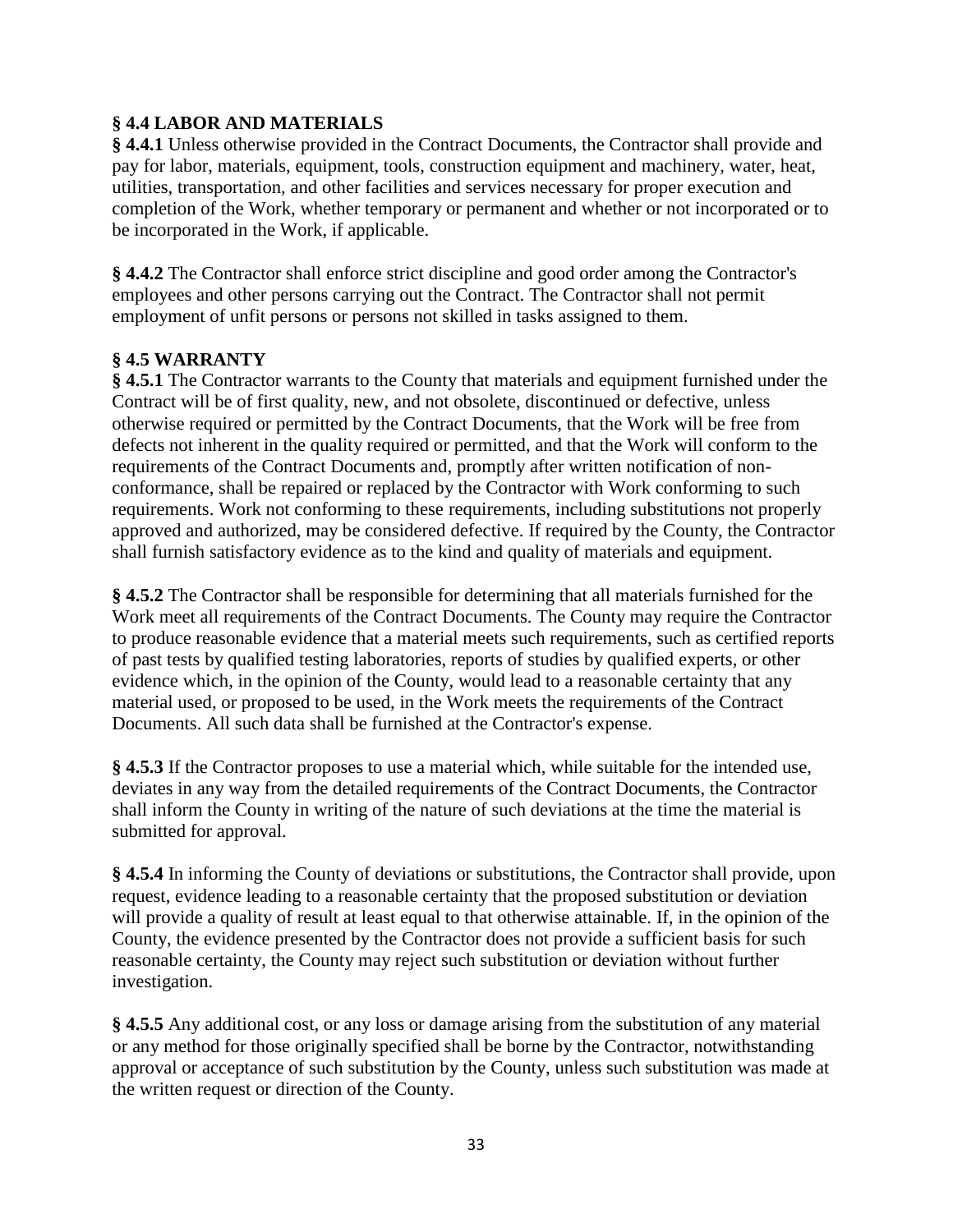### § 4.4 LABOR AND MATERIALS

**§ 4.4.1** Unless otherwise provided in the Contract Documents, the Contractor shall provide and pay for labor, materials, equipment, tools, construction equipment and machinery, water, heat, utilities, transportation, and other facilities and services necessary for proper execution and completion of the Work, whether temporary or permanent and whether or not incorporated or to be incorporated in the Work, if applicable.

**§ 4.4.2** The Contractor shall enforce strict discipline and good order among the Contractor's employees and other persons carrying out the Contract. The Contractor shall not permit employment of unfit persons or persons not skilled in tasks assigned to them.

### § 4.5 WARRANTY

**§ 4.5.1** The Contractor warrants to the County that materials and equipment furnished under the Contract will be of first quality, new, and not obsolete, discontinued or defective, unless otherwise required or permitted by the Contract Documents, that the Work will be free from defects not inherent in the quality required or permitted, and that the Work will conform to the requirements of the Contract Documents and, promptly after written notification of non-conformance, shall be repaired or replaced by the Contractor with Work conforming to such requirements. Work not conforming to these requirements, including substitutions not properly approved and authorized, may be considered defective. If required by the County, the Contractor shall furnish satisfactory evidence as to the kind and quality of materials and equipment.

**§ 4.5.2** The Contractor shall be responsible for determining that all materials furnished for the Work meet all requirements of the Contract Documents. The County may require the Contractor to produce reasonable evidence that a material meets such requirements, such as certified reports of past tests by qualified testing laboratories, reports of studies by qualified experts, or other evidence which, in the opinion of the County, would lead to a reasonable certainty that any material used, or proposed to be used, in the Work meets the requirements of the Contract Documents. All such data shall be furnished at the Contractor's expense.

**§ 4.5.3** If the Contractor proposes to use a material which, while suitable for the intended use, deviates in any way from the detailed requirements of the Contract Documents, the Contractor shall inform the County in writing of the nature of such deviations at the time the material is submitted for approval.

**§ 4.5.4** In informing the County of deviations or substitutions, the Contractor shall provide, upon request, evidence leading to a reasonable certainty that the proposed substitution or deviation will provide a quality of result at least equal to that otherwise attainable. If, in the opinion of the County, the evidence presented by the Contractor does not provide a sufficient basis for such reasonable certainty, the County may reject such substitution or deviation without further investigation.

**§ 4.5.5** Any additional cost, or any loss or damage arising from the substitution of any material or any method for those originally specified shall be borne by the Contractor, notwithstanding approval or acceptance of such substitution by the County, unless such substitution was made at the written request or direction of the County.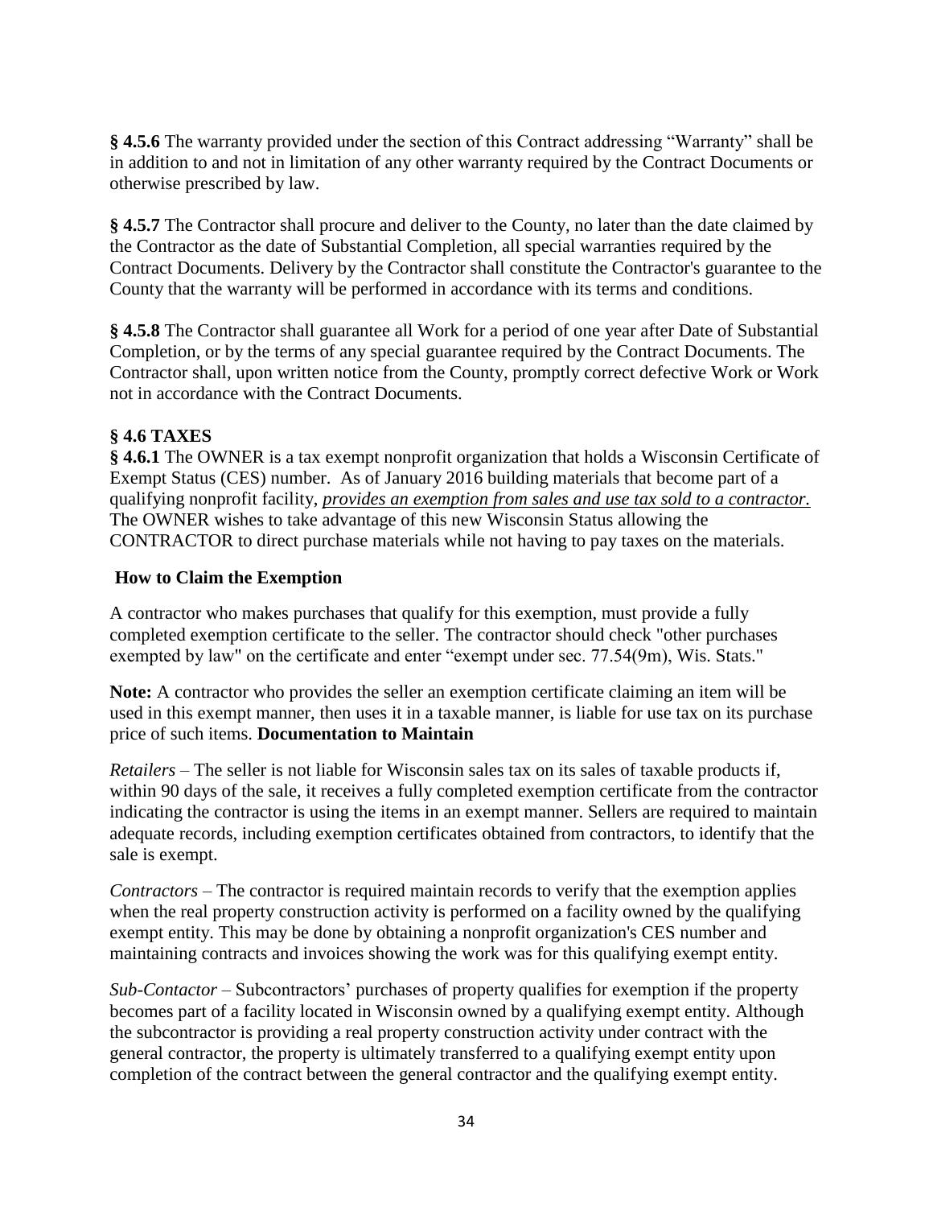**§ 4.5.6** The warranty provided under the section of this Contract addressing "Warranty" shall be in addition to and not in limitation of any other warranty required by the Contract Documents or otherwise prescribed by law.

**§ 4.5.7** The Contractor shall procure and deliver to the County, no later than the date claimed by the Contractor as the date of Substantial Completion, all special warranties required by the Contract Documents. Delivery by the Contractor shall constitute the Contractor's guarantee to the County that the warranty will be performed in accordance with its terms and conditions.

**§ 4.5.8** The Contractor shall guarantee all Work for a period of one year after Date of Substantial Completion, or by the terms of any special guarantee required by the Contract Documents. The Contractor shall, upon written notice from the County, promptly correct defective Work or Work not in accordance with the Contract Documents.

**§ 4.6 TAXES**

**§ 4.6.1** The OWNER is a tax exempt nonprofit organization that holds a Wisconsin Certificate of Exempt Status (CES) number. As of January 2016 building materials that become part of a qualifying nonprofit facility, *provides an exemption from sales and use tax sold to a contractor.* The OWNER wishes to take advantage of this new Wisconsin Status allowing the CONTRACTOR to direct purchase materials while not having to pay taxes on the materials.

**How to Claim the Exemption**

A contractor who makes purchases that qualify for this exemption, must provide a fully completed exemption certificate to the seller. The contractor should check "other purchases exempted by law" on the certificate and enter "exempt under sec. 77.54(9m), Wis. Stats."

**Note:** A contractor who provides the seller an exemption certificate claiming an item will be used in this exempt manner, then uses it in a taxable manner, is liable for use tax on its purchase price of such items. **Documentation to Maintain**

*Retailers* – The seller is not liable for Wisconsin sales tax on its sales of taxable products if, within 90 days of the sale, it receives a fully completed exemption certificate from the contractor indicating the contractor is using the items in an exempt manner. Sellers are required to maintain adequate records, including exemption certificates obtained from contractors, to identify that the sale is exempt.

*Contractors* – The contractor is required maintain records to verify that the exemption applies when the real property construction activity is performed on a facility owned by the qualifying exempt entity. This may be done by obtaining a nonprofit organization's CES number and maintaining contracts and invoices showing the work was for this qualifying exempt entity.

*Sub-Contactor* – Subcontractors' purchases of property qualifies for exemption if the property becomes part of a facility located in Wisconsin owned by a qualifying exempt entity. Although the subcontractor is providing a real property construction activity under contract with the general contractor, the property is ultimately transferred to a qualifying exempt entity upon completion of the contract between the general contractor and the qualifying exempt entity.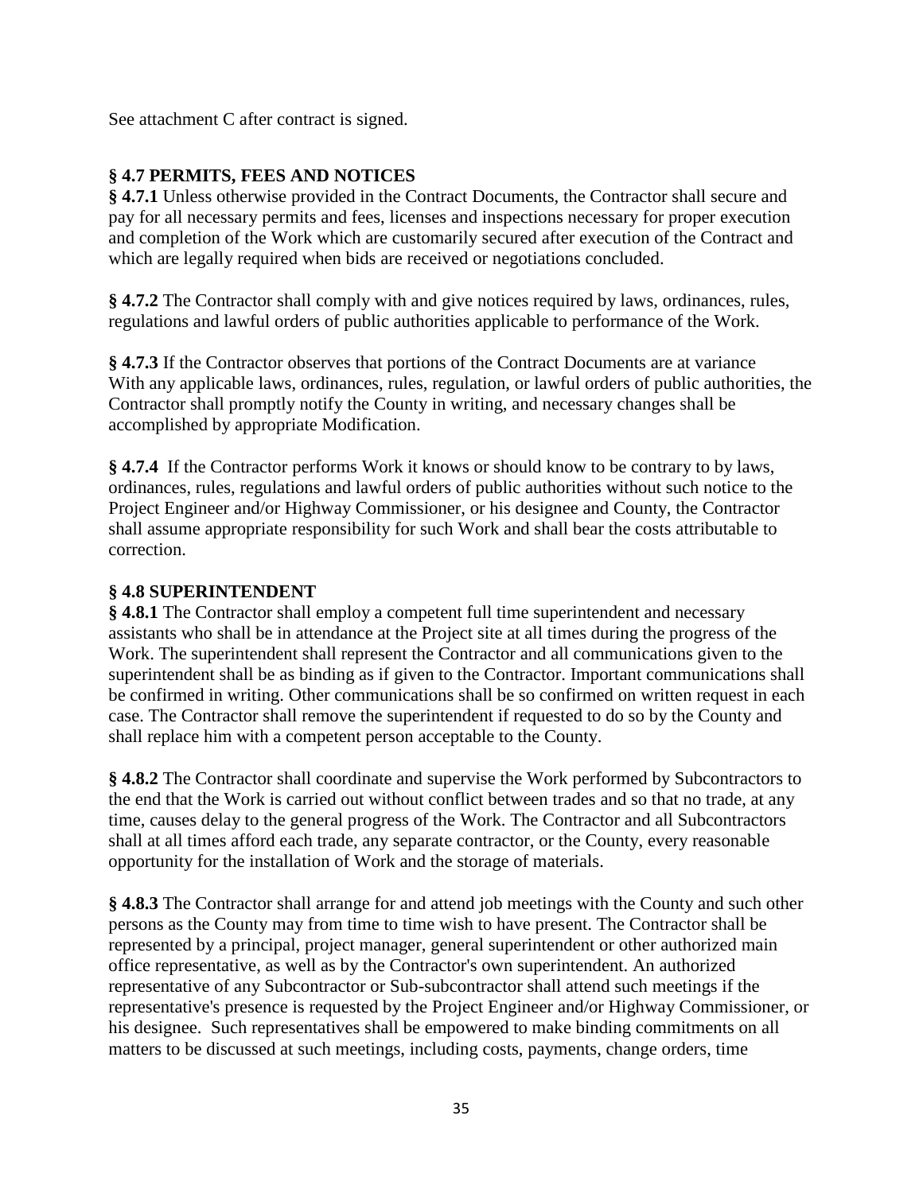See attachment C after contract is signed.

## § 4.7 PERMITS, FEES AND NOTICES

**§ 4.7.1** Unless otherwise provided in the Contract Documents, the Contractor shall secure and pay for all necessary permits and fees, licenses and inspections necessary for proper execution and completion of the Work which are customarily secured after execution of the Contract and which are legally required when bids are received or negotiations concluded.

**§ 4.7.2** The Contractor shall comply with and give notices required by laws, ordinances, rules, regulations and lawful orders of public authorities applicable to performance of the Work.

**§ 4.7.3** If the Contractor observes that portions of the Contract Documents are at variance With any applicable laws, ordinances, rules, regulation, or lawful orders of public authorities, the Contractor shall promptly notify the County in writing, and necessary changes shall be accomplished by appropriate Modification.

**§ 4.7.4** If the Contractor performs Work it knows or should know to be contrary to by laws, ordinances, rules, regulations and lawful orders of public authorities without such notice to the Project Engineer and/or Highway Commissioner, or his designee and County, the Contractor shall assume appropriate responsibility for such Work and shall bear the costs attributable to correction.

## § 4.8 SUPERINTENDENT

**§ 4.8.1** The Contractor shall employ a competent full time superintendent and necessary assistants who shall be in attendance at the Project site at all times during the progress of the Work. The superintendent shall represent the Contractor and all communications given to the superintendent shall be as binding as if given to the Contractor. Important communications shall be confirmed in writing. Other communications shall be so confirmed on written request in each case. The Contractor shall remove the superintendent if requested to do so by the County and shall replace him with a competent person acceptable to the County.

**§ 4.8.2** The Contractor shall coordinate and supervise the Work performed by Subcontractors to the end that the Work is carried out without conflict between trades and so that no trade, at any time, causes delay to the general progress of the Work. The Contractor and all Subcontractors shall at all times afford each trade, any separate contractor, or the County, every reasonable opportunity for the installation of Work and the storage of materials.

**§ 4.8.3** The Contractor shall arrange for and attend job meetings with the County and such other persons as the County may from time to time wish to have present. The Contractor shall be represented by a principal, project manager, general superintendent or other authorized main office representative, as well as by the Contractor's own superintendent. An authorized representative of any Subcontractor or Sub-subcontractor shall attend such meetings if the representative's presence is requested by the Project Engineer and/or Highway Commissioner, or his designee. Such representatives shall be empowered to make binding commitments on all matters to be discussed at such meetings, including costs, payments, change orders, time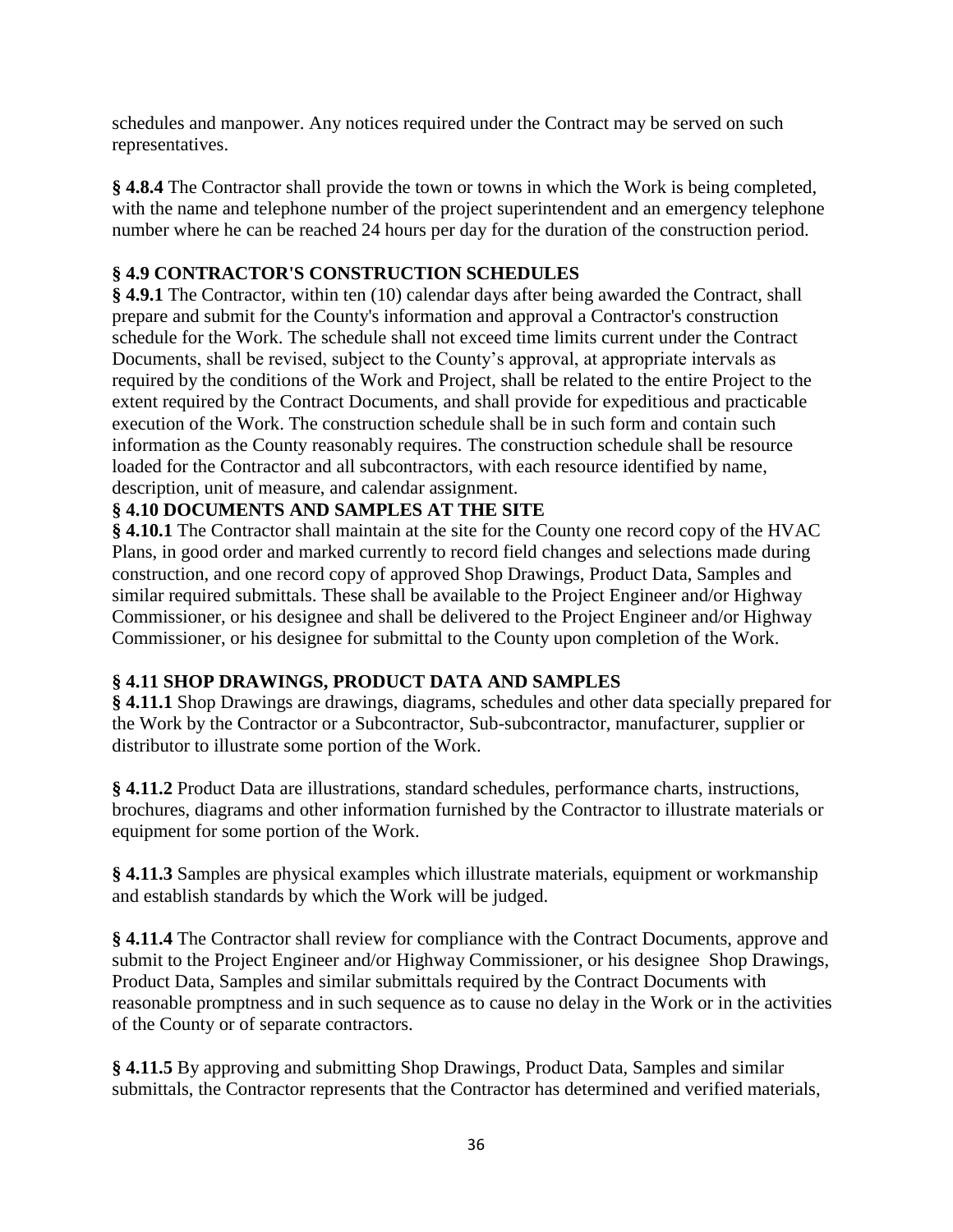schedules and manpower. Any notices required under the Contract may be served on such representatives.

**§ 4.8.4** The Contractor shall provide the town or towns in which the Work is being completed, with the name and telephone number of the project superintendent and an emergency telephone number where he can be reached 24 hours per day for the duration of the construction period.

**§ 4.9 CONTRACTOR'S CONSTRUCTION SCHEDULES**

**§ 4.9.1** The Contractor, within ten (10) calendar days after being awarded the Contract, shall prepare and submit for the County's information and approval a Contractor's construction schedule for the Work. The schedule shall not exceed time limits current under the Contract Documents, shall be revised, subject to the County's approval, at appropriate intervals as required by the conditions of the Work and Project, shall be related to the entire Project to the extent required by the Contract Documents, and shall provide for expeditious and practicable execution of the Work. The construction schedule shall be in such form and contain such information as the County reasonably requires. The construction schedule shall be resource loaded for the Contractor and all subcontractors, with each resource identified by name, description, unit of measure, and calendar assignment.

**§ 4.10 DOCUMENTS AND SAMPLES AT THE SITE**

**§ 4.10.1** The Contractor shall maintain at the site for the County one record copy of the HVAC Plans, in good order and marked currently to record field changes and selections made during construction, and one record copy of approved Shop Drawings, Product Data, Samples and similar required submittals. These shall be available to the Project Engineer and/or Highway Commissioner, or his designee and shall be delivered to the Project Engineer and/or Highway Commissioner, or his designee for submittal to the County upon completion of the Work.

**§ 4.11 SHOP DRAWINGS, PRODUCT DATA AND SAMPLES**

**§ 4.11.1** Shop Drawings are drawings, diagrams, schedules and other data specially prepared for the Work by the Contractor or a Subcontractor, Sub-subcontractor, manufacturer, supplier or distributor to illustrate some portion of the Work.

**§ 4.11.2** Product Data are illustrations, standard schedules, performance charts, instructions, brochures, diagrams and other information furnished by the Contractor to illustrate materials or equipment for some portion of the Work.

**§ 4.11.3** Samples are physical examples which illustrate materials, equipment or workmanship and establish standards by which the Work will be judged.

**§ 4.11.4** The Contractor shall review for compliance with the Contract Documents, approve and submit to the Project Engineer and/or Highway Commissioner, or his designee Shop Drawings, Product Data, Samples and similar submittals required by the Contract Documents with reasonable promptness and in such sequence as to cause no delay in the Work or in the activities of the County or of separate contractors.

**§ 4.11.5** By approving and submitting Shop Drawings, Product Data, Samples and similar submittals, the Contractor represents that the Contractor has determined and verified materials,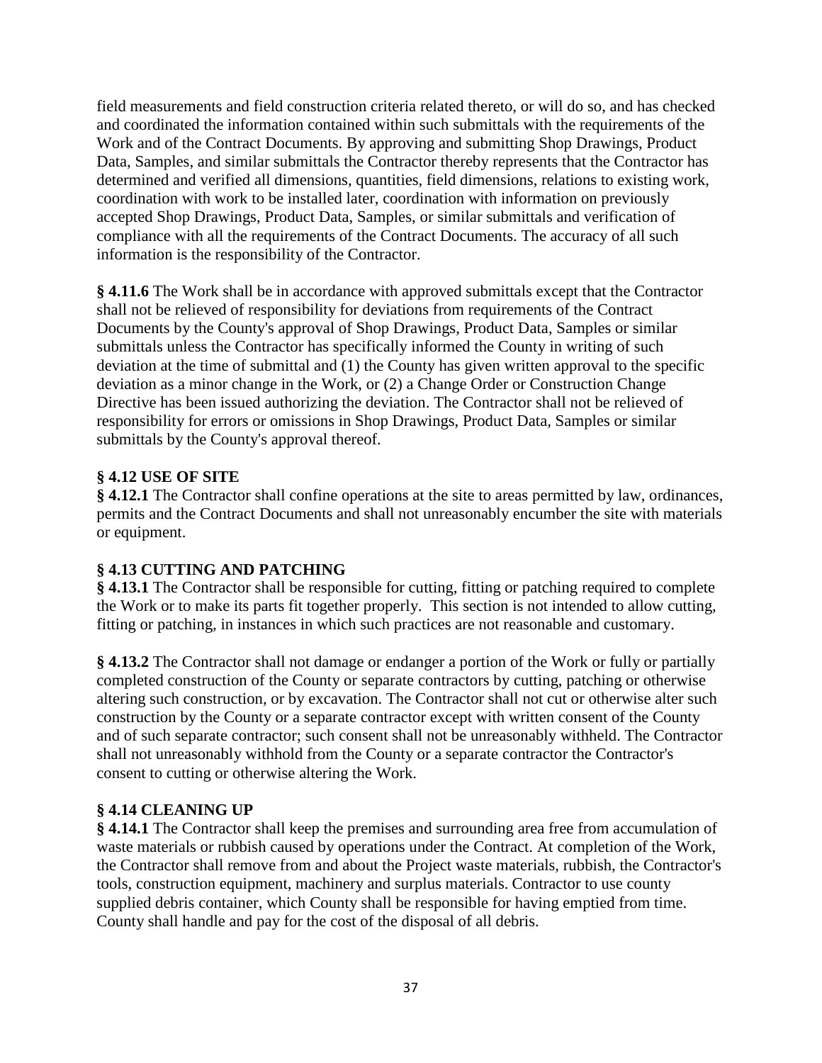field measurements and field construction criteria related thereto, or will do so, and has checked and coordinated the information contained within such submittals with the requirements of the Work and of the Contract Documents. By approving and submitting Shop Drawings, Product Data, Samples, and similar submittals the Contractor thereby represents that the Contractor has determined and verified all dimensions, quantities, field dimensions, relations to existing work, coordination with work to be installed later, coordination with information on previously accepted Shop Drawings, Product Data, Samples, or similar submittals and verification of compliance with all the requirements of the Contract Documents. The accuracy of all such information is the responsibility of the Contractor.

**§ 4.11.6** The Work shall be in accordance with approved submittals except that the Contractor shall not be relieved of responsibility for deviations from requirements of the Contract Documents by the County's approval of Shop Drawings, Product Data, Samples or similar submittals unless the Contractor has specifically informed the County in writing of such deviation at the time of submittal and (1) the County has given written approval to the specific deviation as a minor change in the Work, or (2) a Change Order or Construction Change Directive has been issued authorizing the deviation. The Contractor shall not be relieved of responsibility for errors or omissions in Shop Drawings, Product Data, Samples or similar submittals by the County's approval thereof.

**§ 4.12 USE OF SITE**

**§ 4.12.1** The Contractor shall confine operations at the site to areas permitted by law, ordinances, permits and the Contract Documents and shall not unreasonably encumber the site with materials or equipment.

**§ 4.13 CUTTING AND PATCHING**

**§ 4.13.1** The Contractor shall be responsible for cutting, fitting or patching required to complete the Work or to make its parts fit together properly. This section is not intended to allow cutting, fitting or patching, in instances in which such practices are not reasonable and customary.

**§ 4.13.2** The Contractor shall not damage or endanger a portion of the Work or fully or partially completed construction of the County or separate contractors by cutting, patching or otherwise altering such construction, or by excavation. The Contractor shall not cut or otherwise alter such construction by the County or a separate contractor except with written consent of the County and of such separate contractor; such consent shall not be unreasonably withheld. The Contractor shall not unreasonably withhold from the County or a separate contractor the Contractor's consent to cutting or otherwise altering the Work.

**§ 4.14 CLEANING UP**

**§ 4.14.1** The Contractor shall keep the premises and surrounding area free from accumulation of waste materials or rubbish caused by operations under the Contract. At completion of the Work, the Contractor shall remove from and about the Project waste materials, rubbish, the Contractor's tools, construction equipment, machinery and surplus materials. Contractor to use county supplied debris container, which County shall be responsible for having emptied from time. County shall handle and pay for the cost of the disposal of all debris.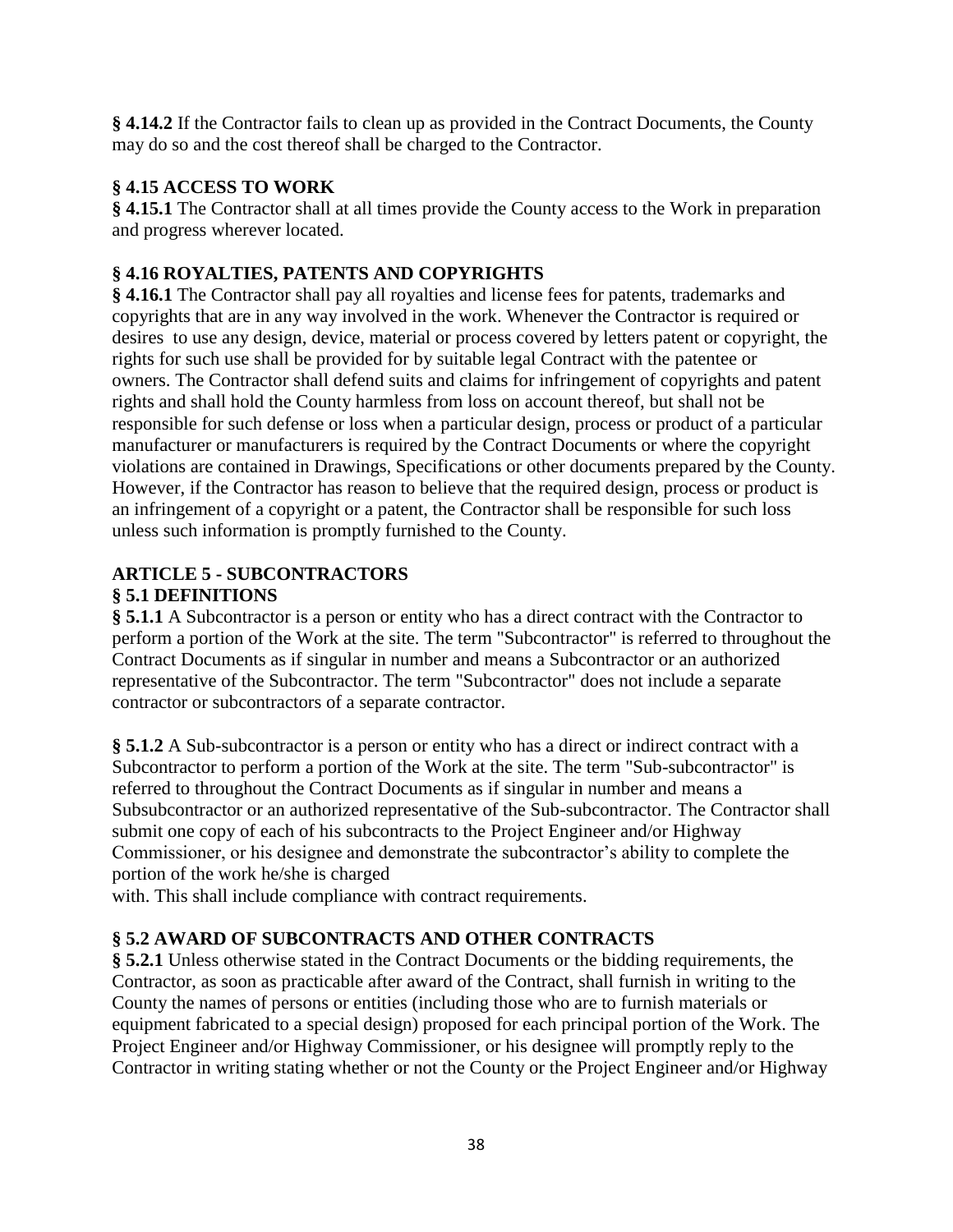**§ 4.14.2** If the Contractor fails to clean up as provided in the Contract Documents, the County may do so and the cost thereof shall be charged to the Contractor.

### § 4.15 ACCESS TO WORK

**§ 4.15.1** The Contractor shall at all times provide the County access to the Work in preparation and progress wherever located.

### § 4.16 ROYALTIES, PATENTS AND COPYRIGHTS

**§ 4.16.1** The Contractor shall pay all royalties and license fees for patents, trademarks and copyrights that are in any way involved in the work. Whenever the Contractor is required or desires to use any design, device, material or process covered by letters patent or copyright, the rights for such use shall be provided for by suitable legal Contract with the patentee or owners. The Contractor shall defend suits and claims for infringement of copyrights and patent rights and shall hold the County harmless from loss on account thereof, but shall not be responsible for such defense or loss when a particular design, process or product of a particular manufacturer or manufacturers is required by the Contract Documents or where the copyright violations are contained in Drawings, Specifications or other documents prepared by the County. However, if the Contractor has reason to believe that the required design, process or product is an infringement of a copyright or a patent, the Contractor shall be responsible for such loss unless such information is promptly furnished to the County.

## ARTICLE 5 - SUBCONTRACTORS

### § 5.1 DEFINITIONS

**§ 5.1.1** A Subcontractor is a person or entity who has a direct contract with the Contractor to perform a portion of the Work at the site. The term "Subcontractor" is referred to throughout the Contract Documents as if singular in number and means a Subcontractor or an authorized representative of the Subcontractor. The term "Subcontractor" does not include a separate contractor or subcontractors of a separate contractor.

**§ 5.1.2** A Sub-subcontractor is a person or entity who has a direct or indirect contract with a Subcontractor to perform a portion of the Work at the site. The term "Sub-subcontractor" is referred to throughout the Contract Documents as if singular in number and means a Subsubcontractor or an authorized representative of the Sub-subcontractor. The Contractor shall submit one copy of each of his subcontracts to the Project Engineer and/or Highway Commissioner, or his designee and demonstrate the subcontractor's ability to complete the portion of the work he/she is charged with. This shall include compliance with contract requirements.

### § 5.2 AWARD OF SUBCONTRACTS AND OTHER CONTRACTS

**§ 5.2.1** Unless otherwise stated in the Contract Documents or the bidding requirements, the Contractor, as soon as practicable after award of the Contract, shall furnish in writing to the County the names of persons or entities (including those who are to furnish materials or equipment fabricated to a special design) proposed for each principal portion of the Work. The Project Engineer and/or Highway Commissioner, or his designee will promptly reply to the Contractor in writing stating whether or not the County or the Project Engineer and/or Highway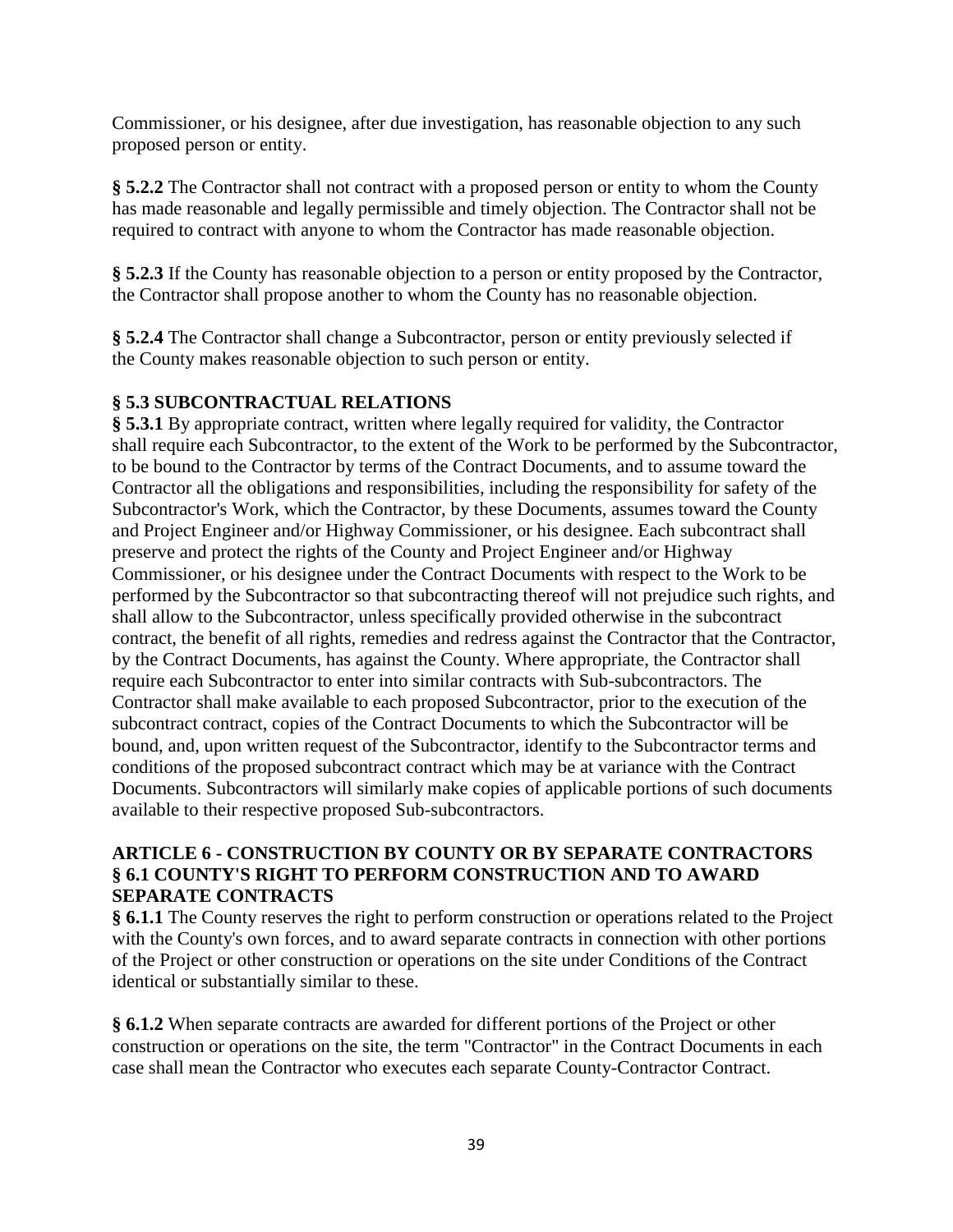Commissioner, or his designee, after due investigation, has reasonable objection to any such proposed person or entity.

**§ 5.2.2** The Contractor shall not contract with a proposed person or entity to whom the County has made reasonable and legally permissible and timely objection. The Contractor shall not be required to contract with anyone to whom the Contractor has made reasonable objection.

**§ 5.2.3** If the County has reasonable objection to a person or entity proposed by the Contractor, the Contractor shall propose another to whom the County has no reasonable objection.

**§ 5.2.4** The Contractor shall change a Subcontractor, person or entity previously selected if the County makes reasonable objection to such person or entity.

### § 5.3 SUBCONTRACTUAL RELATIONS

**§ 5.3.1** By appropriate contract, written where legally required for validity, the Contractor shall require each Subcontractor, to the extent of the Work to be performed by the Subcontractor, to be bound to the Contractor by terms of the Contract Documents, and to assume toward the Contractor all the obligations and responsibilities, including the responsibility for safety of the Subcontractor's Work, which the Contractor, by these Documents, assumes toward the County and Project Engineer and/or Highway Commissioner, or his designee. Each subcontract shall preserve and protect the rights of the County and Project Engineer and/or Highway Commissioner, or his designee under the Contract Documents with respect to the Work to be performed by the Subcontractor so that subcontracting thereof will not prejudice such rights, and shall allow to the Subcontractor, unless specifically provided otherwise in the subcontract contract, the benefit of all rights, remedies and redress against the Contractor that the Contractor, by the Contract Documents, has against the County. Where appropriate, the Contractor shall require each Subcontractor to enter into similar contracts with Sub-subcontractors. The Contractor shall make available to each proposed Subcontractor, prior to the execution of the subcontract contract, copies of the Contract Documents to which the Subcontractor will be bound, and, upon written request of the Subcontractor, identify to the Subcontractor terms and conditions of the proposed subcontract contract which may be at variance with the Contract Documents. Subcontractors will similarly make copies of applicable portions of such documents available to their respective proposed Sub-subcontractors.

## ARTICLE 6 - CONSTRUCTION BY COUNTY OR BY SEPARATE CONTRACTORS

### § 6.1 COUNTY'S RIGHT TO PERFORM CONSTRUCTION AND TO AWARD SEPARATE CONTRACTS

**§ 6.1.1** The County reserves the right to perform construction or operations related to the Project with the County's own forces, and to award separate contracts in connection with other portions of the Project or other construction or operations on the site under Conditions of the Contract identical or substantially similar to these.

**§ 6.1.2** When separate contracts are awarded for different portions of the Project or other construction or operations on the site, the term "Contractor" in the Contract Documents in each case shall mean the Contractor who executes each separate County-Contractor Contract.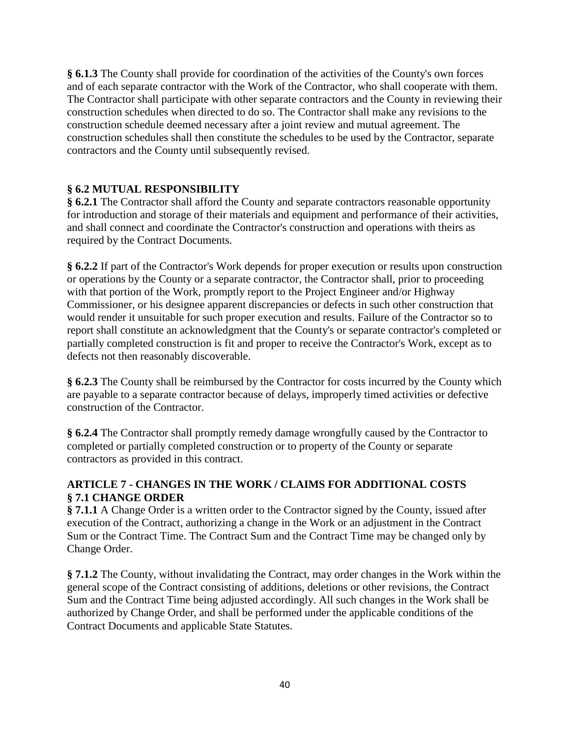**§ 6.1.3** The County shall provide for coordination of the activities of the County's own forces and of each separate contractor with the Work of the Contractor, who shall cooperate with them. The Contractor shall participate with other separate contractors and the County in reviewing their construction schedules when directed to do so. The Contractor shall make any revisions to the construction schedule deemed necessary after a joint review and mutual agreement. The construction schedules shall then constitute the schedules to be used by the Contractor, separate contractors and the County until subsequently revised.

### § 6.2 MUTUAL RESPONSIBILITY

**§ 6.2.1** The Contractor shall afford the County and separate contractors reasonable opportunity for introduction and storage of their materials and equipment and performance of their activities, and shall connect and coordinate the Contractor's construction and operations with theirs as required by the Contract Documents.

**§ 6.2.2** If part of the Contractor's Work depends for proper execution or results upon construction or operations by the County or a separate contractor, the Contractor shall, prior to proceeding with that portion of the Work, promptly report to the Project Engineer and/or Highway Commissioner, or his designee apparent discrepancies or defects in such other construction that would render it unsuitable for such proper execution and results. Failure of the Contractor so to report shall constitute an acknowledgment that the County's or separate contractor's completed or partially completed construction is fit and proper to receive the Contractor's Work, except as to defects not then reasonably discoverable.

**§ 6.2.3** The County shall be reimbursed by the Contractor for costs incurred by the County which are payable to a separate contractor because of delays, improperly timed activities or defective construction of the Contractor.

**§ 6.2.4** The Contractor shall promptly remedy damage wrongfully caused by the Contractor to completed or partially completed construction or to property of the County or separate contractors as provided in this contract.

## ARTICLE 7 - CHANGES IN THE WORK / CLAIMS FOR ADDITIONAL COSTS

### § 7.1 CHANGE ORDER

**§ 7.1.1** A Change Order is a written order to the Contractor signed by the County, issued after execution of the Contract, authorizing a change in the Work or an adjustment in the Contract Sum or the Contract Time. The Contract Sum and the Contract Time may be changed only by Change Order.

**§ 7.1.2** The County, without invalidating the Contract, may order changes in the Work within the general scope of the Contract consisting of additions, deletions or other revisions, the Contract Sum and the Contract Time being adjusted accordingly. All such changes in the Work shall be authorized by Change Order, and shall be performed under the applicable conditions of the Contract Documents and applicable State Statutes.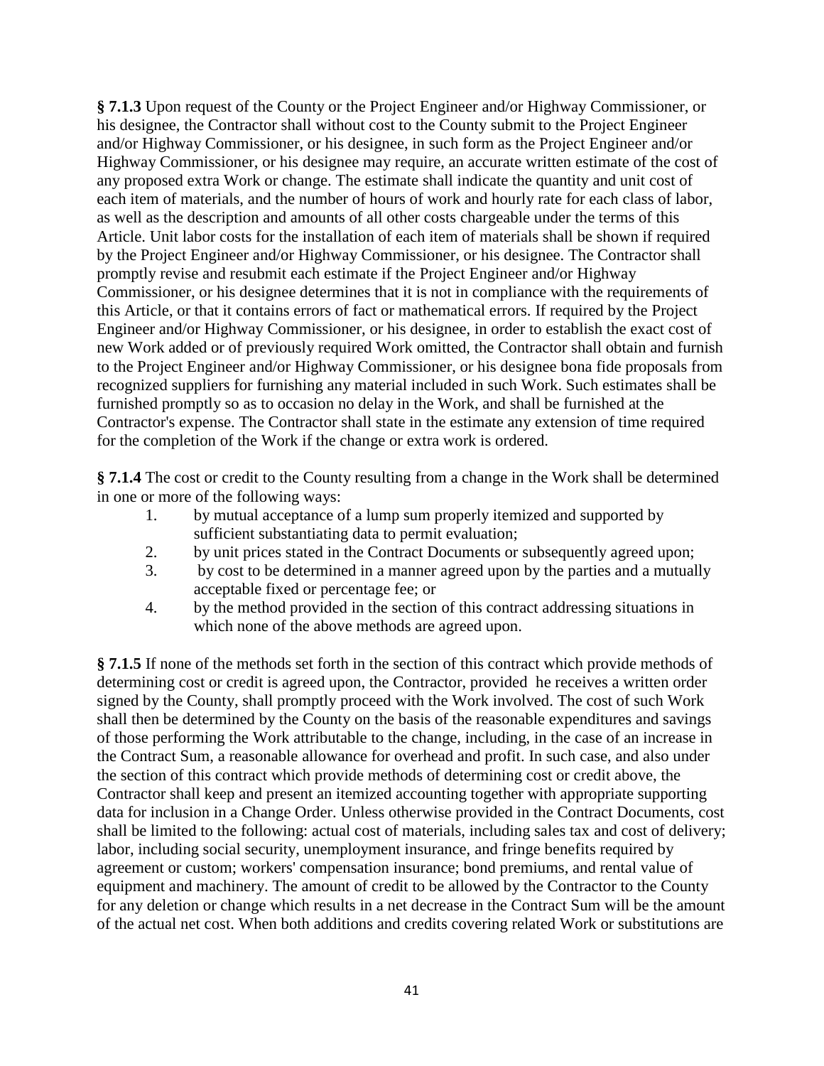**§ 7.1.3** Upon request of the County or the Project Engineer and/or Highway Commissioner, or his designee, the Contractor shall without cost to the County submit to the Project Engineer and/or Highway Commissioner, or his designee, in such form as the Project Engineer and/or Highway Commissioner, or his designee may require, an accurate written estimate of the cost of any proposed extra Work or change. The estimate shall indicate the quantity and unit cost of each item of materials, and the number of hours of work and hourly rate for each class of labor, as well as the description and amounts of all other costs chargeable under the terms of this Article. Unit labor costs for the installation of each item of materials shall be shown if required by the Project Engineer and/or Highway Commissioner, or his designee. The Contractor shall promptly revise and resubmit each estimate if the Project Engineer and/or Highway Commissioner, or his designee determines that it is not in compliance with the requirements of this Article, or that it contains errors of fact or mathematical errors. If required by the Project Engineer and/or Highway Commissioner, or his designee, in order to establish the exact cost of new Work added or of previously required Work omitted, the Contractor shall obtain and furnish to the Project Engineer and/or Highway Commissioner, or his designee bona fide proposals from recognized suppliers for furnishing any material included in such Work. Such estimates shall be furnished promptly so as to occasion no delay in the Work, and shall be furnished at the Contractor's expense. The Contractor shall state in the estimate any extension of time required for the completion of the Work if the change or extra work is ordered.

**§ 7.1.4** The cost or credit to the County resulting from a change in the Work shall be determined in one or more of the following ways:

1. by mutual acceptance of a lump sum properly itemized and supported by sufficient substantiating data to permit evaluation;
2. by unit prices stated in the Contract Documents or subsequently agreed upon;
3. by cost to be determined in a manner agreed upon by the parties and a mutually acceptable fixed or percentage fee; or
4. by the method provided in the section of this contract addressing situations in which none of the above methods are agreed upon.

**§ 7.1.5** If none of the methods set forth in the section of this contract which provide methods of determining cost or credit is agreed upon, the Contractor, provided he receives a written order signed by the County, shall promptly proceed with the Work involved. The cost of such Work shall then be determined by the County on the basis of the reasonable expenditures and savings of those performing the Work attributable to the change, including, in the case of an increase in the Contract Sum, a reasonable allowance for overhead and profit. In such case, and also under the section of this contract which provide methods of determining cost or credit above, the Contractor shall keep and present an itemized accounting together with appropriate supporting data for inclusion in a Change Order. Unless otherwise provided in the Contract Documents, cost shall be limited to the following: actual cost of materials, including sales tax and cost of delivery; labor, including social security, unemployment insurance, and fringe benefits required by agreement or custom; workers' compensation insurance; bond premiums, and rental value of equipment and machinery. The amount of credit to be allowed by the Contractor to the County for any deletion or change which results in a net decrease in the Contract Sum will be the amount of the actual net cost. When both additions and credits covering related Work or substitutions are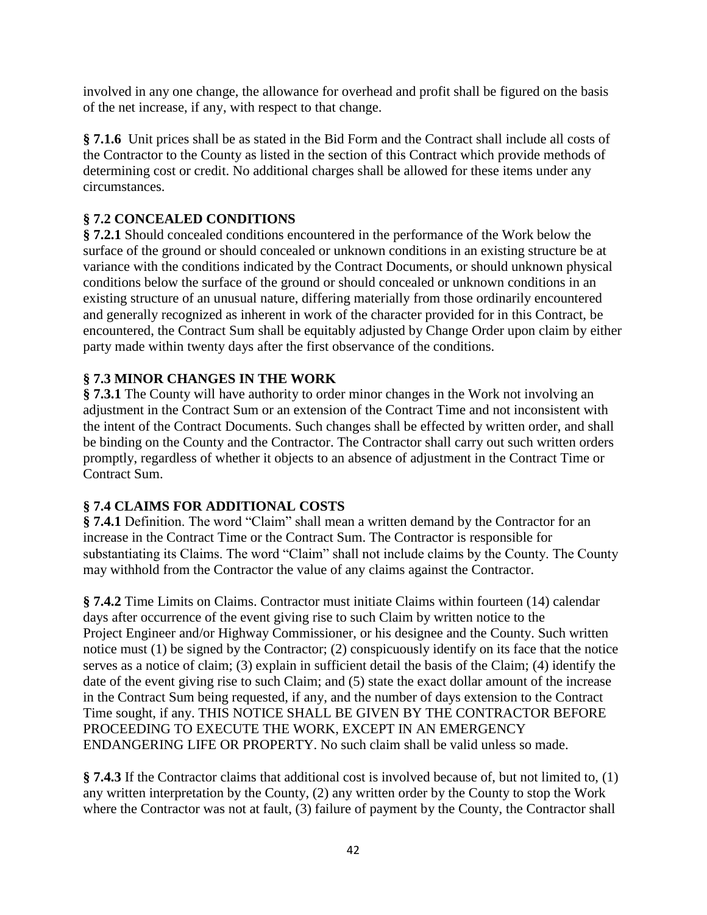involved in any one change, the allowance for overhead and profit shall be figured on the basis of the net increase, if any, with respect to that change.

**§ 7.1.6** Unit prices shall be as stated in the Bid Form and the Contract shall include all costs of the Contractor to the County as listed in the section of this Contract which provide methods of determining cost or credit. No additional charges shall be allowed for these items under any circumstances.

### § 7.2 CONCEALED CONDITIONS

**§ 7.2.1** Should concealed conditions encountered in the performance of the Work below the surface of the ground or should concealed or unknown conditions in an existing structure be at variance with the conditions indicated by the Contract Documents, or should unknown physical conditions below the surface of the ground or should concealed or unknown conditions in an existing structure of an unusual nature, differing materially from those ordinarily encountered and generally recognized as inherent in work of the character provided for in this Contract, be encountered, the Contract Sum shall be equitably adjusted by Change Order upon claim by either party made within twenty days after the first observance of the conditions.

### § 7.3 MINOR CHANGES IN THE WORK

**§ 7.3.1** The County will have authority to order minor changes in the Work not involving an adjustment in the Contract Sum or an extension of the Contract Time and not inconsistent with the intent of the Contract Documents. Such changes shall be effected by written order, and shall be binding on the County and the Contractor. The Contractor shall carry out such written orders promptly, regardless of whether it objects to an absence of adjustment in the Contract Time or Contract Sum.

### § 7.4 CLAIMS FOR ADDITIONAL COSTS

**§ 7.4.1** Definition. The word "Claim" shall mean a written demand by the Contractor for an increase in the Contract Time or the Contract Sum. The Contractor is responsible for substantiating its Claims. The word "Claim" shall not include claims by the County. The County may withhold from the Contractor the value of any claims against the Contractor.

**§ 7.4.2** Time Limits on Claims. Contractor must initiate Claims within fourteen (14) calendar days after occurrence of the event giving rise to such Claim by written notice to the Project Engineer and/or Highway Commissioner, or his designee and the County. Such written notice must (1) be signed by the Contractor; (2) conspicuously identify on its face that the notice serves as a notice of claim; (3) explain in sufficient detail the basis of the Claim; (4) identify the date of the event giving rise to such Claim; and (5) state the exact dollar amount of the increase in the Contract Sum being requested, if any, and the number of days extension to the Contract Time sought, if any. THIS NOTICE SHALL BE GIVEN BY THE CONTRACTOR BEFORE PROCEEDING TO EXECUTE THE WORK, EXCEPT IN AN EMERGENCY ENDANGERING LIFE OR PROPERTY. No such claim shall be valid unless so made.

**§ 7.4.3** If the Contractor claims that additional cost is involved because of, but not limited to, (1) any written interpretation by the County, (2) any written order by the County to stop the Work where the Contractor was not at fault, (3) failure of payment by the County, the Contractor shall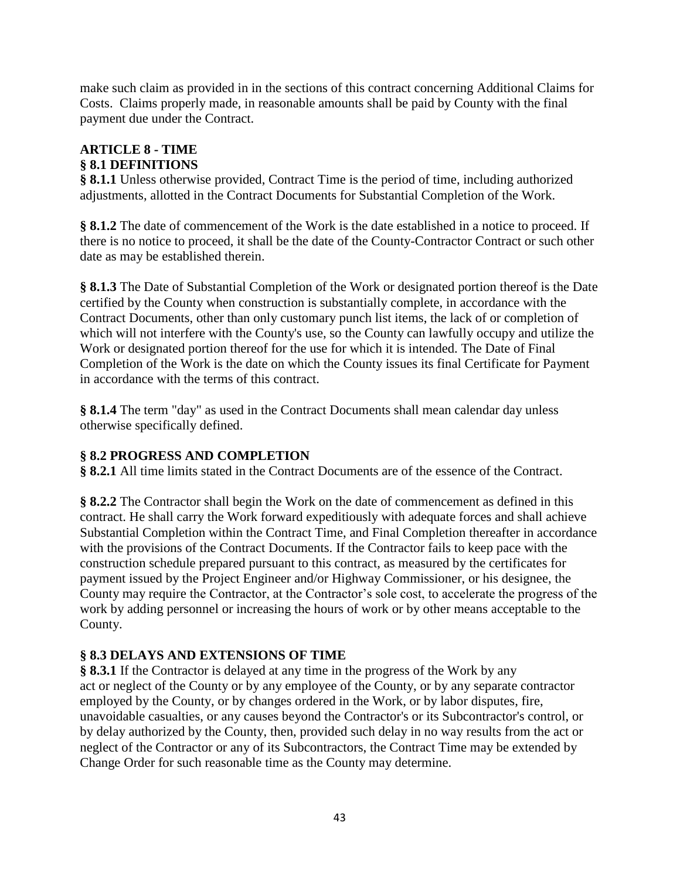make such claim as provided in in the sections of this contract concerning Additional Claims for Costs. Claims properly made, in reasonable amounts shall be paid by County with the final payment due under the Contract.

## ARTICLE 8 - TIME

### § 8.1 DEFINITIONS

**§ 8.1.1** Unless otherwise provided, Contract Time is the period of time, including authorized adjustments, allotted in the Contract Documents for Substantial Completion of the Work.

**§ 8.1.2** The date of commencement of the Work is the date established in a notice to proceed. If there is no notice to proceed, it shall be the date of the County-Contractor Contract or such other date as may be established therein.

**§ 8.1.3** The Date of Substantial Completion of the Work or designated portion thereof is the Date certified by the County when construction is substantially complete, in accordance with the Contract Documents, other than only customary punch list items, the lack of or completion of which will not interfere with the County's use, so the County can lawfully occupy and utilize the Work or designated portion thereof for the use for which it is intended. The Date of Final Completion of the Work is the date on which the County issues its final Certificate for Payment in accordance with the terms of this contract.

**§ 8.1.4** The term "day" as used in the Contract Documents shall mean calendar day unless otherwise specifically defined.

### § 8.2 PROGRESS AND COMPLETION

**§ 8.2.1** All time limits stated in the Contract Documents are of the essence of the Contract.

**§ 8.2.2** The Contractor shall begin the Work on the date of commencement as defined in this contract. He shall carry the Work forward expeditiously with adequate forces and shall achieve Substantial Completion within the Contract Time, and Final Completion thereafter in accordance with the provisions of the Contract Documents. If the Contractor fails to keep pace with the construction schedule prepared pursuant to this contract, as measured by the certificates for payment issued by the Project Engineer and/or Highway Commissioner, or his designee, the County may require the Contractor, at the Contractor's sole cost, to accelerate the progress of the work by adding personnel or increasing the hours of work or by other means acceptable to the County.

### § 8.3 DELAYS AND EXTENSIONS OF TIME

**§ 8.3.1** If the Contractor is delayed at any time in the progress of the Work by any act or neglect of the County or by any employee of the County, or by any separate contractor employed by the County, or by changes ordered in the Work, or by labor disputes, fire, unavoidable casualties, or any causes beyond the Contractor's or its Subcontractor's control, or by delay authorized by the County, then, provided such delay in no way results from the act or neglect of the Contractor or any of its Subcontractors, the Contract Time may be extended by Change Order for such reasonable time as the County may determine.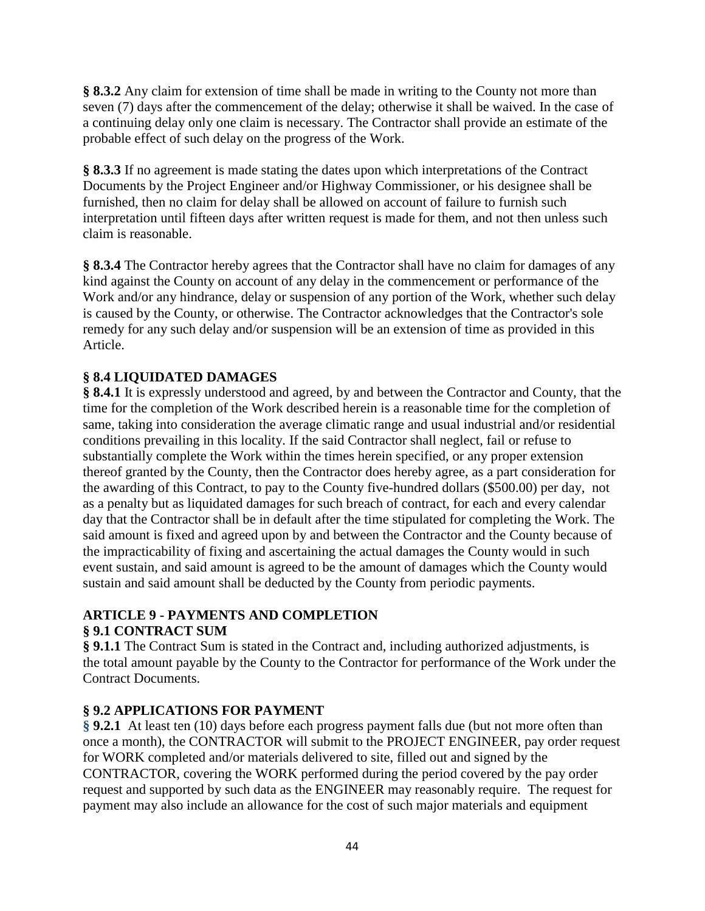**§ 8.3.2** Any claim for extension of time shall be made in writing to the County not more than seven (7) days after the commencement of the delay; otherwise it shall be waived. In the case of a continuing delay only one claim is necessary. The Contractor shall provide an estimate of the probable effect of such delay on the progress of the Work.

**§ 8.3.3** If no agreement is made stating the dates upon which interpretations of the Contract Documents by the Project Engineer and/or Highway Commissioner, or his designee shall be furnished, then no claim for delay shall be allowed on account of failure to furnish such interpretation until fifteen days after written request is made for them, and not then unless such claim is reasonable.

**§ 8.3.4** The Contractor hereby agrees that the Contractor shall have no claim for damages of any kind against the County on account of any delay in the commencement or performance of the Work and/or any hindrance, delay or suspension of any portion of the Work, whether such delay is caused by the County, or otherwise. The Contractor acknowledges that the Contractor's sole remedy for any such delay and/or suspension will be an extension of time as provided in this Article.

**§ 8.4 LIQUIDATED DAMAGES**

**§ 8.4.1** It is expressly understood and agreed, by and between the Contractor and County, that the time for the completion of the Work described herein is a reasonable time for the completion of same, taking into consideration the average climatic range and usual industrial and/or residential conditions prevailing in this locality. If the said Contractor shall neglect, fail or refuse to substantially complete the Work within the times herein specified, or any proper extension thereof granted by the County, then the Contractor does hereby agree, as a part consideration for the awarding of this Contract, to pay to the County five-hundred dollars ($500.00) per day, not as a penalty but as liquidated damages for such breach of contract, for each and every calendar day that the Contractor shall be in default after the time stipulated for completing the Work. The said amount is fixed and agreed upon by and between the Contractor and the County because of the impracticability of fixing and ascertaining the actual damages the County would in such event sustain, and said amount is agreed to be the amount of damages which the County would sustain and said amount shall be deducted by the County from periodic payments.

## ARTICLE 9 - PAYMENTS AND COMPLETION

**§ 9.1 CONTRACT SUM**

**§ 9.1.1** The Contract Sum is stated in the Contract and, including authorized adjustments, is the total amount payable by the County to the Contractor for performance of the Work under the Contract Documents.

**§ 9.2 APPLICATIONS FOR PAYMENT**

**§ 9.2.1** At least ten (10) days before each progress payment falls due (but not more often than once a month), the CONTRACTOR will submit to the PROJECT ENGINEER, pay order request for WORK completed and/or materials delivered to site, filled out and signed by the CONTRACTOR, covering the WORK performed during the period covered by the pay order request and supported by such data as the ENGINEER may reasonably require. The request for payment may also include an allowance for the cost of such major materials and equipment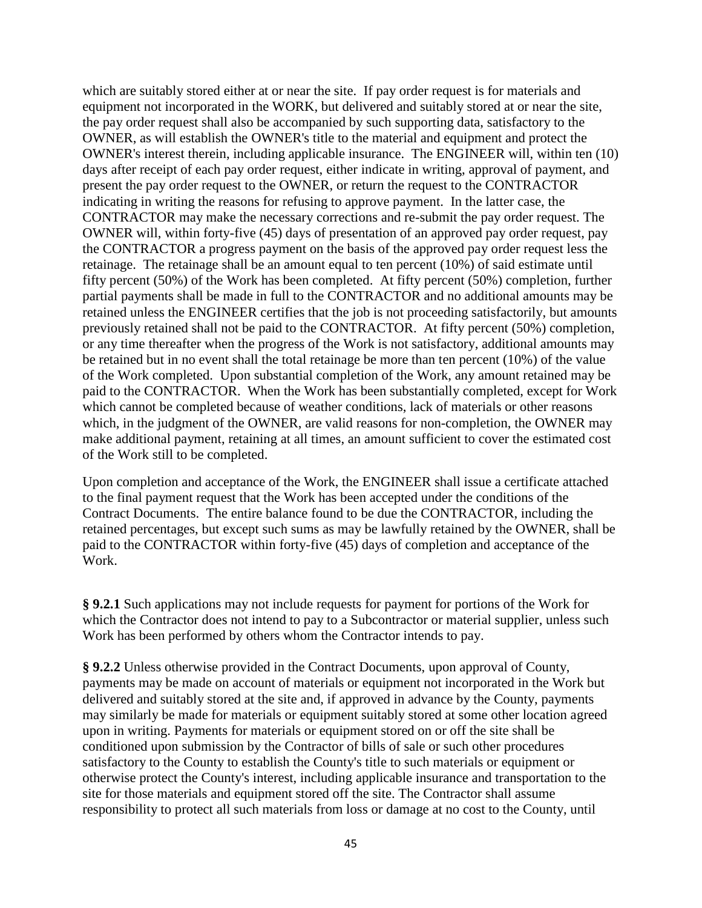which are suitably stored either at or near the site. If pay order request is for materials and equipment not incorporated in the WORK, but delivered and suitably stored at or near the site, the pay order request shall also be accompanied by such supporting data, satisfactory to the OWNER, as will establish the OWNER's title to the material and equipment and protect the OWNER's interest therein, including applicable insurance. The ENGINEER will, within ten (10) days after receipt of each pay order request, either indicate in writing, approval of payment, and present the pay order request to the OWNER, or return the request to the CONTRACTOR indicating in writing the reasons for refusing to approve payment. In the latter case, the CONTRACTOR may make the necessary corrections and re-submit the pay order request. The OWNER will, within forty-five (45) days of presentation of an approved pay order request, pay the CONTRACTOR a progress payment on the basis of the approved pay order request less the retainage. The retainage shall be an amount equal to ten percent (10%) of said estimate until fifty percent (50%) of the Work has been completed. At fifty percent (50%) completion, further partial payments shall be made in full to the CONTRACTOR and no additional amounts may be retained unless the ENGINEER certifies that the job is not proceeding satisfactorily, but amounts previously retained shall not be paid to the CONTRACTOR. At fifty percent (50%) completion, or any time thereafter when the progress of the Work is not satisfactory, additional amounts may be retained but in no event shall the total retainage be more than ten percent (10%) of the value of the Work completed. Upon substantial completion of the Work, any amount retained may be paid to the CONTRACTOR. When the Work has been substantially completed, except for Work which cannot be completed because of weather conditions, lack of materials or other reasons which, in the judgment of the OWNER, are valid reasons for non-completion, the OWNER may make additional payment, retaining at all times, an amount sufficient to cover the estimated cost of the Work still to be completed.

Upon completion and acceptance of the Work, the ENGINEER shall issue a certificate attached to the final payment request that the Work has been accepted under the conditions of the Contract Documents. The entire balance found to be due the CONTRACTOR, including the retained percentages, but except such sums as may be lawfully retained by the OWNER, shall be paid to the CONTRACTOR within forty-five (45) days of completion and acceptance of the Work.

**§ 9.2.1** Such applications may not include requests for payment for portions of the Work for which the Contractor does not intend to pay to a Subcontractor or material supplier, unless such Work has been performed by others whom the Contractor intends to pay.

**§ 9.2.2** Unless otherwise provided in the Contract Documents, upon approval of County, payments may be made on account of materials or equipment not incorporated in the Work but delivered and suitably stored at the site and, if approved in advance by the County, payments may similarly be made for materials or equipment suitably stored at some other location agreed upon in writing. Payments for materials or equipment stored on or off the site shall be conditioned upon submission by the Contractor of bills of sale or such other procedures satisfactory to the County to establish the County's title to such materials or equipment or otherwise protect the County's interest, including applicable insurance and transportation to the site for those materials and equipment stored off the site. The Contractor shall assume responsibility to protect all such materials from loss or damage at no cost to the County, until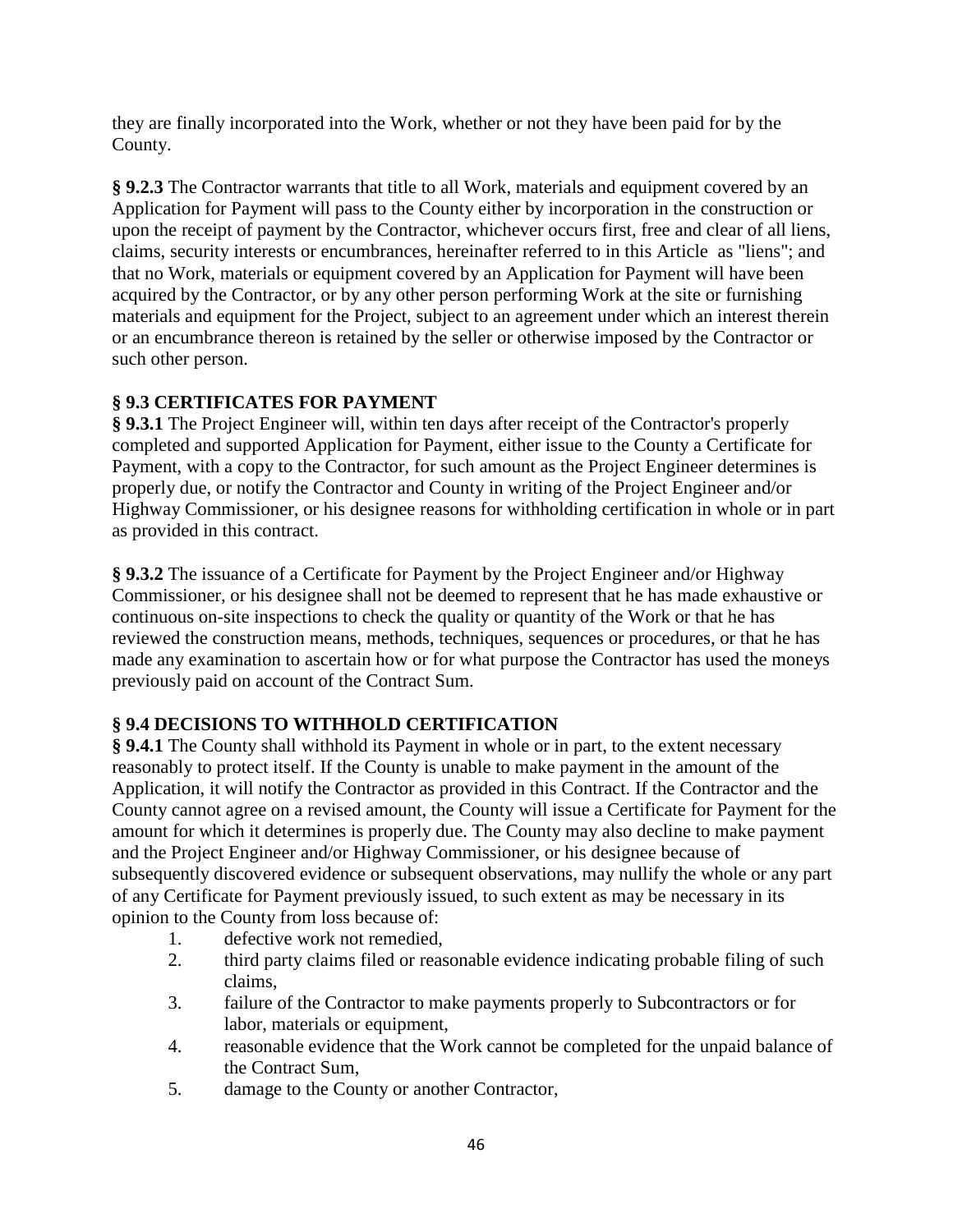they are finally incorporated into the Work, whether or not they have been paid for by the County.

**§ 9.2.3** The Contractor warrants that title to all Work, materials and equipment covered by an Application for Payment will pass to the County either by incorporation in the construction or upon the receipt of payment by the Contractor, whichever occurs first, free and clear of all liens, claims, security interests or encumbrances, hereinafter referred to in this Article as "liens"; and that no Work, materials or equipment covered by an Application for Payment will have been acquired by the Contractor, or by any other person performing Work at the site or furnishing materials and equipment for the Project, subject to an agreement under which an interest therein or an encumbrance thereon is retained by the seller or otherwise imposed by the Contractor or such other person.

**§ 9.3 CERTIFICATES FOR PAYMENT**

**§ 9.3.1** The Project Engineer will, within ten days after receipt of the Contractor's properly completed and supported Application for Payment, either issue to the County a Certificate for Payment, with a copy to the Contractor, for such amount as the Project Engineer determines is properly due, or notify the Contractor and County in writing of the Project Engineer and/or Highway Commissioner, or his designee reasons for withholding certification in whole or in part as provided in this contract.

**§ 9.3.2** The issuance of a Certificate for Payment by the Project Engineer and/or Highway Commissioner, or his designee shall not be deemed to represent that he has made exhaustive or continuous on-site inspections to check the quality or quantity of the Work or that he has reviewed the construction means, methods, techniques, sequences or procedures, or that he has made any examination to ascertain how or for what purpose the Contractor has used the moneys previously paid on account of the Contract Sum.

**§ 9.4 DECISIONS TO WITHHOLD CERTIFICATION**

**§ 9.4.1** The County shall withhold its Payment in whole or in part, to the extent necessary reasonably to protect itself. If the County is unable to make payment in the amount of the Application, it will notify the Contractor as provided in this Contract. If the Contractor and the County cannot agree on a revised amount, the County will issue a Certificate for Payment for the amount for which it determines is properly due. The County may also decline to make payment and the Project Engineer and/or Highway Commissioner, or his designee because of subsequently discovered evidence or subsequent observations, may nullify the whole or any part of any Certificate for Payment previously issued, to such extent as may be necessary in its opinion to the County from loss because of:

1. defective work not remedied,
2. third party claims filed or reasonable evidence indicating probable filing of such claims,
3. failure of the Contractor to make payments properly to Subcontractors or for labor, materials or equipment,
4. reasonable evidence that the Work cannot be completed for the unpaid balance of the Contract Sum,
5. damage to the County or another Contractor,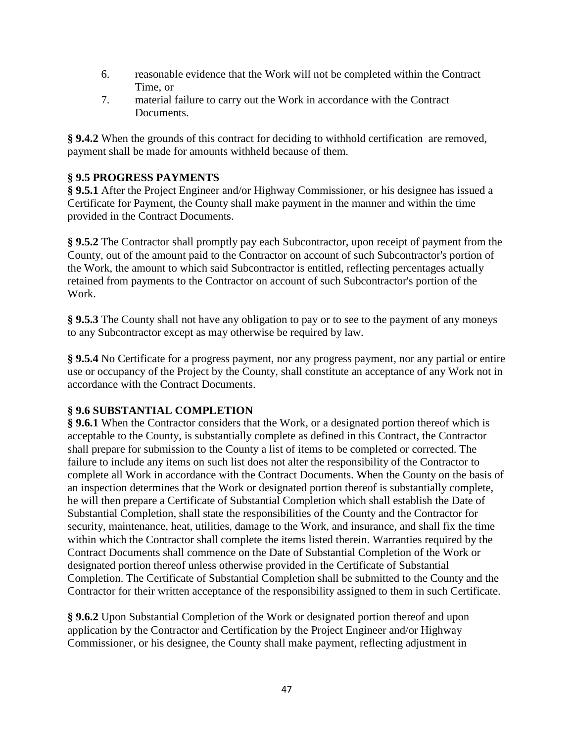6. reasonable evidence that the Work will not be completed within the Contract Time, or
7. material failure to carry out the Work in accordance with the Contract Documents.

**§ 9.4.2** When the grounds of this contract for deciding to withhold certification are removed, payment shall be made for amounts withheld because of them.

### § 9.5 PROGRESS PAYMENTS

**§ 9.5.1** After the Project Engineer and/or Highway Commissioner, or his designee has issued a Certificate for Payment, the County shall make payment in the manner and within the time provided in the Contract Documents.

**§ 9.5.2** The Contractor shall promptly pay each Subcontractor, upon receipt of payment from the County, out of the amount paid to the Contractor on account of such Subcontractor's portion of the Work, the amount to which said Subcontractor is entitled, reflecting percentages actually retained from payments to the Contractor on account of such Subcontractor's portion of the Work.

**§ 9.5.3** The County shall not have any obligation to pay or to see to the payment of any moneys to any Subcontractor except as may otherwise be required by law.

**§ 9.5.4** No Certificate for a progress payment, nor any progress payment, nor any partial or entire use or occupancy of the Project by the County, shall constitute an acceptance of any Work not in accordance with the Contract Documents.

### § 9.6 SUBSTANTIAL COMPLETION

**§ 9.6.1** When the Contractor considers that the Work, or a designated portion thereof which is acceptable to the County, is substantially complete as defined in this Contract, the Contractor shall prepare for submission to the County a list of items to be completed or corrected. The failure to include any items on such list does not alter the responsibility of the Contractor to complete all Work in accordance with the Contract Documents. When the County on the basis of an inspection determines that the Work or designated portion thereof is substantially complete, he will then prepare a Certificate of Substantial Completion which shall establish the Date of Substantial Completion, shall state the responsibilities of the County and the Contractor for security, maintenance, heat, utilities, damage to the Work, and insurance, and shall fix the time within which the Contractor shall complete the items listed therein. Warranties required by the Contract Documents shall commence on the Date of Substantial Completion of the Work or designated portion thereof unless otherwise provided in the Certificate of Substantial Completion. The Certificate of Substantial Completion shall be submitted to the County and the Contractor for their written acceptance of the responsibility assigned to them in such Certificate.

**§ 9.6.2** Upon Substantial Completion of the Work or designated portion thereof and upon application by the Contractor and Certification by the Project Engineer and/or Highway Commissioner, or his designee, the County shall make payment, reflecting adjustment in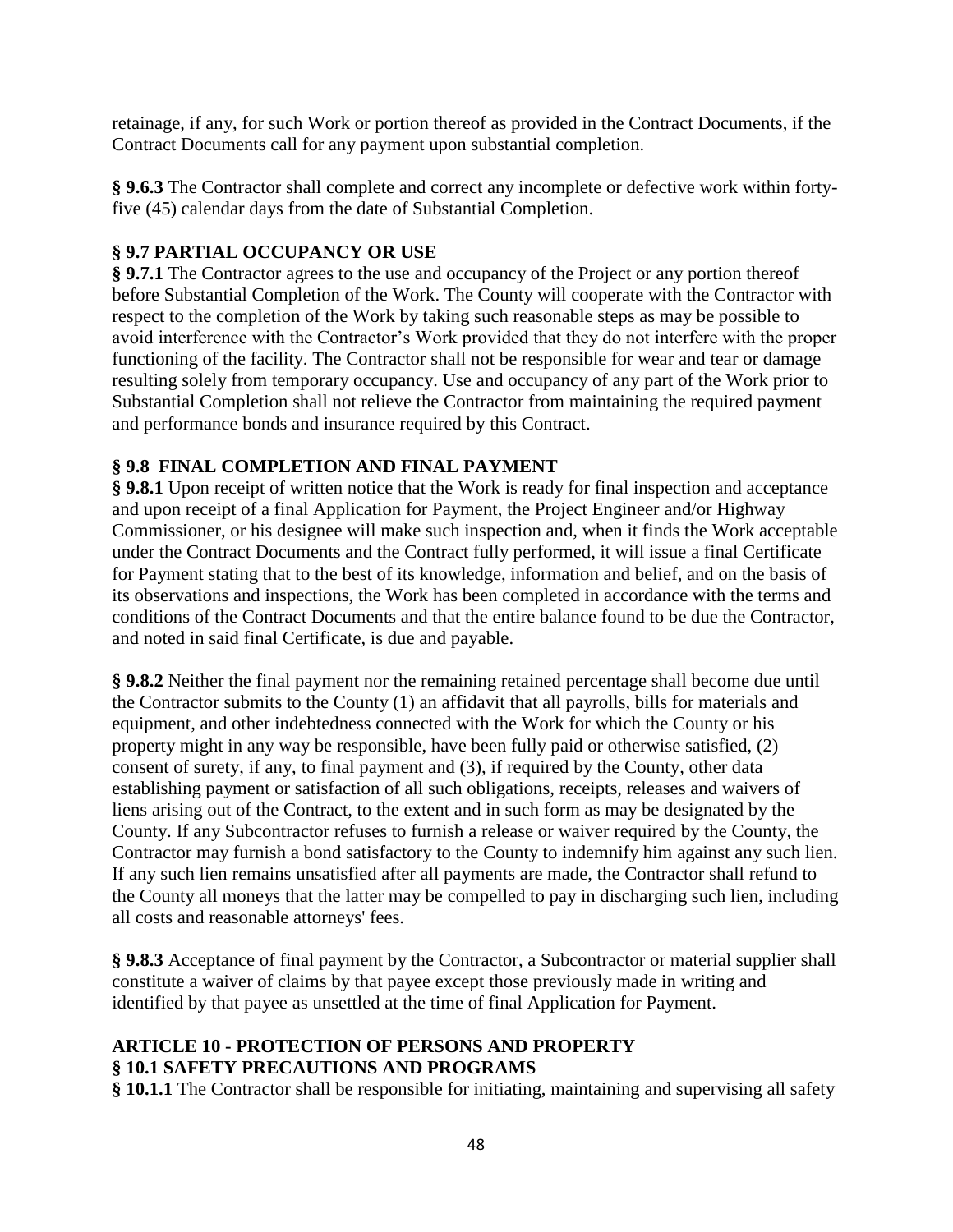retainage, if any, for such Work or portion thereof as provided in the Contract Documents, if the Contract Documents call for any payment upon substantial completion.

**§ 9.6.3** The Contractor shall complete and correct any incomplete or defective work within forty-five (45) calendar days from the date of Substantial Completion.

## § 9.7 PARTIAL OCCUPANCY OR USE

**§ 9.7.1** The Contractor agrees to the use and occupancy of the Project or any portion thereof before Substantial Completion of the Work. The County will cooperate with the Contractor with respect to the completion of the Work by taking such reasonable steps as may be possible to avoid interference with the Contractor's Work provided that they do not interfere with the proper functioning of the facility. The Contractor shall not be responsible for wear and tear or damage resulting solely from temporary occupancy. Use and occupancy of any part of the Work prior to Substantial Completion shall not relieve the Contractor from maintaining the required payment and performance bonds and insurance required by this Contract.

## § 9.8 FINAL COMPLETION AND FINAL PAYMENT

**§ 9.8.1** Upon receipt of written notice that the Work is ready for final inspection and acceptance and upon receipt of a final Application for Payment, the Project Engineer and/or Highway Commissioner, or his designee will make such inspection and, when it finds the Work acceptable under the Contract Documents and the Contract fully performed, it will issue a final Certificate for Payment stating that to the best of its knowledge, information and belief, and on the basis of its observations and inspections, the Work has been completed in accordance with the terms and conditions of the Contract Documents and that the entire balance found to be due the Contractor, and noted in said final Certificate, is due and payable.

**§ 9.8.2** Neither the final payment nor the remaining retained percentage shall become due until the Contractor submits to the County (1) an affidavit that all payrolls, bills for materials and equipment, and other indebtedness connected with the Work for which the County or his property might in any way be responsible, have been fully paid or otherwise satisfied, (2) consent of surety, if any, to final payment and (3), if required by the County, other data establishing payment or satisfaction of all such obligations, receipts, releases and waivers of liens arising out of the Contract, to the extent and in such form as may be designated by the County. If any Subcontractor refuses to furnish a release or waiver required by the County, the Contractor may furnish a bond satisfactory to the County to indemnify him against any such lien. If any such lien remains unsatisfied after all payments are made, the Contractor shall refund to the County all moneys that the latter may be compelled to pay in discharging such lien, including all costs and reasonable attorneys' fees.

**§ 9.8.3** Acceptance of final payment by the Contractor, a Subcontractor or material supplier shall constitute a waiver of claims by that payee except those previously made in writing and identified by that payee as unsettled at the time of final Application for Payment.

# ARTICLE 10 - PROTECTION OF PERSONS AND PROPERTY

## § 10.1 SAFETY PRECAUTIONS AND PROGRAMS

**§ 10.1.1** The Contractor shall be responsible for initiating, maintaining and supervising all safety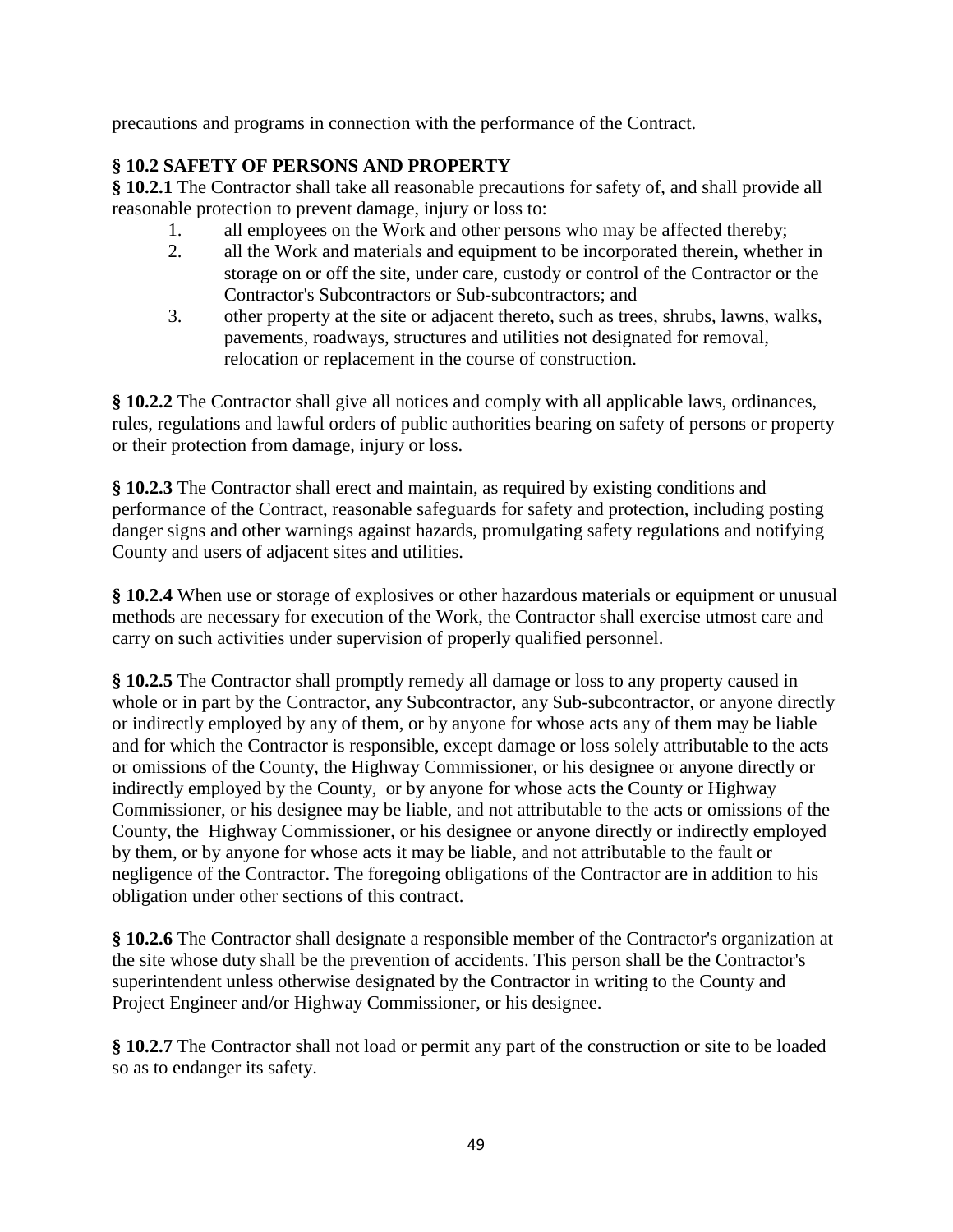precautions and programs in connection with the performance of the Contract.

### § 10.2 SAFETY OF PERSONS AND PROPERTY

**§ 10.2.1** The Contractor shall take all reasonable precautions for safety of, and shall provide all reasonable protection to prevent damage, injury or loss to:

1. all employees on the Work and other persons who may be affected thereby;
2. all the Work and materials and equipment to be incorporated therein, whether in storage on or off the site, under care, custody or control of the Contractor or the Contractor's Subcontractors or Sub-subcontractors; and
3. other property at the site or adjacent thereto, such as trees, shrubs, lawns, walks, pavements, roadways, structures and utilities not designated for removal, relocation or replacement in the course of construction.

**§ 10.2.2** The Contractor shall give all notices and comply with all applicable laws, ordinances, rules, regulations and lawful orders of public authorities bearing on safety of persons or property or their protection from damage, injury or loss.

**§ 10.2.3** The Contractor shall erect and maintain, as required by existing conditions and performance of the Contract, reasonable safeguards for safety and protection, including posting danger signs and other warnings against hazards, promulgating safety regulations and notifying County and users of adjacent sites and utilities.

**§ 10.2.4** When use or storage of explosives or other hazardous materials or equipment or unusual methods are necessary for execution of the Work, the Contractor shall exercise utmost care and carry on such activities under supervision of properly qualified personnel.

**§ 10.2.5** The Contractor shall promptly remedy all damage or loss to any property caused in whole or in part by the Contractor, any Subcontractor, any Sub-subcontractor, or anyone directly or indirectly employed by any of them, or by anyone for whose acts any of them may be liable and for which the Contractor is responsible, except damage or loss solely attributable to the acts or omissions of the County, the Highway Commissioner, or his designee or anyone directly or indirectly employed by the County, or by anyone for whose acts the County or Highway Commissioner, or his designee may be liable, and not attributable to the acts or omissions of the County, the Highway Commissioner, or his designee or anyone directly or indirectly employed by them, or by anyone for whose acts it may be liable, and not attributable to the fault or negligence of the Contractor. The foregoing obligations of the Contractor are in addition to his obligation under other sections of this contract.

**§ 10.2.6** The Contractor shall designate a responsible member of the Contractor's organization at the site whose duty shall be the prevention of accidents. This person shall be the Contractor's superintendent unless otherwise designated by the Contractor in writing to the County and Project Engineer and/or Highway Commissioner, or his designee.

**§ 10.2.7** The Contractor shall not load or permit any part of the construction or site to be loaded so as to endanger its safety.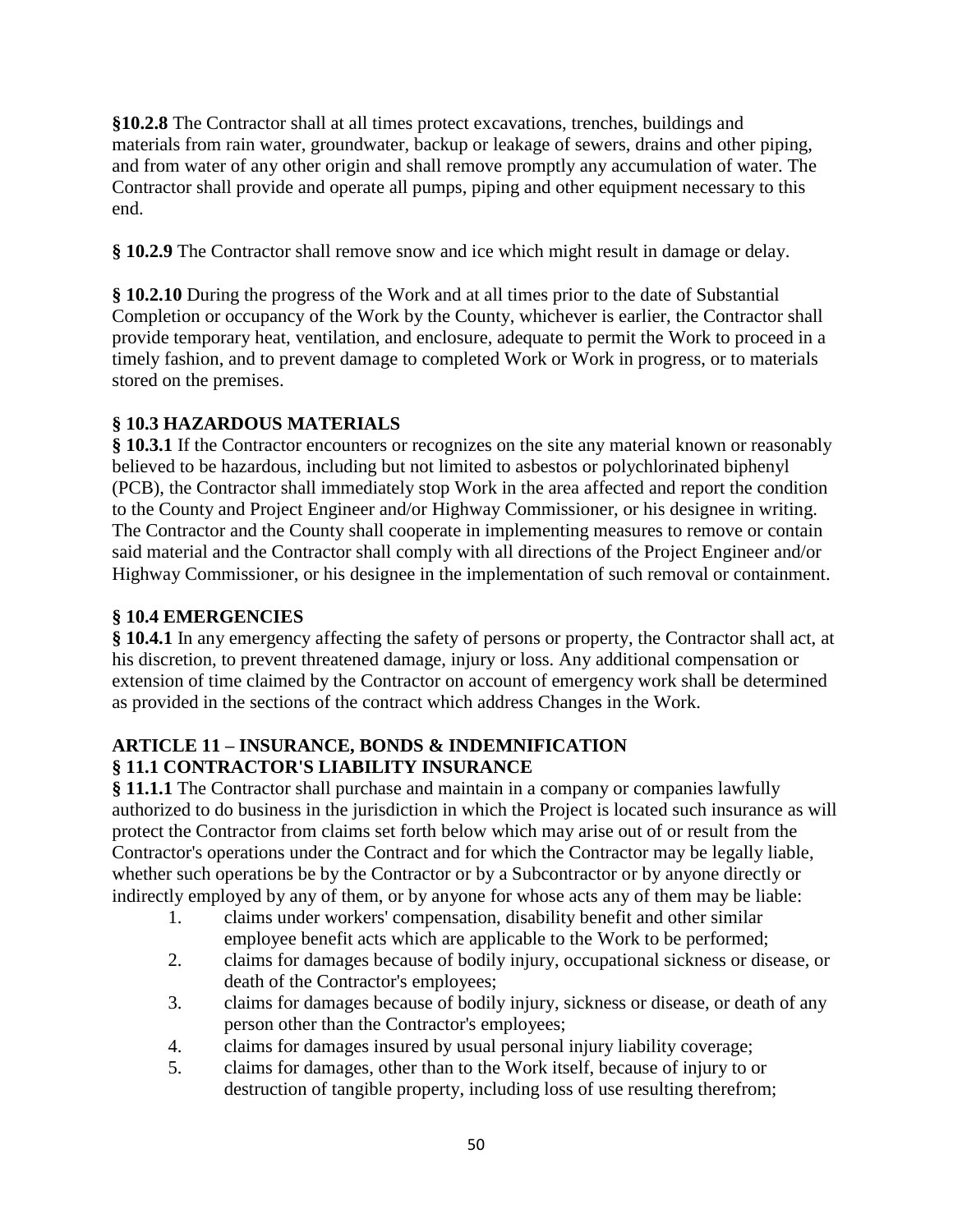**§10.2.8** The Contractor shall at all times protect excavations, trenches, buildings and materials from rain water, groundwater, backup or leakage of sewers, drains and other piping, and from water of any other origin and shall remove promptly any accumulation of water. The Contractor shall provide and operate all pumps, piping and other equipment necessary to this end.

**§ 10.2.9** The Contractor shall remove snow and ice which might result in damage or delay.

**§ 10.2.10** During the progress of the Work and at all times prior to the date of Substantial Completion or occupancy of the Work by the County, whichever is earlier, the Contractor shall provide temporary heat, ventilation, and enclosure, adequate to permit the Work to proceed in a timely fashion, and to prevent damage to completed Work or Work in progress, or to materials stored on the premises.

**§ 10.3 HAZARDOUS MATERIALS**

**§ 10.3.1** If the Contractor encounters or recognizes on the site any material known or reasonably believed to be hazardous, including but not limited to asbestos or polychlorinated biphenyl (PCB), the Contractor shall immediately stop Work in the area affected and report the condition to the County and Project Engineer and/or Highway Commissioner, or his designee in writing. The Contractor and the County shall cooperate in implementing measures to remove or contain said material and the Contractor shall comply with all directions of the Project Engineer and/or Highway Commissioner, or his designee in the implementation of such removal or containment.

**§ 10.4 EMERGENCIES**

**§ 10.4.1** In any emergency affecting the safety of persons or property, the Contractor shall act, at his discretion, to prevent threatened damage, injury or loss. Any additional compensation or extension of time claimed by the Contractor on account of emergency work shall be determined as provided in the sections of the contract which address Changes in the Work.

**ARTICLE 11 – INSURANCE, BONDS & INDEMNIFICATION**

**§ 11.1 CONTRACTOR'S LIABILITY INSURANCE**

**§ 11.1.1** The Contractor shall purchase and maintain in a company or companies lawfully authorized to do business in the jurisdiction in which the Project is located such insurance as will protect the Contractor from claims set forth below which may arise out of or result from the Contractor's operations under the Contract and for which the Contractor may be legally liable, whether such operations be by the Contractor or by a Subcontractor or by anyone directly or indirectly employed by any of them, or by anyone for whose acts any of them may be liable:

1. claims under workers' compensation, disability benefit and other similar employee benefit acts which are applicable to the Work to be performed;
2. claims for damages because of bodily injury, occupational sickness or disease, or death of the Contractor's employees;
3. claims for damages because of bodily injury, sickness or disease, or death of any person other than the Contractor's employees;
4. claims for damages insured by usual personal injury liability coverage;
5. claims for damages, other than to the Work itself, because of injury to or destruction of tangible property, including loss of use resulting therefrom;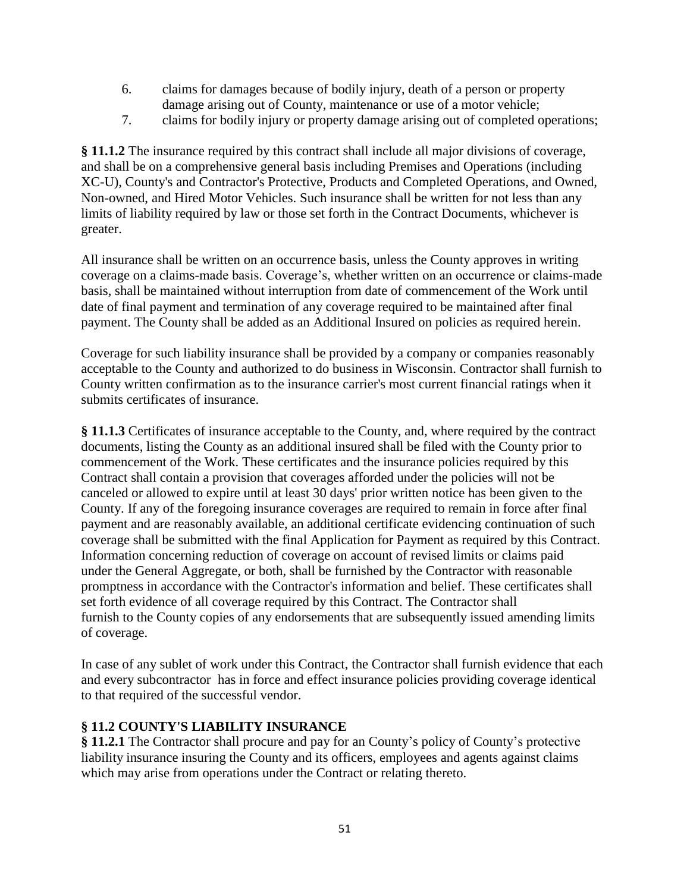6. claims for damages because of bodily injury, death of a person or property damage arising out of County, maintenance or use of a motor vehicle;
7. claims for bodily injury or property damage arising out of completed operations;

**§ 11.1.2** The insurance required by this contract shall include all major divisions of coverage, and shall be on a comprehensive general basis including Premises and Operations (including XC-U), County's and Contractor's Protective, Products and Completed Operations, and Owned, Non-owned, and Hired Motor Vehicles. Such insurance shall be written for not less than any limits of liability required by law or those set forth in the Contract Documents, whichever is greater.

All insurance shall be written on an occurrence basis, unless the County approves in writing coverage on a claims-made basis. Coverage's, whether written on an occurrence or claims-made basis, shall be maintained without interruption from date of commencement of the Work until date of final payment and termination of any coverage required to be maintained after final payment. The County shall be added as an Additional Insured on policies as required herein.

Coverage for such liability insurance shall be provided by a company or companies reasonably acceptable to the County and authorized to do business in Wisconsin. Contractor shall furnish to County written confirmation as to the insurance carrier's most current financial ratings when it submits certificates of insurance.

**§ 11.1.3** Certificates of insurance acceptable to the County, and, where required by the contract documents, listing the County as an additional insured shall be filed with the County prior to commencement of the Work. These certificates and the insurance policies required by this Contract shall contain a provision that coverages afforded under the policies will not be canceled or allowed to expire until at least 30 days' prior written notice has been given to the County. If any of the foregoing insurance coverages are required to remain in force after final payment and are reasonably available, an additional certificate evidencing continuation of such coverage shall be submitted with the final Application for Payment as required by this Contract. Information concerning reduction of coverage on account of revised limits or claims paid under the General Aggregate, or both, shall be furnished by the Contractor with reasonable promptness in accordance with the Contractor's information and belief. These certificates shall set forth evidence of all coverage required by this Contract. The Contractor shall furnish to the County copies of any endorsements that are subsequently issued amending limits of coverage.

In case of any sublet of work under this Contract, the Contractor shall furnish evidence that each and every subcontractor has in force and effect insurance policies providing coverage identical to that required of the successful vendor.

## § 11.2 COUNTY'S LIABILITY INSURANCE

**§ 11.2.1** The Contractor shall procure and pay for an County's policy of County's protective liability insurance insuring the County and its officers, employees and agents against claims which may arise from operations under the Contract or relating thereto.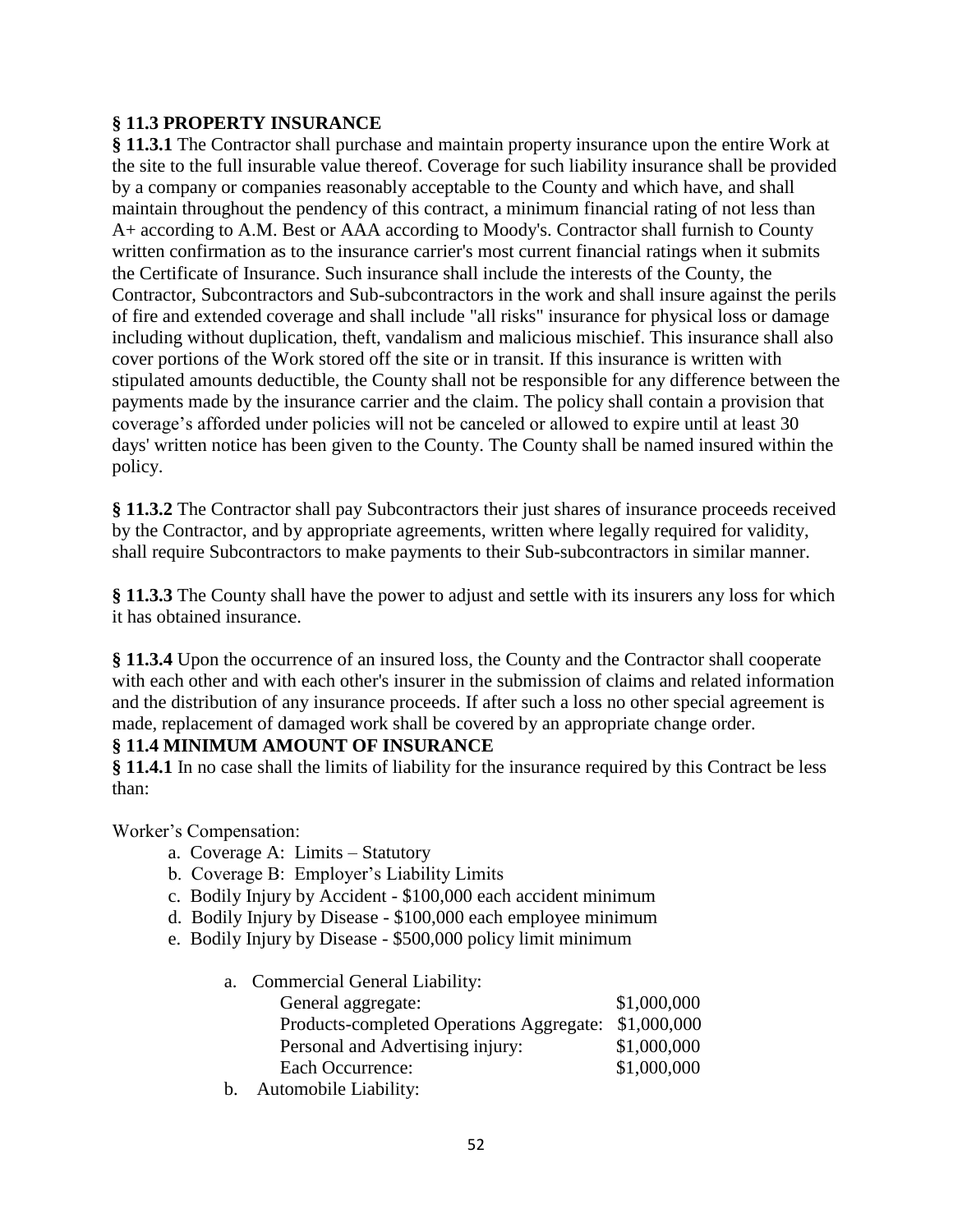**§ 11.3 PROPERTY INSURANCE**

**§ 11.3.1** The Contractor shall purchase and maintain property insurance upon the entire Work at the site to the full insurable value thereof. Coverage for such liability insurance shall be provided by a company or companies reasonably acceptable to the County and which have, and shall maintain throughout the pendency of this contract, a minimum financial rating of not less than A+ according to A.M. Best or AAA according to Moody's. Contractor shall furnish to County written confirmation as to the insurance carrier's most current financial ratings when it submits the Certificate of Insurance. Such insurance shall include the interests of the County, the Contractor, Subcontractors and Sub-subcontractors in the work and shall insure against the perils of fire and extended coverage and shall include "all risks" insurance for physical loss or damage including without duplication, theft, vandalism and malicious mischief. This insurance shall also cover portions of the Work stored off the site or in transit. If this insurance is written with stipulated amounts deductible, the County shall not be responsible for any difference between the payments made by the insurance carrier and the claim. The policy shall contain a provision that coverage's afforded under policies will not be canceled or allowed to expire until at least 30 days' written notice has been given to the County. The County shall be named insured within the policy.

**§ 11.3.2** The Contractor shall pay Subcontractors their just shares of insurance proceeds received by the Contractor, and by appropriate agreements, written where legally required for validity, shall require Subcontractors to make payments to their Sub-subcontractors in similar manner.

**§ 11.3.3** The County shall have the power to adjust and settle with its insurers any loss for which it has obtained insurance.

**§ 11.3.4** Upon the occurrence of an insured loss, the County and the Contractor shall cooperate with each other and with each other's insurer in the submission of claims and related information and the distribution of any insurance proceeds. If after such a loss no other special agreement is made, replacement of damaged work shall be covered by an appropriate change order.

**§ 11.4 MINIMUM AMOUNT OF INSURANCE**

**§ 11.4.1** In no case shall the limits of liability for the insurance required by this Contract be less than:

Worker's Compensation:

a. Coverage A: Limits – Statutory
b. Coverage B: Employer's Liability Limits
c. Bodily Injury by Accident - $100,000 each accident minimum
d. Bodily Injury by Disease - $100,000 each employee minimum
e. Bodily Injury by Disease - $500,000 policy limit minimum

a. Commercial General Liability:

| | |
|---|---|
| General aggregate: | $1,000,000 |
| Products-completed Operations Aggregate: | $1,000,000 |
| Personal and Advertising injury: | $1,000,000 |
| Each Occurrence: | $1,000,000 |

b. Automobile Liability: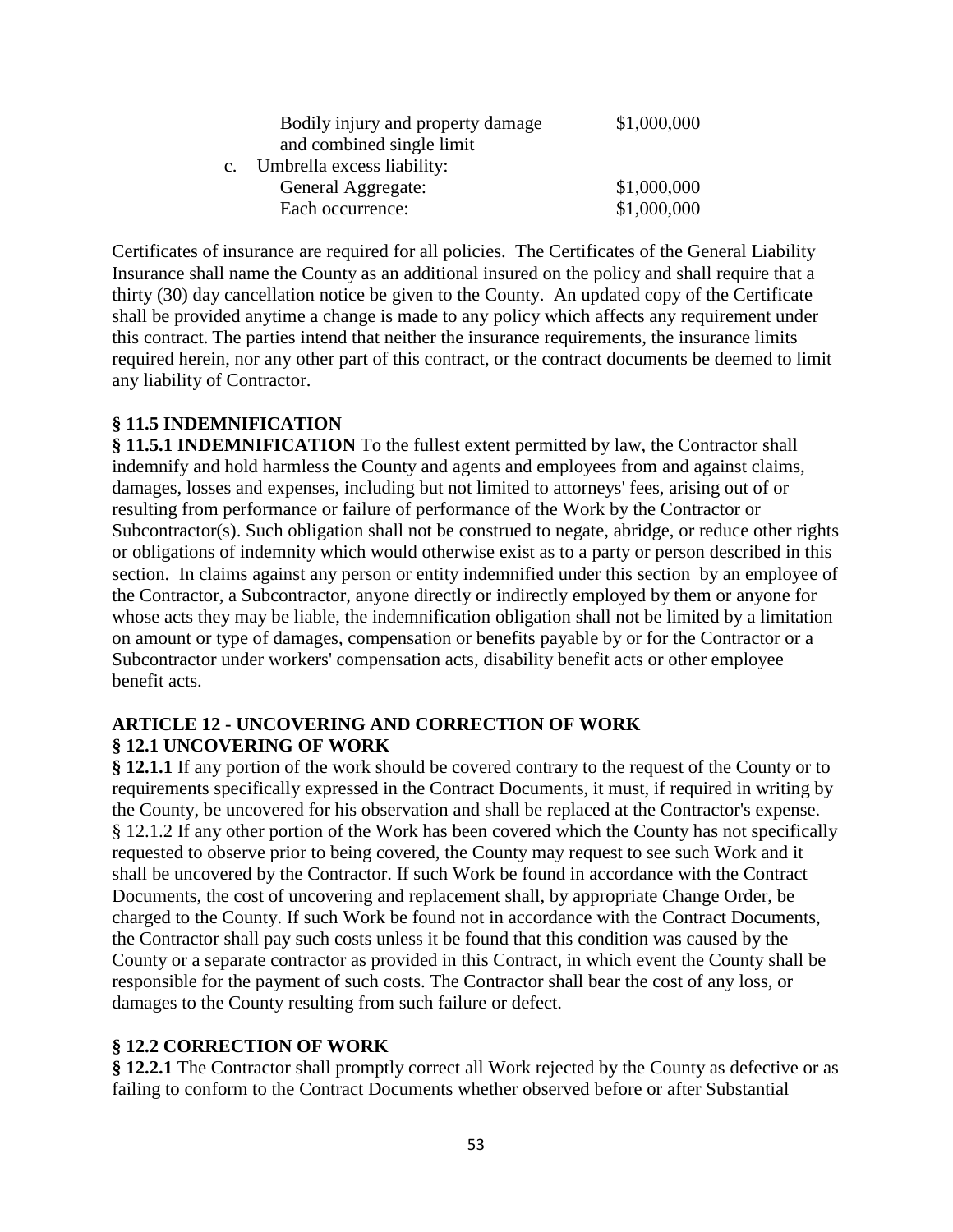| | |
|---|---|
| Bodily injury and property damage and combined single limit | \$1,000,000 |
| c. Umbrella excess liability: | |
| General Aggregate: | \$1,000,000 |
| Each occurrence: | \$1,000,000 |

Certificates of insurance are required for all policies. The Certificates of the General Liability Insurance shall name the County as an additional insured on the policy and shall require that a thirty (30) day cancellation notice be given to the County. An updated copy of the Certificate shall be provided anytime a change is made to any policy which affects any requirement under this contract. The parties intend that neither the insurance requirements, the insurance limits required herein, nor any other part of this contract, or the contract documents be deemed to limit any liability of Contractor.

**§ 11.5 INDEMNIFICATION**

**§ 11.5.1 INDEMNIFICATION** To the fullest extent permitted by law, the Contractor shall indemnify and hold harmless the County and agents and employees from and against claims, damages, losses and expenses, including but not limited to attorneys' fees, arising out of or resulting from performance or failure of performance of the Work by the Contractor or Subcontractor(s). Such obligation shall not be construed to negate, abridge, or reduce other rights or obligations of indemnity which would otherwise exist as to a party or person described in this section. In claims against any person or entity indemnified under this section by an employee of the Contractor, a Subcontractor, anyone directly or indirectly employed by them or anyone for whose acts they may be liable, the indemnification obligation shall not be limited by a limitation on amount or type of damages, compensation or benefits payable by or for the Contractor or a Subcontractor under workers' compensation acts, disability benefit acts or other employee benefit acts.

**ARTICLE 12 - UNCOVERING AND CORRECTION OF WORK**

**§ 12.1 UNCOVERING OF WORK**

**§ 12.1.1** If any portion of the work should be covered contrary to the request of the County or to requirements specifically expressed in the Contract Documents, it must, if required in writing by the County, be uncovered for his observation and shall be replaced at the Contractor's expense.

§ 12.1.2 If any other portion of the Work has been covered which the County has not specifically requested to observe prior to being covered, the County may request to see such Work and it shall be uncovered by the Contractor. If such Work be found in accordance with the Contract Documents, the cost of uncovering and replacement shall, by appropriate Change Order, be charged to the County. If such Work be found not in accordance with the Contract Documents, the Contractor shall pay such costs unless it be found that this condition was caused by the County or a separate contractor as provided in this Contract, in which event the County shall be responsible for the payment of such costs. The Contractor shall bear the cost of any loss, or damages to the County resulting from such failure or defect.

**§ 12.2 CORRECTION OF WORK**

**§ 12.2.1** The Contractor shall promptly correct all Work rejected by the County as defective or as failing to conform to the Contract Documents whether observed before or after Substantial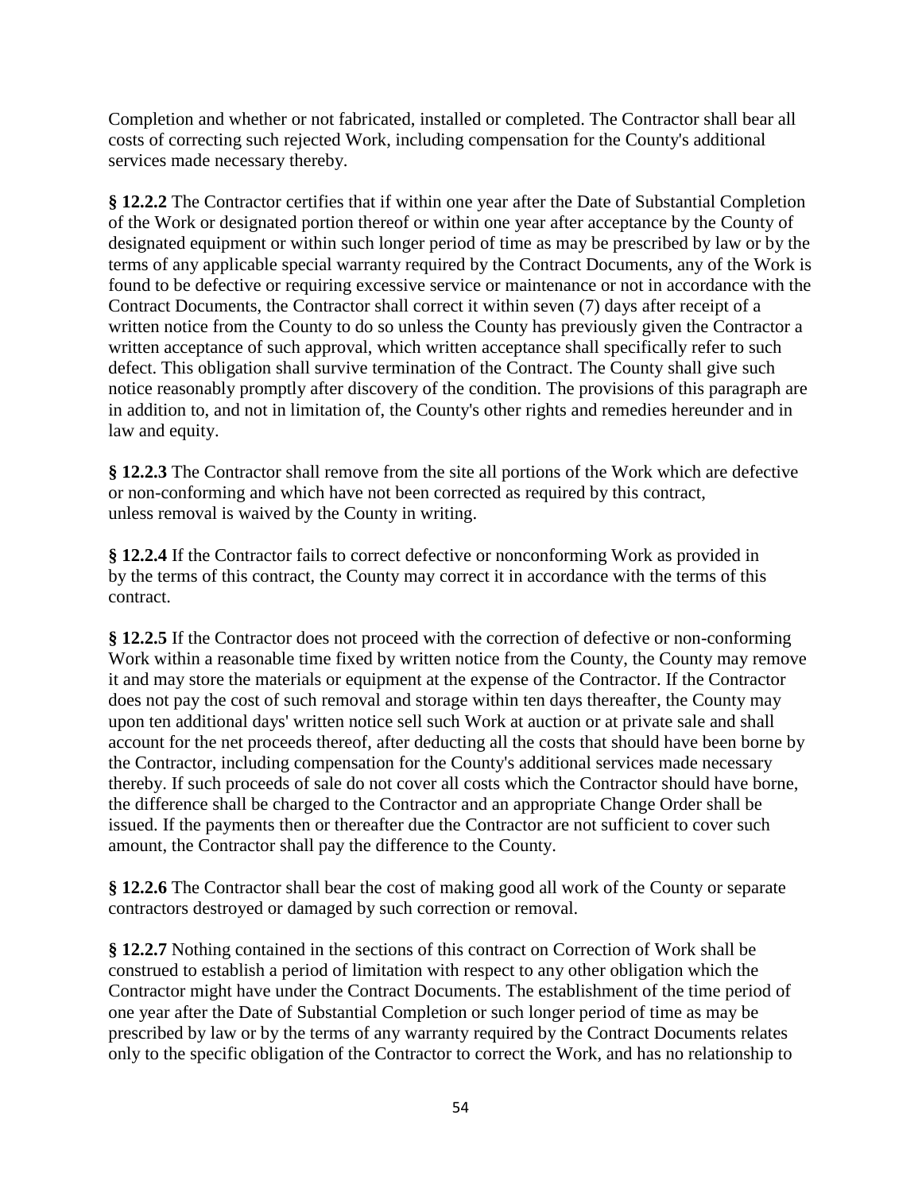Completion and whether or not fabricated, installed or completed. The Contractor shall bear all costs of correcting such rejected Work, including compensation for the County's additional services made necessary thereby.

**§ 12.2.2** The Contractor certifies that if within one year after the Date of Substantial Completion of the Work or designated portion thereof or within one year after acceptance by the County of designated equipment or within such longer period of time as may be prescribed by law or by the terms of any applicable special warranty required by the Contract Documents, any of the Work is found to be defective or requiring excessive service or maintenance or not in accordance with the Contract Documents, the Contractor shall correct it within seven (7) days after receipt of a written notice from the County to do so unless the County has previously given the Contractor a written acceptance of such approval, which written acceptance shall specifically refer to such defect. This obligation shall survive termination of the Contract. The County shall give such notice reasonably promptly after discovery of the condition. The provisions of this paragraph are in addition to, and not in limitation of, the County's other rights and remedies hereunder and in law and equity.

**§ 12.2.3** The Contractor shall remove from the site all portions of the Work which are defective or non-conforming and which have not been corrected as required by this contract, unless removal is waived by the County in writing.

**§ 12.2.4** If the Contractor fails to correct defective or nonconforming Work as provided in by the terms of this contract, the County may correct it in accordance with the terms of this contract.

**§ 12.2.5** If the Contractor does not proceed with the correction of defective or non-conforming Work within a reasonable time fixed by written notice from the County, the County may remove it and may store the materials or equipment at the expense of the Contractor. If the Contractor does not pay the cost of such removal and storage within ten days thereafter, the County may upon ten additional days' written notice sell such Work at auction or at private sale and shall account for the net proceeds thereof, after deducting all the costs that should have been borne by the Contractor, including compensation for the County's additional services made necessary thereby. If such proceeds of sale do not cover all costs which the Contractor should have borne, the difference shall be charged to the Contractor and an appropriate Change Order shall be issued. If the payments then or thereafter due the Contractor are not sufficient to cover such amount, the Contractor shall pay the difference to the County.

**§ 12.2.6** The Contractor shall bear the cost of making good all work of the County or separate contractors destroyed or damaged by such correction or removal.

**§ 12.2.7** Nothing contained in the sections of this contract on Correction of Work shall be construed to establish a period of limitation with respect to any other obligation which the Contractor might have under the Contract Documents. The establishment of the time period of one year after the Date of Substantial Completion or such longer period of time as may be prescribed by law or by the terms of any warranty required by the Contract Documents relates only to the specific obligation of the Contractor to correct the Work, and has no relationship to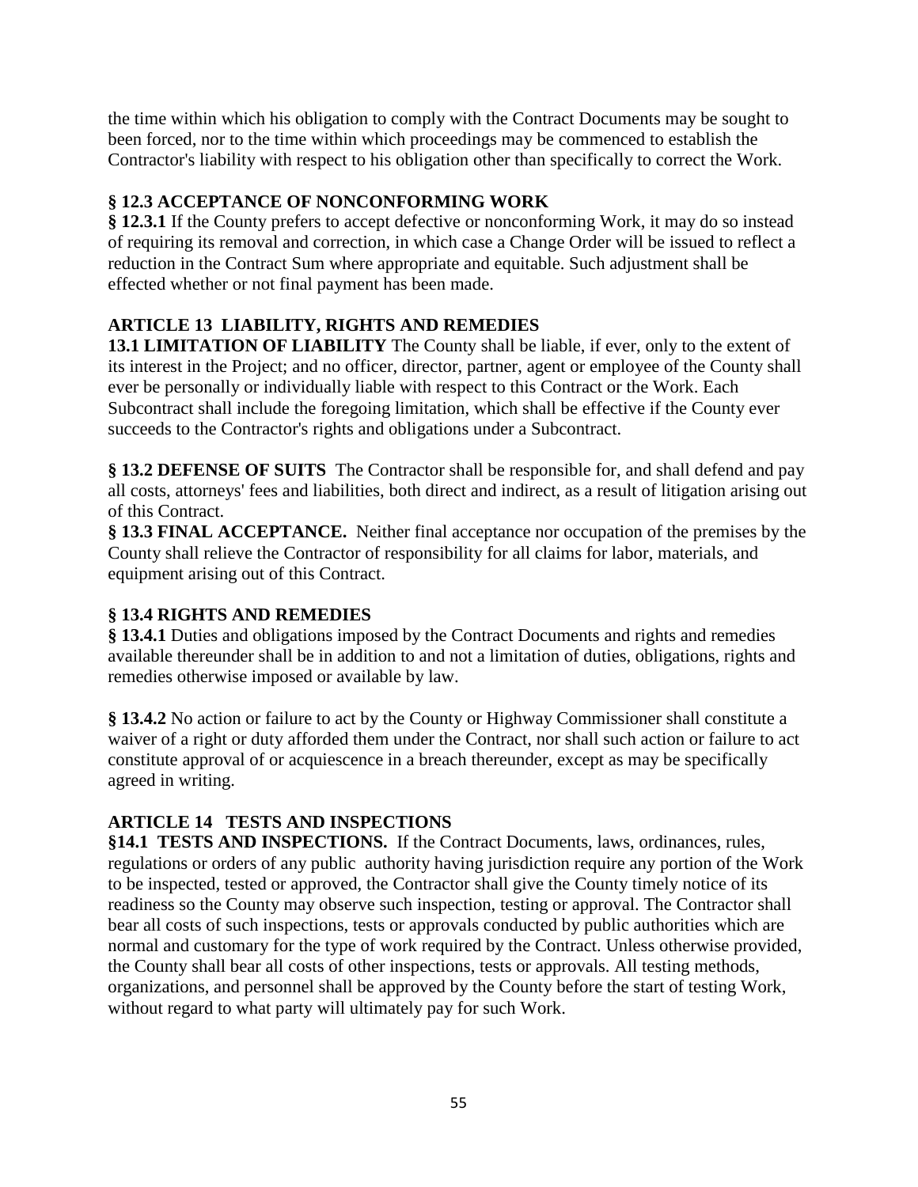the time within which his obligation to comply with the Contract Documents may be sought to been forced, nor to the time within which proceedings may be commenced to establish the Contractor's liability with respect to his obligation other than specifically to correct the Work.

### § 12.3 ACCEPTANCE OF NONCONFORMING WORK

**§ 12.3.1** If the County prefers to accept defective or nonconforming Work, it may do so instead of requiring its removal and correction, in which case a Change Order will be issued to reflect a reduction in the Contract Sum where appropriate and equitable. Such adjustment shall be effected whether or not final payment has been made.

## ARTICLE 13 LIABILITY, RIGHTS AND REMEDIES

**13.1 LIMITATION OF LIABILITY** The County shall be liable, if ever, only to the extent of its interest in the Project; and no officer, director, partner, agent or employee of the County shall ever be personally or individually liable with respect to this Contract or the Work. Each Subcontract shall include the foregoing limitation, which shall be effective if the County ever succeeds to the Contractor's rights and obligations under a Subcontract.

**§ 13.2 DEFENSE OF SUITS** The Contractor shall be responsible for, and shall defend and pay all costs, attorneys' fees and liabilities, both direct and indirect, as a result of litigation arising out of this Contract.

**§ 13.3 FINAL ACCEPTANCE.** Neither final acceptance nor occupation of the premises by the County shall relieve the Contractor of responsibility for all claims for labor, materials, and equipment arising out of this Contract.

### § 13.4 RIGHTS AND REMEDIES

**§ 13.4.1** Duties and obligations imposed by the Contract Documents and rights and remedies available thereunder shall be in addition to and not a limitation of duties, obligations, rights and remedies otherwise imposed or available by law.

**§ 13.4.2** No action or failure to act by the County or Highway Commissioner shall constitute a waiver of a right or duty afforded them under the Contract, nor shall such action or failure to act constitute approval of or acquiescence in a breach thereunder, except as may be specifically agreed in writing.

## ARTICLE 14 TESTS AND INSPECTIONS

**§14.1 TESTS AND INSPECTIONS.** If the Contract Documents, laws, ordinances, rules, regulations or orders of any public authority having jurisdiction require any portion of the Work to be inspected, tested or approved, the Contractor shall give the County timely notice of its readiness so the County may observe such inspection, testing or approval. The Contractor shall bear all costs of such inspections, tests or approvals conducted by public authorities which are normal and customary for the type of work required by the Contract. Unless otherwise provided, the County shall bear all costs of other inspections, tests or approvals. All testing methods, organizations, and personnel shall be approved by the County before the start of testing Work, without regard to what party will ultimately pay for such Work.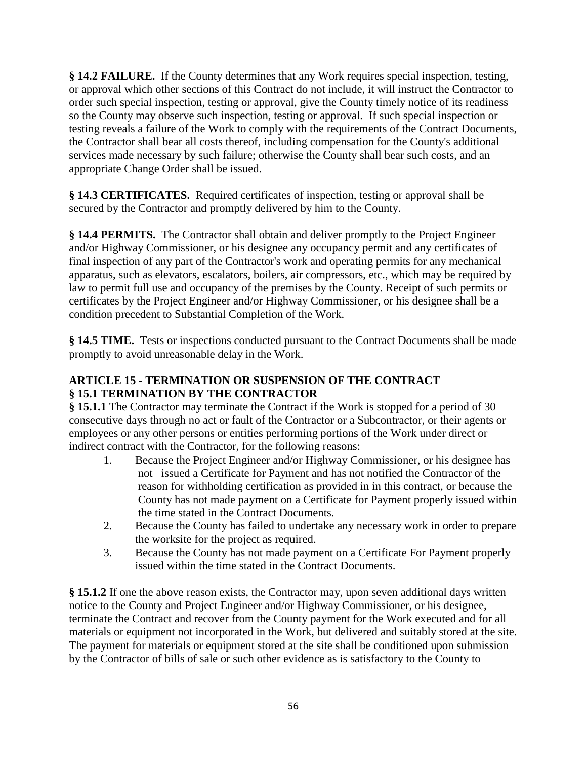**§ 14.2 FAILURE.** If the County determines that any Work requires special inspection, testing, or approval which other sections of this Contract do not include, it will instruct the Contractor to order such special inspection, testing or approval, give the County timely notice of its readiness so the County may observe such inspection, testing or approval. If such special inspection or testing reveals a failure of the Work to comply with the requirements of the Contract Documents, the Contractor shall bear all costs thereof, including compensation for the County's additional services made necessary by such failure; otherwise the County shall bear such costs, and an appropriate Change Order shall be issued.

**§ 14.3 CERTIFICATES.** Required certificates of inspection, testing or approval shall be secured by the Contractor and promptly delivered by him to the County.

**§ 14.4 PERMITS.** The Contractor shall obtain and deliver promptly to the Project Engineer and/or Highway Commissioner, or his designee any occupancy permit and any certificates of final inspection of any part of the Contractor's work and operating permits for any mechanical apparatus, such as elevators, escalators, boilers, air compressors, etc., which may be required by law to permit full use and occupancy of the premises by the County. Receipt of such permits or certificates by the Project Engineer and/or Highway Commissioner, or his designee shall be a condition precedent to Substantial Completion of the Work.

**§ 14.5 TIME.** Tests or inspections conducted pursuant to the Contract Documents shall be made promptly to avoid unreasonable delay in the Work.

## ARTICLE 15 - TERMINATION OR SUSPENSION OF THE CONTRACT

### § 15.1 TERMINATION BY THE CONTRACTOR

**§ 15.1.1** The Contractor may terminate the Contract if the Work is stopped for a period of 30 consecutive days through no act or fault of the Contractor or a Subcontractor, or their agents or employees or any other persons or entities performing portions of the Work under direct or indirect contract with the Contractor, for the following reasons:

1. Because the Project Engineer and/or Highway Commissioner, or his designee has not issued a Certificate for Payment and has not notified the Contractor of the reason for withholding certification as provided in in this contract, or because the County has not made payment on a Certificate for Payment properly issued within the time stated in the Contract Documents.
2. Because the County has failed to undertake any necessary work in order to prepare the worksite for the project as required.
3. Because the County has not made payment on a Certificate For Payment properly issued within the time stated in the Contract Documents.

**§ 15.1.2** If one the above reason exists, the Contractor may, upon seven additional days written notice to the County and Project Engineer and/or Highway Commissioner, or his designee, terminate the Contract and recover from the County payment for the Work executed and for all materials or equipment not incorporated in the Work, but delivered and suitably stored at the site. The payment for materials or equipment stored at the site shall be conditioned upon submission by the Contractor of bills of sale or such other evidence as is satisfactory to the County to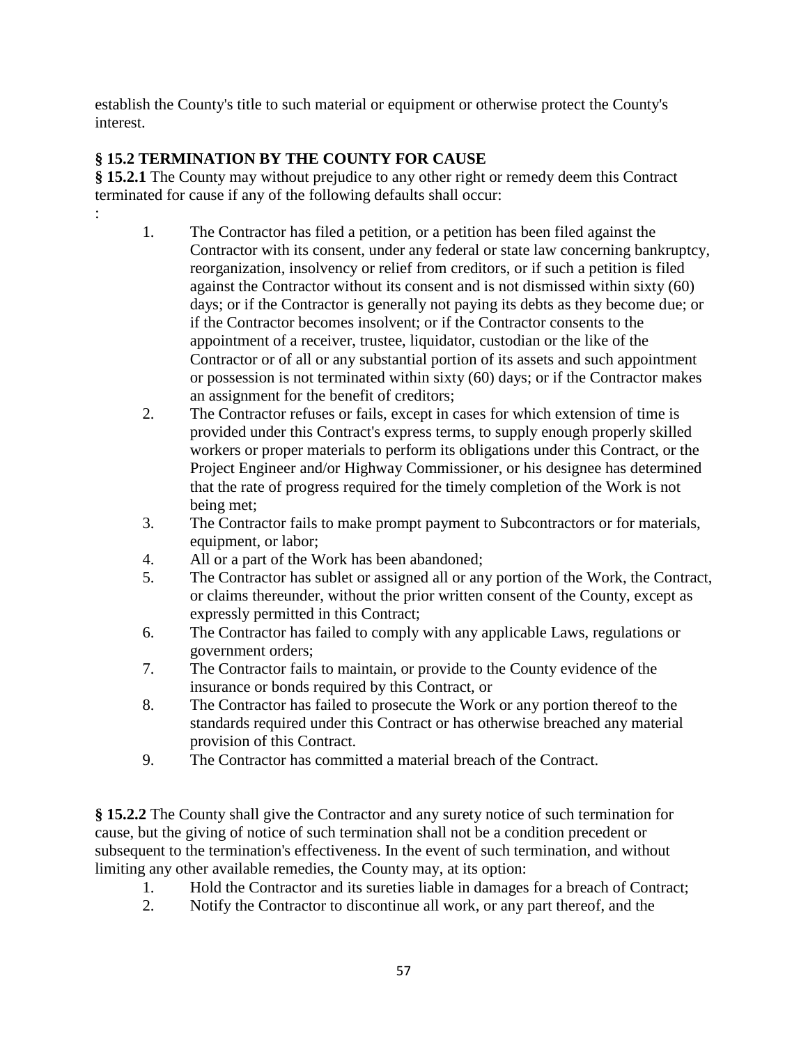establish the County's title to such material or equipment or otherwise protect the County's interest.

**§ 15.2 TERMINATION BY THE COUNTY FOR CAUSE**

**§ 15.2.1** The County may without prejudice to any other right or remedy deem this Contract terminated for cause if any of the following defaults shall occur:

:

1. The Contractor has filed a petition, or a petition has been filed against the Contractor with its consent, under any federal or state law concerning bankruptcy, reorganization, insolvency or relief from creditors, or if such a petition is filed against the Contractor without its consent and is not dismissed within sixty (60) days; or if the Contractor is generally not paying its debts as they become due; or if the Contractor becomes insolvent; or if the Contractor consents to the appointment of a receiver, trustee, liquidator, custodian or the like of the Contractor or of all or any substantial portion of its assets and such appointment or possession is not terminated within sixty (60) days; or if the Contractor makes an assignment for the benefit of creditors;
2. The Contractor refuses or fails, except in cases for which extension of time is provided under this Contract's express terms, to supply enough properly skilled workers or proper materials to perform its obligations under this Contract, or the Project Engineer and/or Highway Commissioner, or his designee has determined that the rate of progress required for the timely completion of the Work is not being met;
3. The Contractor fails to make prompt payment to Subcontractors or for materials, equipment, or labor;
4. All or a part of the Work has been abandoned;
5. The Contractor has sublet or assigned all or any portion of the Work, the Contract, or claims thereunder, without the prior written consent of the County, except as expressly permitted in this Contract;
6. The Contractor has failed to comply with any applicable Laws, regulations or government orders;
7. The Contractor fails to maintain, or provide to the County evidence of the insurance or bonds required by this Contract, or
8. The Contractor has failed to prosecute the Work or any portion thereof to the standards required under this Contract or has otherwise breached any material provision of this Contract.
9. The Contractor has committed a material breach of the Contract.

**§ 15.2.2** The County shall give the Contractor and any surety notice of such termination for cause, but the giving of notice of such termination shall not be a condition precedent or subsequent to the termination's effectiveness. In the event of such termination, and without limiting any other available remedies, the County may, at its option:

1. Hold the Contractor and its sureties liable in damages for a breach of Contract;
2. Notify the Contractor to discontinue all work, or any part thereof, and the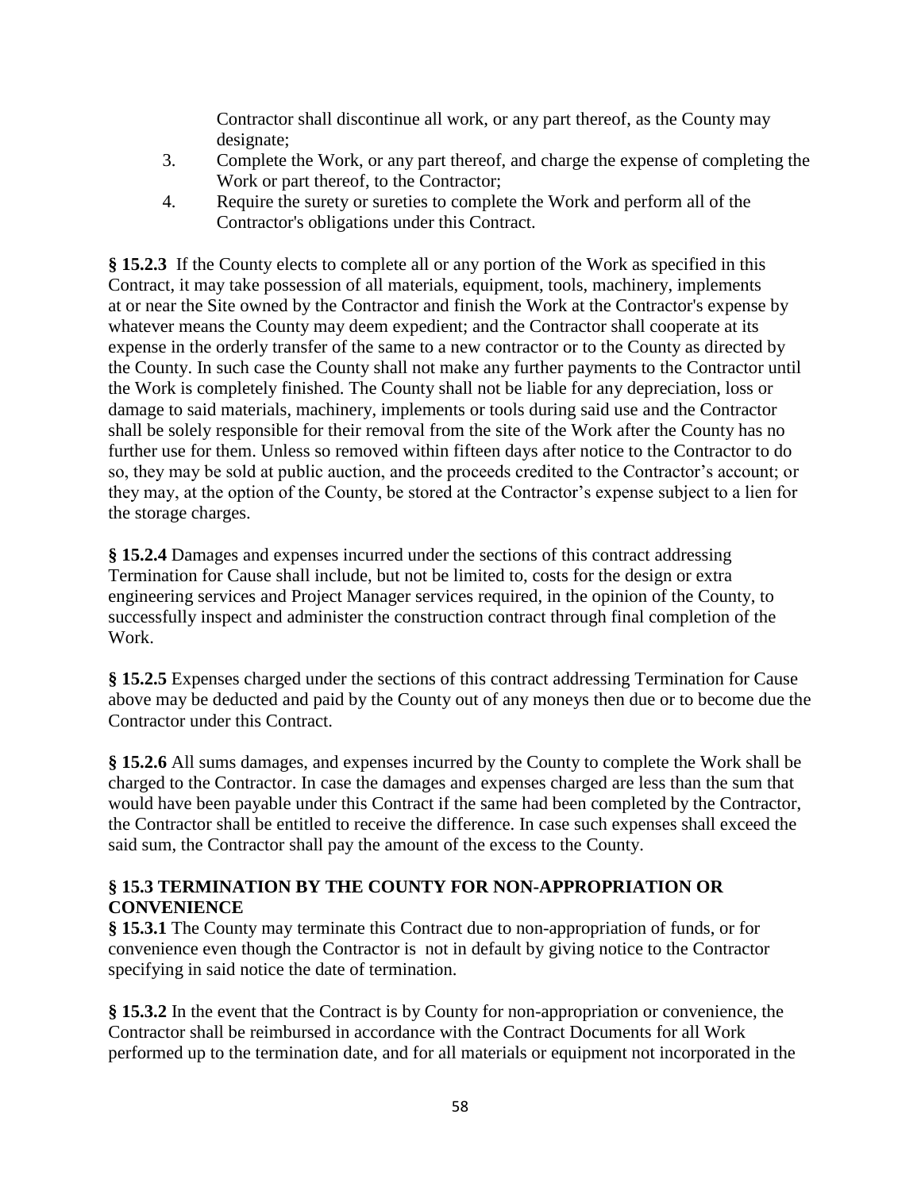Contractor shall discontinue all work, or any part thereof, as the County may designate;

3. Complete the Work, or any part thereof, and charge the expense of completing the Work or part thereof, to the Contractor;
4. Require the surety or sureties to complete the Work and perform all of the Contractor's obligations under this Contract.

**§ 15.2.3** If the County elects to complete all or any portion of the Work as specified in this Contract, it may take possession of all materials, equipment, tools, machinery, implements at or near the Site owned by the Contractor and finish the Work at the Contractor's expense by whatever means the County may deem expedient; and the Contractor shall cooperate at its expense in the orderly transfer of the same to a new contractor or to the County as directed by the County. In such case the County shall not make any further payments to the Contractor until the Work is completely finished. The County shall not be liable for any depreciation, loss or damage to said materials, machinery, implements or tools during said use and the Contractor shall be solely responsible for their removal from the site of the Work after the County has no further use for them. Unless so removed within fifteen days after notice to the Contractor to do so, they may be sold at public auction, and the proceeds credited to the Contractor's account; or they may, at the option of the County, be stored at the Contractor's expense subject to a lien for the storage charges.

**§ 15.2.4** Damages and expenses incurred under the sections of this contract addressing Termination for Cause shall include, but not be limited to, costs for the design or extra engineering services and Project Manager services required, in the opinion of the County, to successfully inspect and administer the construction contract through final completion of the Work.

**§ 15.2.5** Expenses charged under the sections of this contract addressing Termination for Cause above may be deducted and paid by the County out of any moneys then due or to become due the Contractor under this Contract.

**§ 15.2.6** All sums damages, and expenses incurred by the County to complete the Work shall be charged to the Contractor. In case the damages and expenses charged are less than the sum that would have been payable under this Contract if the same had been completed by the Contractor, the Contractor shall be entitled to receive the difference. In case such expenses shall exceed the said sum, the Contractor shall pay the amount of the excess to the County.

### § 15.3 TERMINATION BY THE COUNTY FOR NON-APPROPRIATION OR CONVENIENCE

**§ 15.3.1** The County may terminate this Contract due to non-appropriation of funds, or for convenience even though the Contractor is not in default by giving notice to the Contractor specifying in said notice the date of termination.

**§ 15.3.2** In the event that the Contract is by County for non-appropriation or convenience, the Contractor shall be reimbursed in accordance with the Contract Documents for all Work performed up to the termination date, and for all materials or equipment not incorporated in the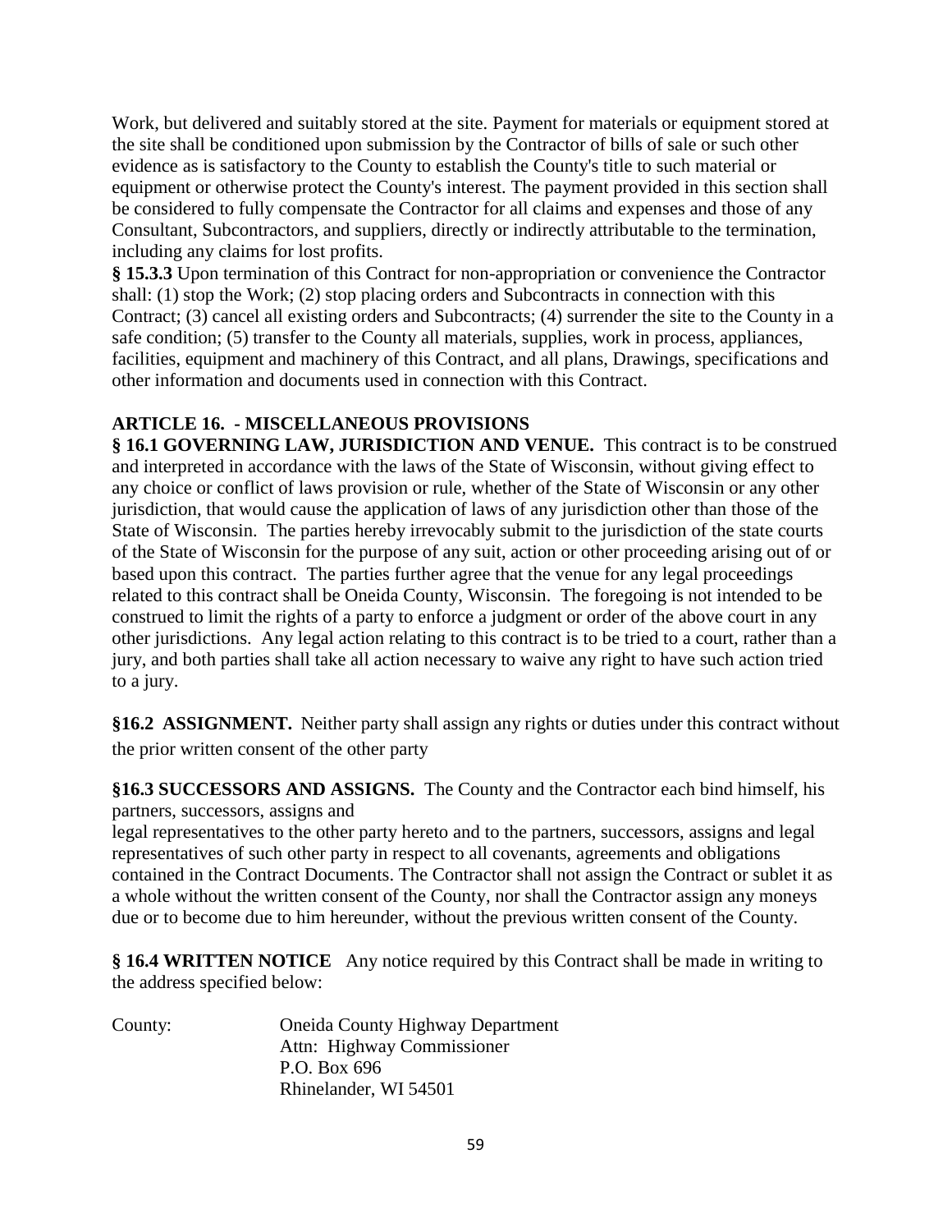Work, but delivered and suitably stored at the site. Payment for materials or equipment stored at the site shall be conditioned upon submission by the Contractor of bills of sale or such other evidence as is satisfactory to the County to establish the County's title to such material or equipment or otherwise protect the County's interest. The payment provided in this section shall be considered to fully compensate the Contractor for all claims and expenses and those of any Consultant, Subcontractors, and suppliers, directly or indirectly attributable to the termination, including any claims for lost profits.

**§ 15.3.3** Upon termination of this Contract for non-appropriation or convenience the Contractor shall: (1) stop the Work; (2) stop placing orders and Subcontracts in connection with this Contract; (3) cancel all existing orders and Subcontracts; (4) surrender the site to the County in a safe condition; (5) transfer to the County all materials, supplies, work in process, appliances, facilities, equipment and machinery of this Contract, and all plans, Drawings, specifications and other information and documents used in connection with this Contract.

## ARTICLE 16. - MISCELLANEOUS PROVISIONS

**§ 16.1 GOVERNING LAW, JURISDICTION AND VENUE.** This contract is to be construed and interpreted in accordance with the laws of the State of Wisconsin, without giving effect to any choice or conflict of laws provision or rule, whether of the State of Wisconsin or any other jurisdiction, that would cause the application of laws of any jurisdiction other than those of the State of Wisconsin. The parties hereby irrevocably submit to the jurisdiction of the state courts of the State of Wisconsin for the purpose of any suit, action or other proceeding arising out of or based upon this contract. The parties further agree that the venue for any legal proceedings related to this contract shall be Oneida County, Wisconsin. The foregoing is not intended to be construed to limit the rights of a party to enforce a judgment or order of the above court in any other jurisdictions. Any legal action relating to this contract is to be tried to a court, rather than a jury, and both parties shall take all action necessary to waive any right to have such action tried to a jury.

**§16.2 ASSIGNMENT.** Neither party shall assign any rights or duties under this contract without the prior written consent of the other party

**§16.3 SUCCESSORS AND ASSIGNS.** The County and the Contractor each bind himself, his partners, successors, assigns and legal representatives to the other party hereto and to the partners, successors, assigns and legal representatives of such other party in respect to all covenants, agreements and obligations contained in the Contract Documents. The Contractor shall not assign the Contract or sublet it as a whole without the written consent of the County, nor shall the Contractor assign any moneys due or to become due to him hereunder, without the previous written consent of the County.

**§ 16.4 WRITTEN NOTICE** Any notice required by this Contract shall be made in writing to the address specified below:

County: Oneida County Highway Department
Attn: Highway Commissioner
P.O. Box 696
Rhinelander, WI 54501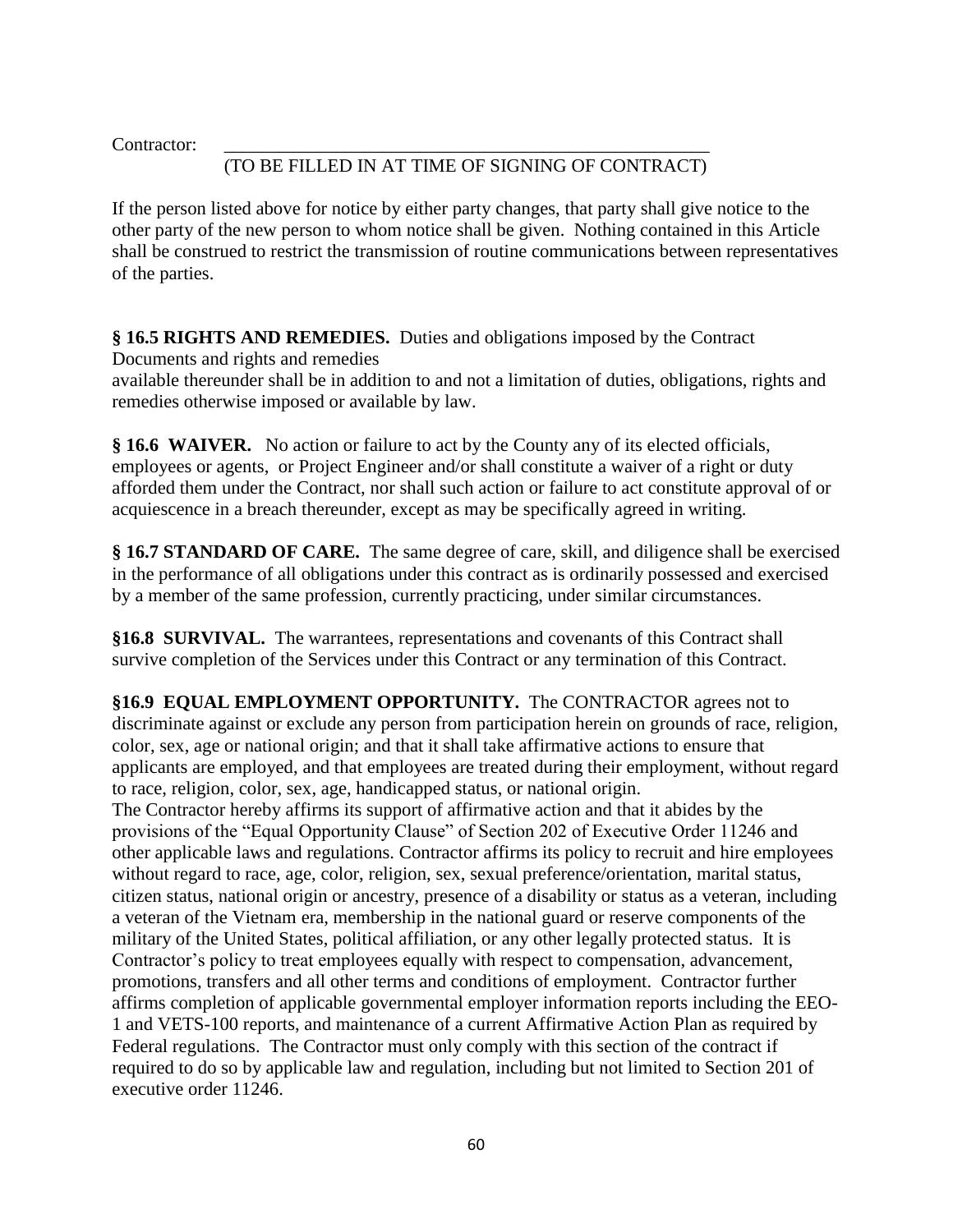Contractor: \_\_\_\_\_\_\_\_\_\_\_\_\_\_\_\_\_\_\_\_\_\_\_\_\_\_\_\_\_\_\_\_\_\_\_\_\_\_\_\_\_\_\_\_\_\_\_\_\_\_

(TO BE FILLED IN AT TIME OF SIGNING OF CONTRACT)

If the person listed above for notice by either party changes, that party shall give notice to the other party of the new person to whom notice shall be given. Nothing contained in this Article shall be construed to restrict the transmission of routine communications between representatives of the parties.

**§ 16.5 RIGHTS AND REMEDIES.** Duties and obligations imposed by the Contract Documents and rights and remedies
available thereunder shall be in addition to and not a limitation of duties, obligations, rights and remedies otherwise imposed or available by law.

**§ 16.6 WAIVER.** No action or failure to act by the County any of its elected officials, employees or agents, or Project Engineer and/or shall constitute a waiver of a right or duty afforded them under the Contract, nor shall such action or failure to act constitute approval of or acquiescence in a breach thereunder, except as may be specifically agreed in writing.

**§ 16.7 STANDARD OF CARE.** The same degree of care, skill, and diligence shall be exercised in the performance of all obligations under this contract as is ordinarily possessed and exercised by a member of the same profession, currently practicing, under similar circumstances.

**§16.8 SURVIVAL.** The warrantees, representations and covenants of this Contract shall survive completion of the Services under this Contract or any termination of this Contract.

**§16.9 EQUAL EMPLOYMENT OPPORTUNITY.** The CONTRACTOR agrees not to discriminate against or exclude any person from participation herein on grounds of race, religion, color, sex, age or national origin; and that it shall take affirmative actions to ensure that applicants are employed, and that employees are treated during their employment, without regard to race, religion, color, sex, age, handicapped status, or national origin.
The Contractor hereby affirms its support of affirmative action and that it abides by the provisions of the "Equal Opportunity Clause" of Section 202 of Executive Order 11246 and other applicable laws and regulations. Contractor affirms its policy to recruit and hire employees without regard to race, age, color, religion, sex, sexual preference/orientation, marital status, citizen status, national origin or ancestry, presence of a disability or status as a veteran, including a veteran of the Vietnam era, membership in the national guard or reserve components of the military of the United States, political affiliation, or any other legally protected status. It is Contractor's policy to treat employees equally with respect to compensation, advancement, promotions, transfers and all other terms and conditions of employment. Contractor further affirms completion of applicable governmental employer information reports including the EEO-1 and VETS-100 reports, and maintenance of a current Affirmative Action Plan as required by Federal regulations. The Contractor must only comply with this section of the contract if required to do so by applicable law and regulation, including but not limited to Section 201 of executive order 11246.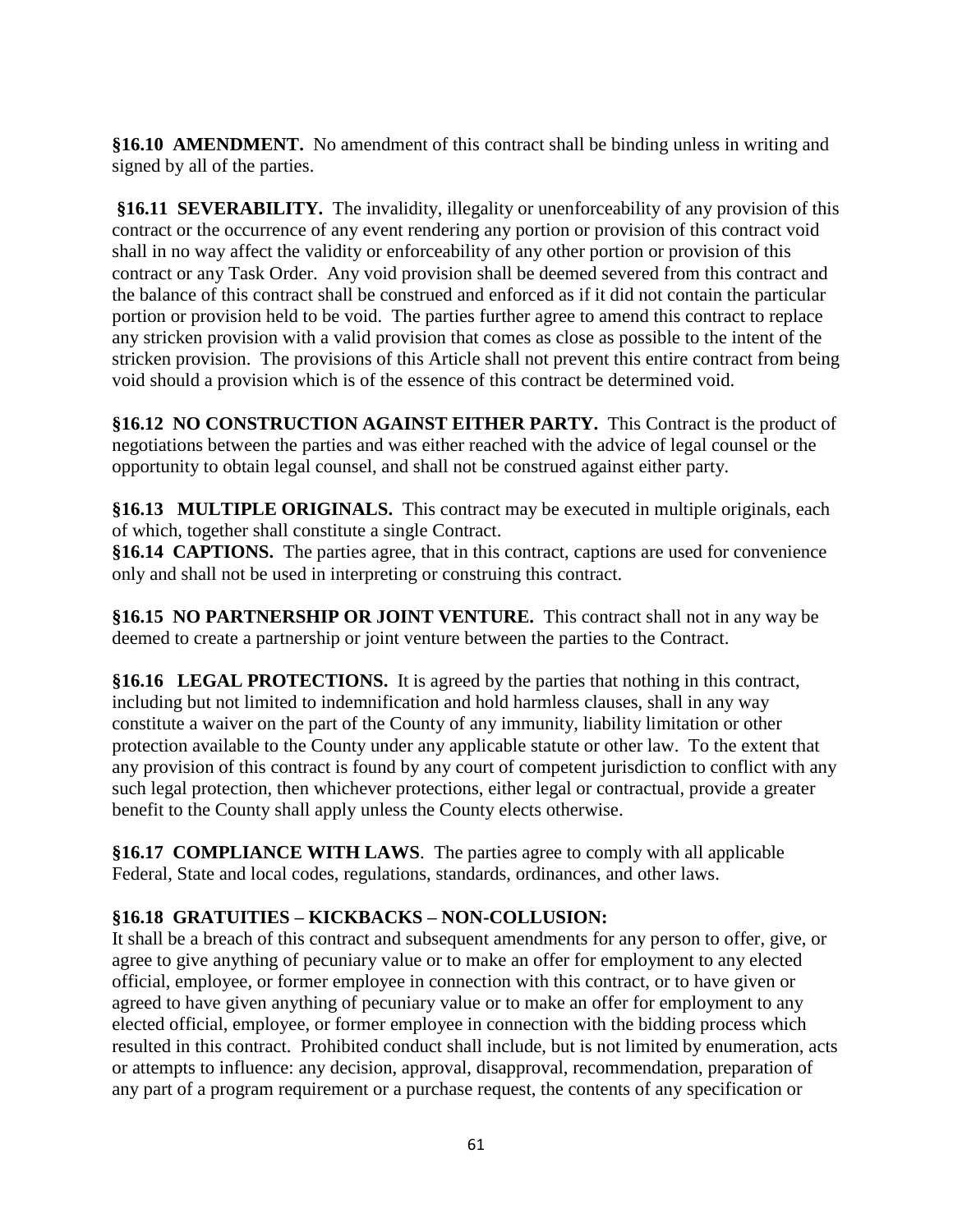**§16.10 AMENDMENT.** No amendment of this contract shall be binding unless in writing and signed by all of the parties.

**§16.11 SEVERABILITY.** The invalidity, illegality or unenforceability of any provision of this contract or the occurrence of any event rendering any portion or provision of this contract void shall in no way affect the validity or enforceability of any other portion or provision of this contract or any Task Order. Any void provision shall be deemed severed from this contract and the balance of this contract shall be construed and enforced as if it did not contain the particular portion or provision held to be void. The parties further agree to amend this contract to replace any stricken provision with a valid provision that comes as close as possible to the intent of the stricken provision. The provisions of this Article shall not prevent this entire contract from being void should a provision which is of the essence of this contract be determined void.

**§16.12 NO CONSTRUCTION AGAINST EITHER PARTY.** This Contract is the product of negotiations between the parties and was either reached with the advice of legal counsel or the opportunity to obtain legal counsel, and shall not be construed against either party.

**§16.13 MULTIPLE ORIGINALS.** This contract may be executed in multiple originals, each of which, together shall constitute a single Contract.

**§16.14 CAPTIONS.** The parties agree, that in this contract, captions are used for convenience only and shall not be used in interpreting or construing this contract.

**§16.15 NO PARTNERSHIP OR JOINT VENTURE.** This contract shall not in any way be deemed to create a partnership or joint venture between the parties to the Contract.

**§16.16 LEGAL PROTECTIONS.** It is agreed by the parties that nothing in this contract, including but not limited to indemnification and hold harmless clauses, shall in any way constitute a waiver on the part of the County of any immunity, liability limitation or other protection available to the County under any applicable statute or other law. To the extent that any provision of this contract is found by any court of competent jurisdiction to conflict with any such legal protection, then whichever protections, either legal or contractual, provide a greater benefit to the County shall apply unless the County elects otherwise.

**§16.17 COMPLIANCE WITH LAWS**. The parties agree to comply with all applicable Federal, State and local codes, regulations, standards, ordinances, and other laws.

**§16.18 GRATUITIES – KICKBACKS – NON-COLLUSION:**
It shall be a breach of this contract and subsequent amendments for any person to offer, give, or agree to give anything of pecuniary value or to make an offer for employment to any elected official, employee, or former employee in connection with this contract, or to have given or agreed to have given anything of pecuniary value or to make an offer for employment to any elected official, employee, or former employee in connection with the bidding process which resulted in this contract. Prohibited conduct shall include, but is not limited by enumeration, acts or attempts to influence: any decision, approval, disapproval, recommendation, preparation of any part of a program requirement or a purchase request, the contents of any specification or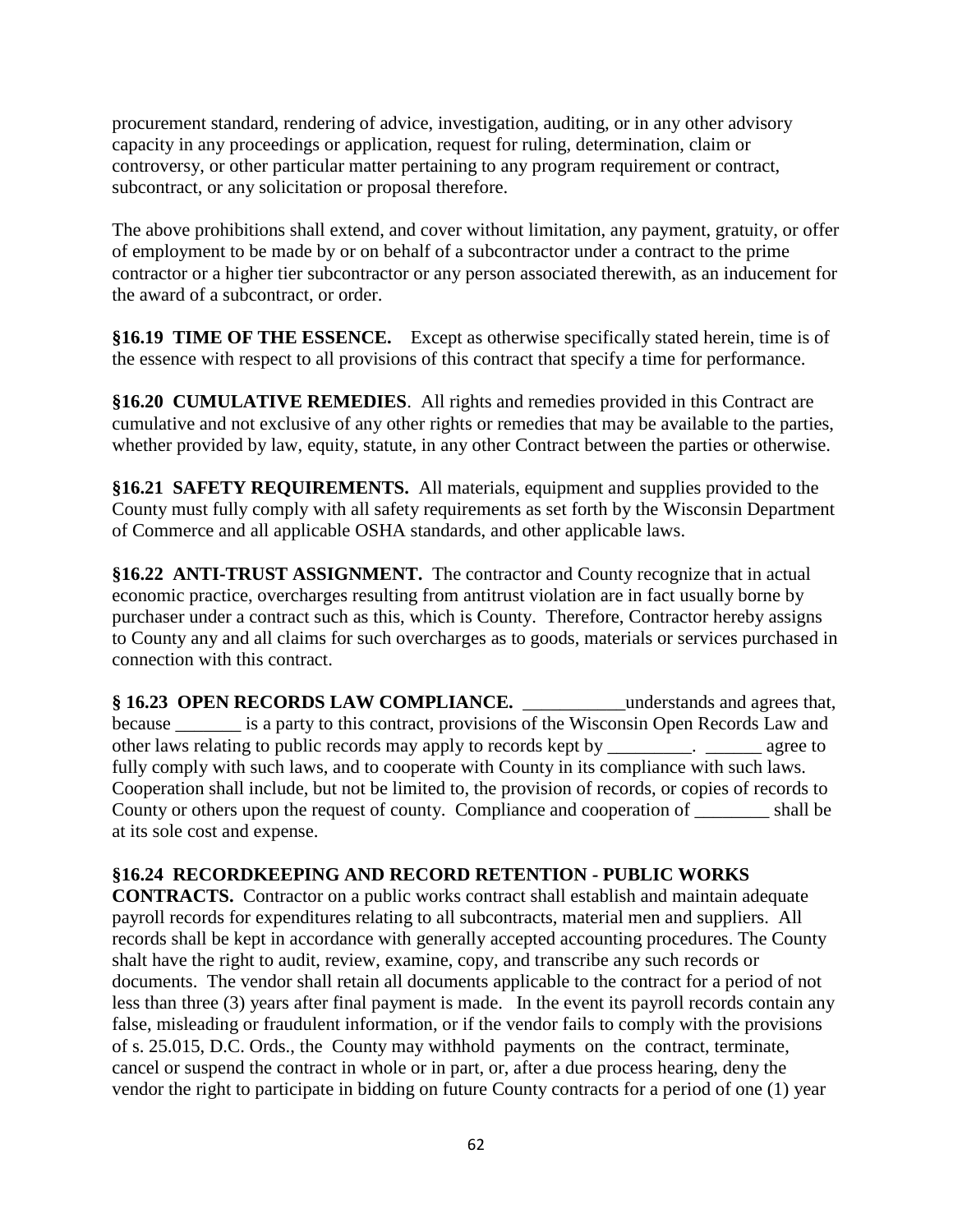procurement standard, rendering of advice, investigation, auditing, or in any other advisory capacity in any proceedings or application, request for ruling, determination, claim or controversy, or other particular matter pertaining to any program requirement or contract, subcontract, or any solicitation or proposal therefore.

The above prohibitions shall extend, and cover without limitation, any payment, gratuity, or offer of employment to be made by or on behalf of a subcontractor under a contract to the prime contractor or a higher tier subcontractor or any person associated therewith, as an inducement for the award of a subcontract, or order.

**§16.19 TIME OF THE ESSENCE.** Except as otherwise specifically stated herein, time is of the essence with respect to all provisions of this contract that specify a time for performance.

**§16.20 CUMULATIVE REMEDIES**. All rights and remedies provided in this Contract are cumulative and not exclusive of any other rights or remedies that may be available to the parties, whether provided by law, equity, statute, in any other Contract between the parties or otherwise.

**§16.21 SAFETY REQUIREMENTS.** All materials, equipment and supplies provided to the County must fully comply with all safety requirements as set forth by the Wisconsin Department of Commerce and all applicable OSHA standards, and other applicable laws.

**§16.22 ANTI-TRUST ASSIGNMENT.** The contractor and County recognize that in actual economic practice, overcharges resulting from antitrust violation are in fact usually borne by purchaser under a contract such as this, which is County. Therefore, Contractor hereby assigns to County any and all claims for such overcharges as to goods, materials or services purchased in connection with this contract.

**§ 16.23 OPEN RECORDS LAW COMPLIANCE.** ___________understands and agrees that, because _______ is a party to this contract, provisions of the Wisconsin Open Records Law and other laws relating to public records may apply to records kept by _________. ______ agree to fully comply with such laws, and to cooperate with County in its compliance with such laws. Cooperation shall include, but not be limited to, the provision of records, or copies of records to County or others upon the request of county. Compliance and cooperation of ________ shall be at its sole cost and expense.

**§16.24 RECORDKEEPING AND RECORD RETENTION - PUBLIC WORKS CONTRACTS.** Contractor on a public works contract shall establish and maintain adequate payroll records for expenditures relating to all subcontracts, material men and suppliers. All records shall be kept in accordance with generally accepted accounting procedures. The County shalt have the right to audit, review, examine, copy, and transcribe any such records or documents. The vendor shall retain all documents applicable to the contract for a period of not less than three (3) years after final payment is made. In the event its payroll records contain any false, misleading or fraudulent information, or if the vendor fails to comply with the provisions of s. 25.015, D.C. Ords., the County may withhold payments on the contract, terminate, cancel or suspend the contract in whole or in part, or, after a due process hearing, deny the vendor the right to participate in bidding on future County contracts for a period of one (1) year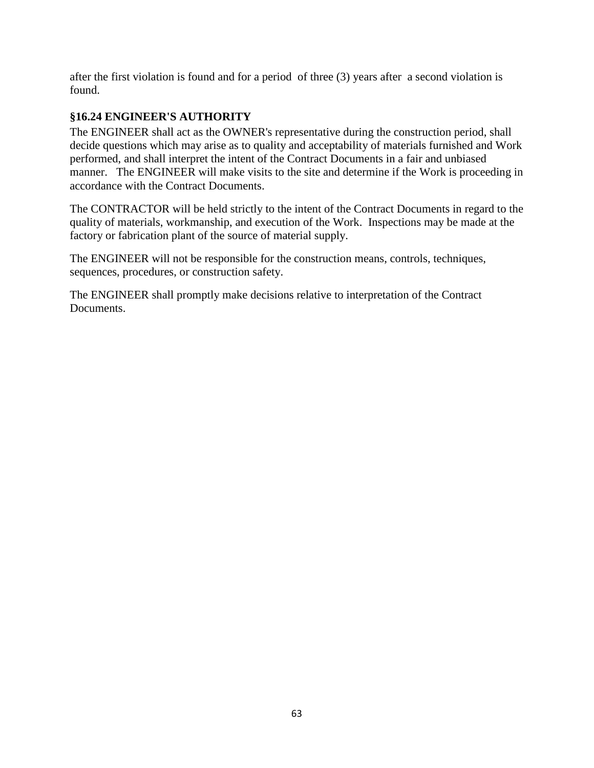after the first violation is found and for a period of three (3) years after a second violation is found.

### §16.24 ENGINEER'S AUTHORITY

The ENGINEER shall act as the OWNER's representative during the construction period, shall decide questions which may arise as to quality and acceptability of materials furnished and Work performed, and shall interpret the intent of the Contract Documents in a fair and unbiased manner. The ENGINEER will make visits to the site and determine if the Work is proceeding in accordance with the Contract Documents.

The CONTRACTOR will be held strictly to the intent of the Contract Documents in regard to the quality of materials, workmanship, and execution of the Work. Inspections may be made at the factory or fabrication plant of the source of material supply.

The ENGINEER will not be responsible for the construction means, controls, techniques, sequences, procedures, or construction safety.

The ENGINEER shall promptly make decisions relative to interpretation of the Contract Documents.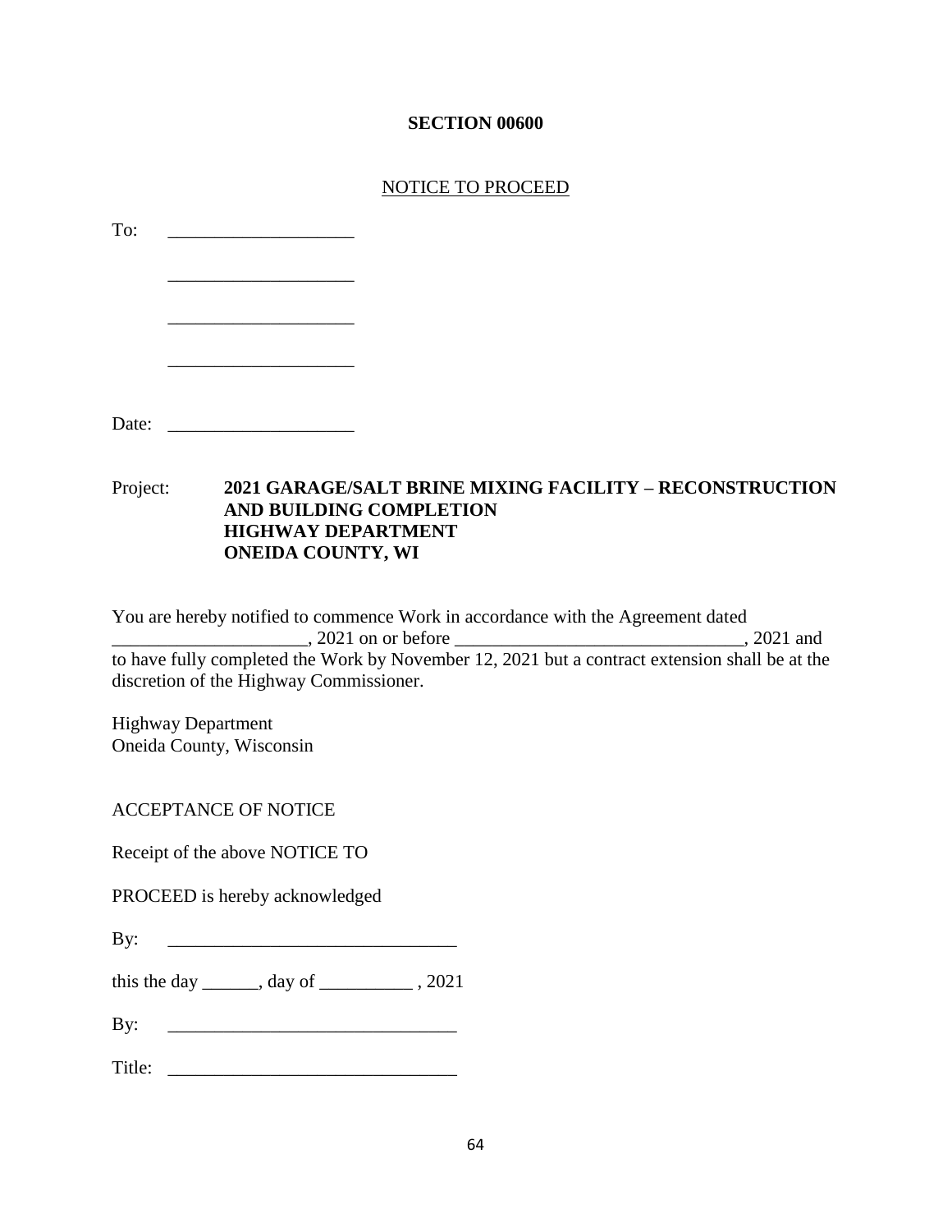# SECTION 00600

NOTICE TO PROCEED

To: ____________________

____________________

____________________

____________________

Date: ____________________

Project: **2021 GARAGE/SALT BRINE MIXING FACILITY – RECONSTRUCTION AND BUILDING COMPLETION HIGHWAY DEPARTMENT ONEIDA COUNTY, WI**

You are hereby notified to commence Work in accordance with the Agreement dated _____________________, 2021 on or before _______________________________, 2021 and to have fully completed the Work by November 12, 2021 but a contract extension shall be at the discretion of the Highway Commissioner.

Highway Department
Oneida County, Wisconsin

ACCEPTANCE OF NOTICE

Receipt of the above NOTICE TO

PROCEED is hereby acknowledged

By: _______________________________

this the day ______, day of __________ , 2021

By: _______________________________

Title: _______________________________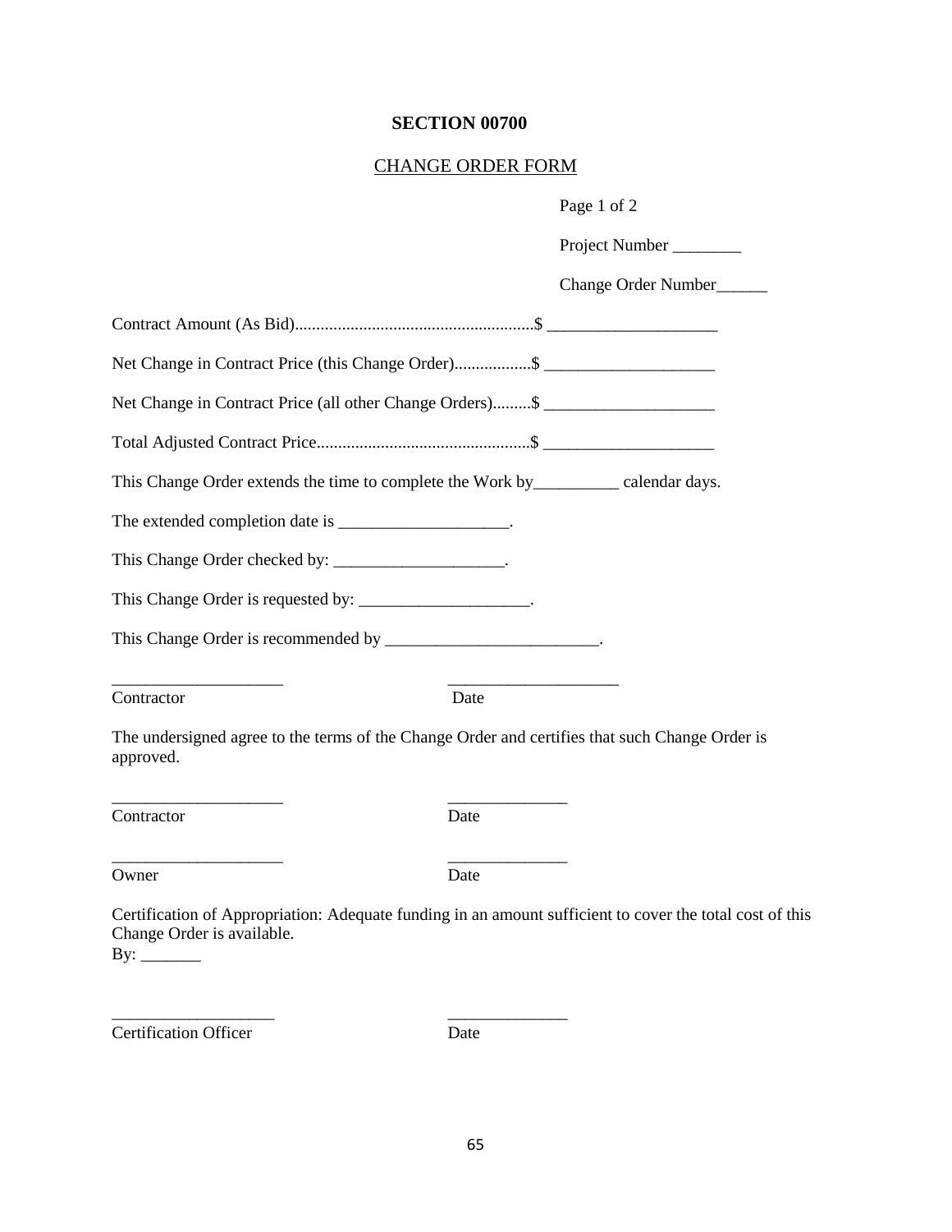# SECTION 00700

CHANGE ORDER FORM

Page 1 of 2

Project Number ________

Change Order Number______

Contract Amount (As Bid).......................................................$ ____________________

Net Change in Contract Price (this Change Order).................$ ____________________

Net Change in Contract Price (all other Change Orders).........$ ____________________

Total Adjusted Contract Price.................................................$ ____________________

This Change Order extends the time to complete the Work by__________ calendar days.

The extended completion date is ____________________.

This Change Order checked by: ____________________.

This Change Order is requested by: ____________________.

This Change Order is recommended by _________________________.

____________________ ____________________
Contractor Date

The undersigned agree to the terms of the Change Order and certifies that such Change Order is approved.

____________________ ______________
Contractor Date

____________________ ______________
Owner Date

Certification of Appropriation: Adequate funding in an amount sufficient to cover the total cost of this Change Order is available.
By: _______

___________________ ______________
Certification Officer Date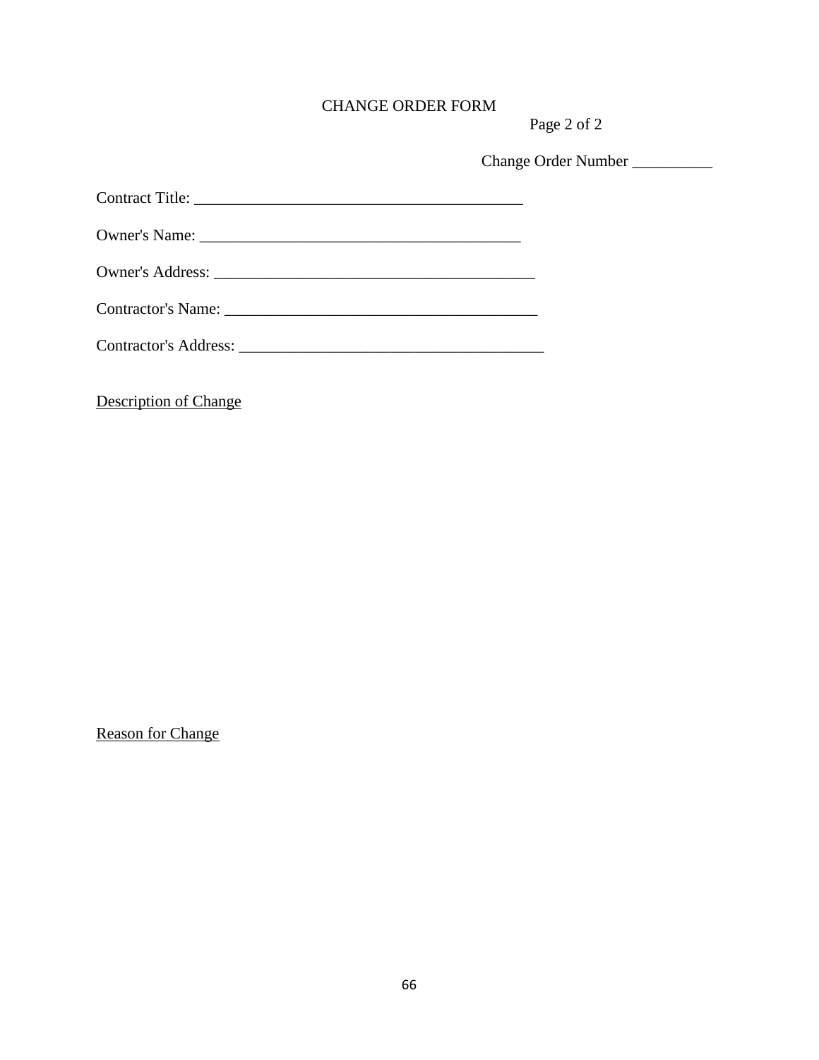# CHANGE ORDER FORM

Page 2 of 2

Change Order Number __________

Contract Title: ________________________________________

Owner's Name: ________________________________________

Owner's Address: ________________________________________

Contractor's Name: ________________________________________

Contractor's Address: ________________________________________

<u>Description of Change</u>

<u>Reason for Change</u>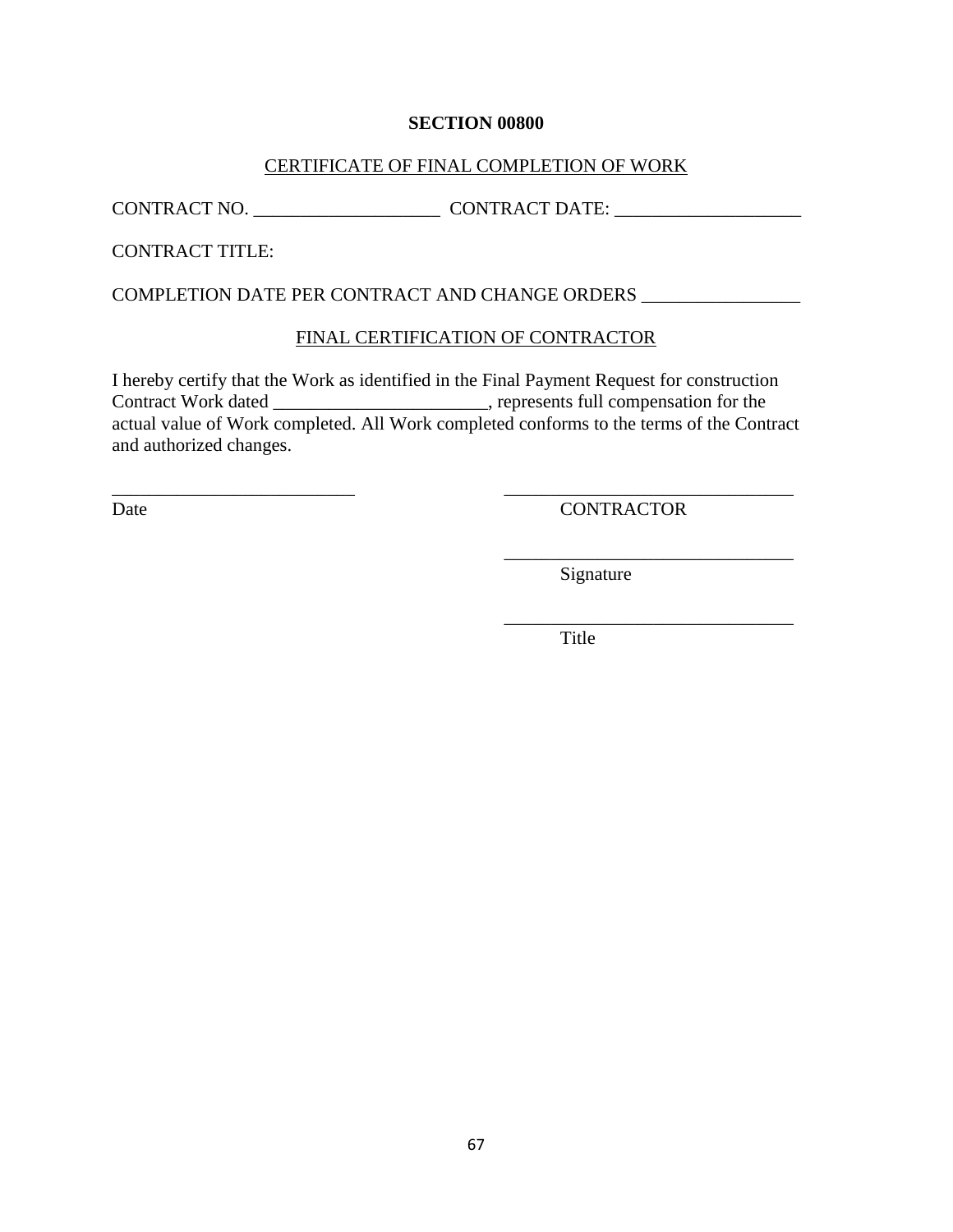# SECTION 00800

CERTIFICATE OF FINAL COMPLETION OF WORK

CONTRACT NO. ____________________ CONTRACT DATE: ____________________

CONTRACT TITLE:

COMPLETION DATE PER CONTRACT AND CHANGE ORDERS _________________

## FINAL CERTIFICATION OF CONTRACTOR

I hereby certify that the Work as identified in the Final Payment Request for construction Contract Work dated _______________________, represents full compensation for the actual value of Work completed. All Work completed conforms to the terms of the Contract and authorized changes.

__________________________ 
Date

_______________________________ 
CONTRACTOR

_______________________________ 
Signature

_______________________________ 
Title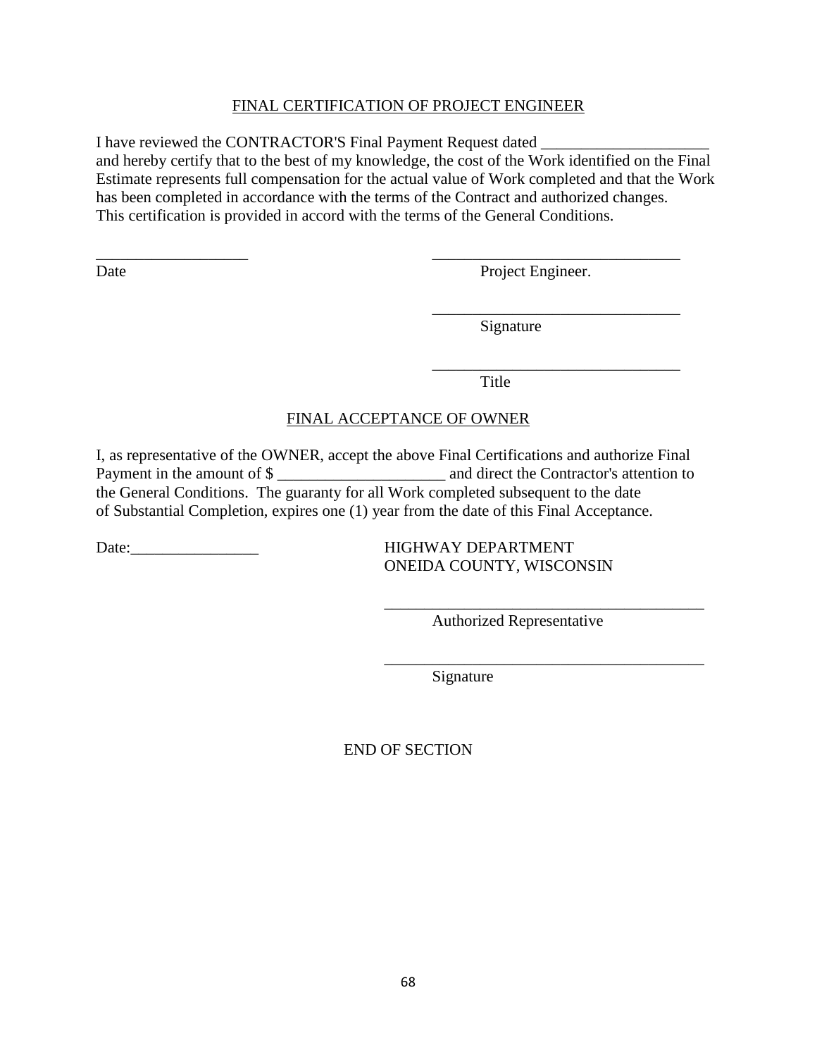## FINAL CERTIFICATION OF PROJECT ENGINEER

I have reviewed the CONTRACTOR'S Final Payment Request dated _____________________ and hereby certify that to the best of my knowledge, the cost of the Work identified on the Final Estimate represents full compensation for the actual value of Work completed and that the Work has been completed in accordance with the terms of the Contract and authorized changes. This certification is provided in accord with the terms of the General Conditions.

___________________ ________________________________

Date Project Engineer.

________________________________

Signature

________________________________

Title

## FINAL ACCEPTANCE OF OWNER

I, as representative of the OWNER, accept the above Final Certifications and authorize Final Payment in the amount of $ _____________________ and direct the Contractor's attention to the General Conditions. The guaranty for all Work completed subsequent to the date of Substantial Completion, expires one (1) year from the date of this Final Acceptance.

Date:________________

HIGHWAY DEPARTMENT
ONEIDA COUNTY, WISCONSIN

_________________________________________

Authorized Representative

_________________________________________

Signature

END OF SECTION